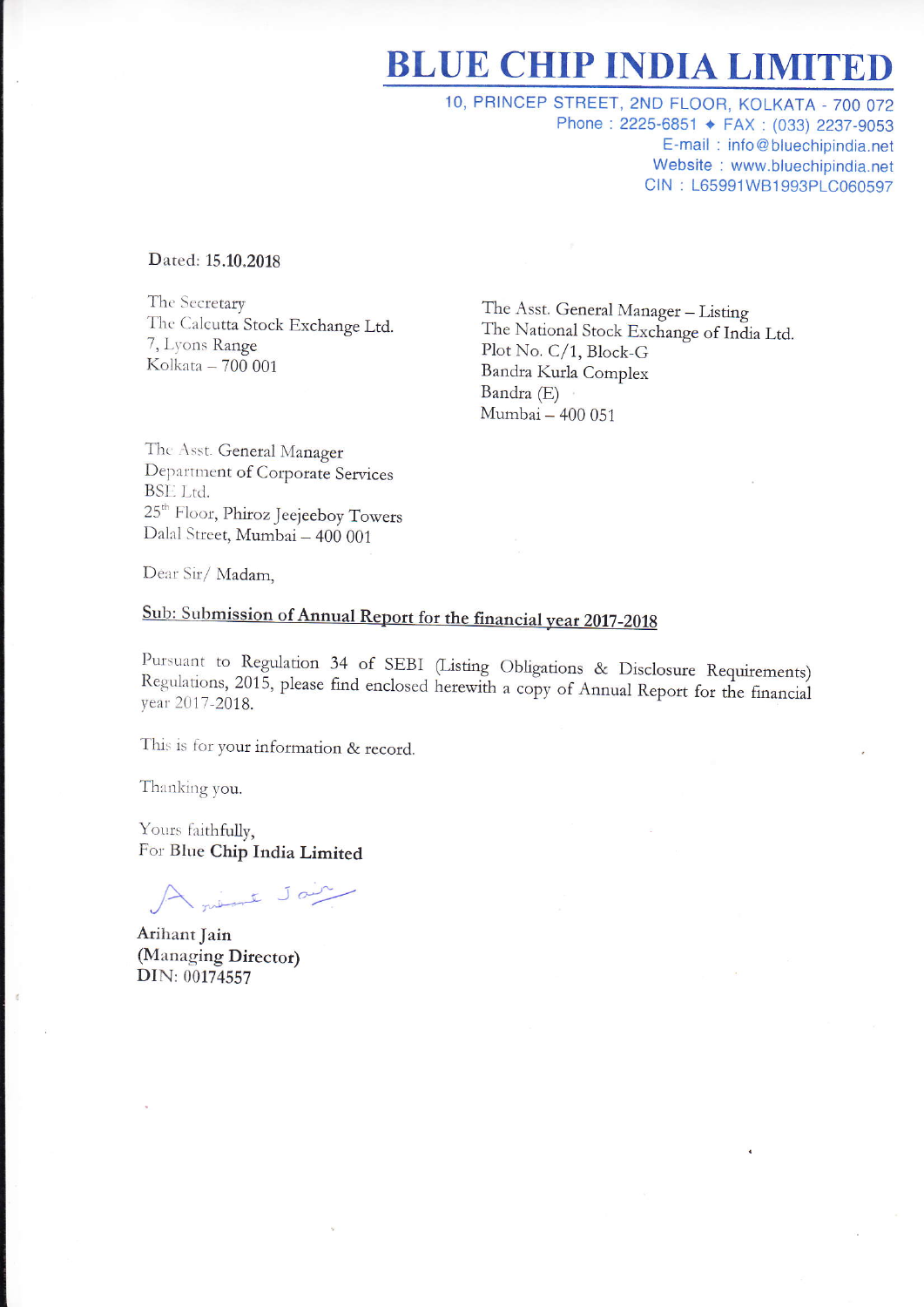# BLUE CHIP INDIA LIMITED

10, PRINCEP STREET, 2ND FLOOR, KOLKATA - 700 072
Phone : 2225-6851 ✦ FAX : (033) 2237-9053
E-mail : info@bluechipindia.net
Website : www.bluechipindia.net
CIN : L65991WB1993PLC060597

Dated: 15.10.2018

The Secretary
The Calcutta Stock Exchange Ltd.
7, Lyons Range
Kolkata – 700 001

The Asst. General Manager – Listing
The National Stock Exchange of India Ltd.
Plot No. C/1, Block-G
Bandra Kurla Complex
Bandra (E)
Mumbai – 400 051

The Asst. General Manager
Department of Corporate Services
BSE Ltd.
25th Floor, Phiroz Jeejeeboy Towers
Dalal Street, Mumbai – 400 001

Dear Sir/ Madam,

**Sub: Submission of Annual Report for the financial year 2017-2018**

Pursuant to Regulation 34 of SEBI (Listing Obligations & Disclosure Requirements) Regulations, 2015, please find enclosed herewith a copy of Annual Report for the financial year 2017-2018.

This is for your information & record.

Thanking you.

Yours faithfully,
For **Blue Chip India Limited**

Arihant Jain
(Managing Director)
DIN: 00174557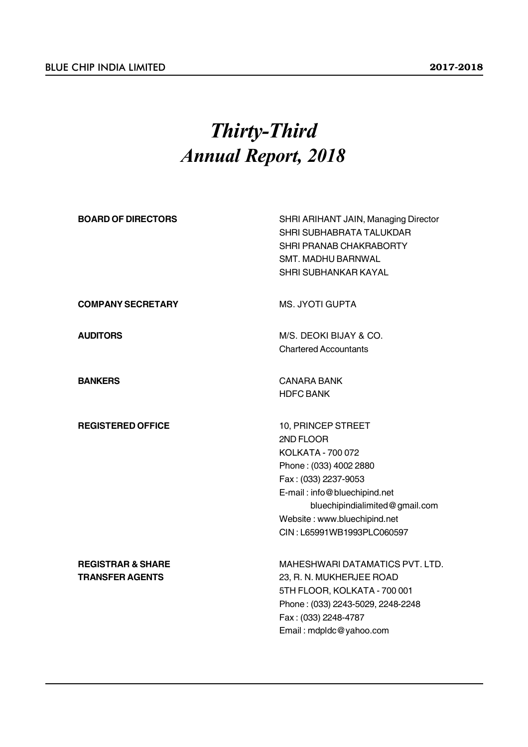# *Thirty-Third*
# *Annual Report, 2018*

| | |
|---|---|
| **BOARD OF DIRECTORS** | SHRI ARIHANT JAIN, Managing Director<br>SHRI SUBHABRATA TALUKDAR<br>SHRI PRANAB CHAKRABORTY<br>SMT. MADHU BARNWAL<br>SHRI SUBHANKAR KAYAL |
| **COMPANY SECRETARY** | MS. JYOTI GUPTA |
| **AUDITORS** | M/S. DEOKI BIJAY & CO.<br>Chartered Accountants |
| **BANKERS** | CANARA BANK<br>HDFC BANK |
| **REGISTERED OFFICE** | 10, PRINCEP STREET<br>2ND FLOOR<br>KOLKATA - 700 072<br>Phone : (033) 4002 2880<br>Fax : (033) 2237-9053<br>E-mail : info@bluechipind.net<br>bluechipindialimited@gmail.com<br>Website : www.bluechipind.net<br>CIN : L65991WB1993PLC060597 |
| **REGISTRAR & SHARE TRANSFER AGENTS** | MAHESHWARI DATAMATICS PVT. LTD.<br>23, R. N. MUKHERJEE ROAD<br>5TH FLOOR, KOLKATA - 700 001<br>Phone : (033) 2243-5029, 2248-2248<br>Fax : (033) 2248-4787<br>Email : mdpldc@yahoo.com |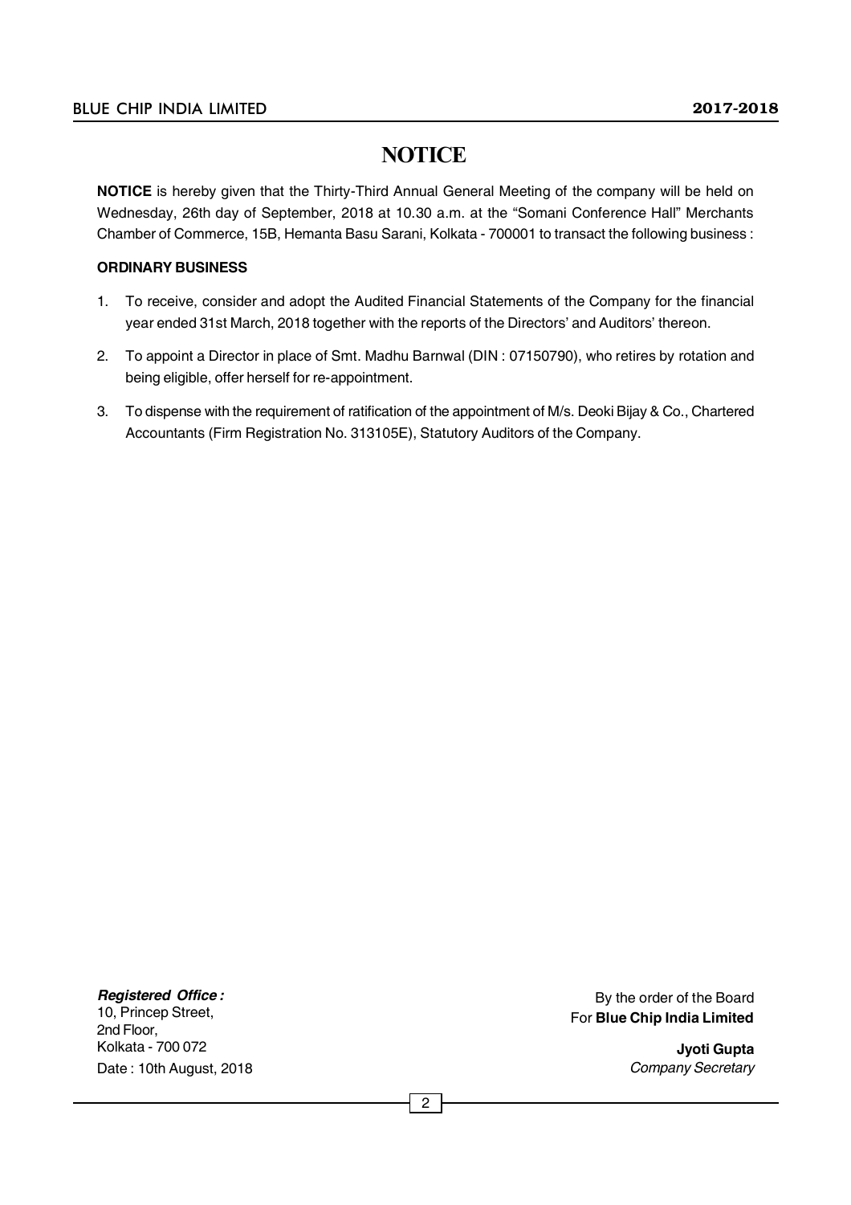# NOTICE

**NOTICE** is hereby given that the Thirty-Third Annual General Meeting of the company will be held on Wednesday, 26th day of September, 2018 at 10.30 a.m. at the "Somani Conference Hall" Merchants Chamber of Commerce, 15B, Hemanta Basu Sarani, Kolkata - 700001 to transact the following business :

**ORDINARY BUSINESS**

1. To receive, consider and adopt the Audited Financial Statements of the Company for the financial year ended 31st March, 2018 together with the reports of the Directors' and Auditors' thereon.
2. To appoint a Director in place of Smt. Madhu Barnwal (DIN : 07150790), who retires by rotation and being eligible, offer herself for re-appointment.
3. To dispense with the requirement of ratification of the appointment of M/s. Deoki Bijay & Co., Chartered Accountants (Firm Registration No. 313105E), Statutory Auditors of the Company.

***Registered Office :***
10, Princep Street,
2nd Floor,
Kolkata - 700 072
Date : 10th August, 2018

By the order of the Board
For **Blue Chip India Limited**

**Jyoti Gupta**
*Company Secretary*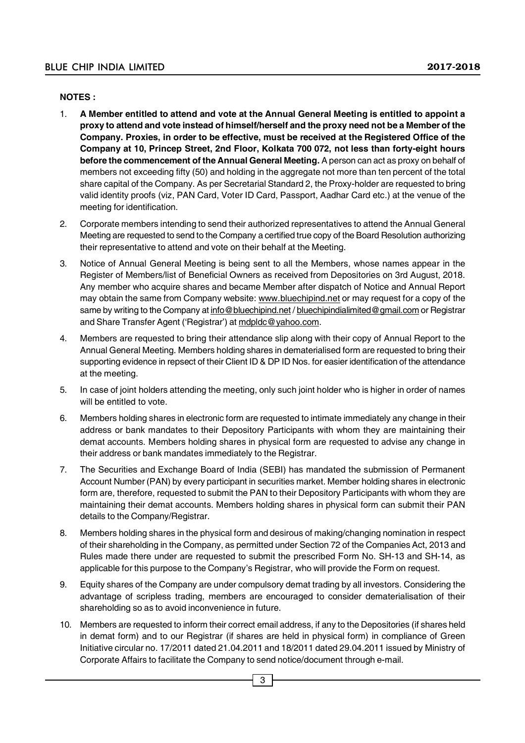**NOTES :**

1. **A Member entitled to attend and vote at the Annual General Meeting is entitled to appoint a proxy to attend and vote instead of himself/herself and the proxy need not be a Member of the Company. Proxies, in order to be effective, must be received at the Registered Office of the Company at 10, Princep Street, 2nd Floor, Kolkata 700 072, not less than forty-eight hours before the commencement of the Annual General Meeting.** A person can act as proxy on behalf of members not exceeding fifty (50) and holding in the aggregate not more than ten percent of the total share capital of the Company. As per Secretarial Standard 2, the Proxy-holder are requested to bring valid identity proofs (viz, PAN Card, Voter ID Card, Passport, Aadhar Card etc.) at the venue of the meeting for identification.

2. Corporate members intending to send their authorized representatives to attend the Annual General Meeting are requested to send to the Company a certified true copy of the Board Resolution authorizing their representative to attend and vote on their behalf at the Meeting.

3. Notice of Annual General Meeting is being sent to all the Members, whose names appear in the Register of Members/list of Beneficial Owners as received from Depositories on 3rd August, 2018. Any member who acquire shares and became Member after dispatch of Notice and Annual Report may obtain the same from Company website: www.bluechipind.net or may request for a copy of the same by writing to the Company at info@bluechipind.net / bluechipindialimited@gmail.com or Registrar and Share Transfer Agent ('Registrar') at mdpldc@yahoo.com.

4. Members are requested to bring their attendance slip along with their copy of Annual Report to the Annual General Meeting. Members holding shares in dematerialised form are requested to bring their supporting evidence in repsect of their Client ID & DP ID Nos. for easier identification of the attendance at the meeting.

5. In case of joint holders attending the meeting, only such joint holder who is higher in order of names will be entitled to vote.

6. Members holding shares in electronic form are requested to intimate immediately any change in their address or bank mandates to their Depository Participants with whom they are maintaining their demat accounts. Members holding shares in physical form are requested to advise any change in their address or bank mandates immediately to the Registrar.

7. The Securities and Exchange Board of India (SEBI) has mandated the submission of Permanent Account Number (PAN) by every participant in securities market. Member holding shares in electronic form are, therefore, requested to submit the PAN to their Depository Participants with whom they are maintaining their demat accounts. Members holding shares in physical form can submit their PAN details to the Company/Registrar.

8. Members holding shares in the physical form and desirous of making/changing nomination in respect of their shareholding in the Company, as permitted under Section 72 of the Companies Act, 2013 and Rules made there under are requested to submit the prescribed Form No. SH-13 and SH-14, as applicable for this purpose to the Company's Registrar, who will provide the Form on request.

9. Equity shares of the Company are under compulsory demat trading by all investors. Considering the advantage of scripless trading, members are encouraged to consider dematerialisation of their shareholding so as to avoid inconvenience in future.

10. Members are requested to inform their correct email address, if any to the Depositories (if shares held in demat form) and to our Registrar (if shares are held in physical form) in compliance of Green Initiative circular no. 17/2011 dated 21.04.2011 and 18/2011 dated 29.04.2011 issued by Ministry of Corporate Affairs to facilitate the Company to send notice/document through e-mail.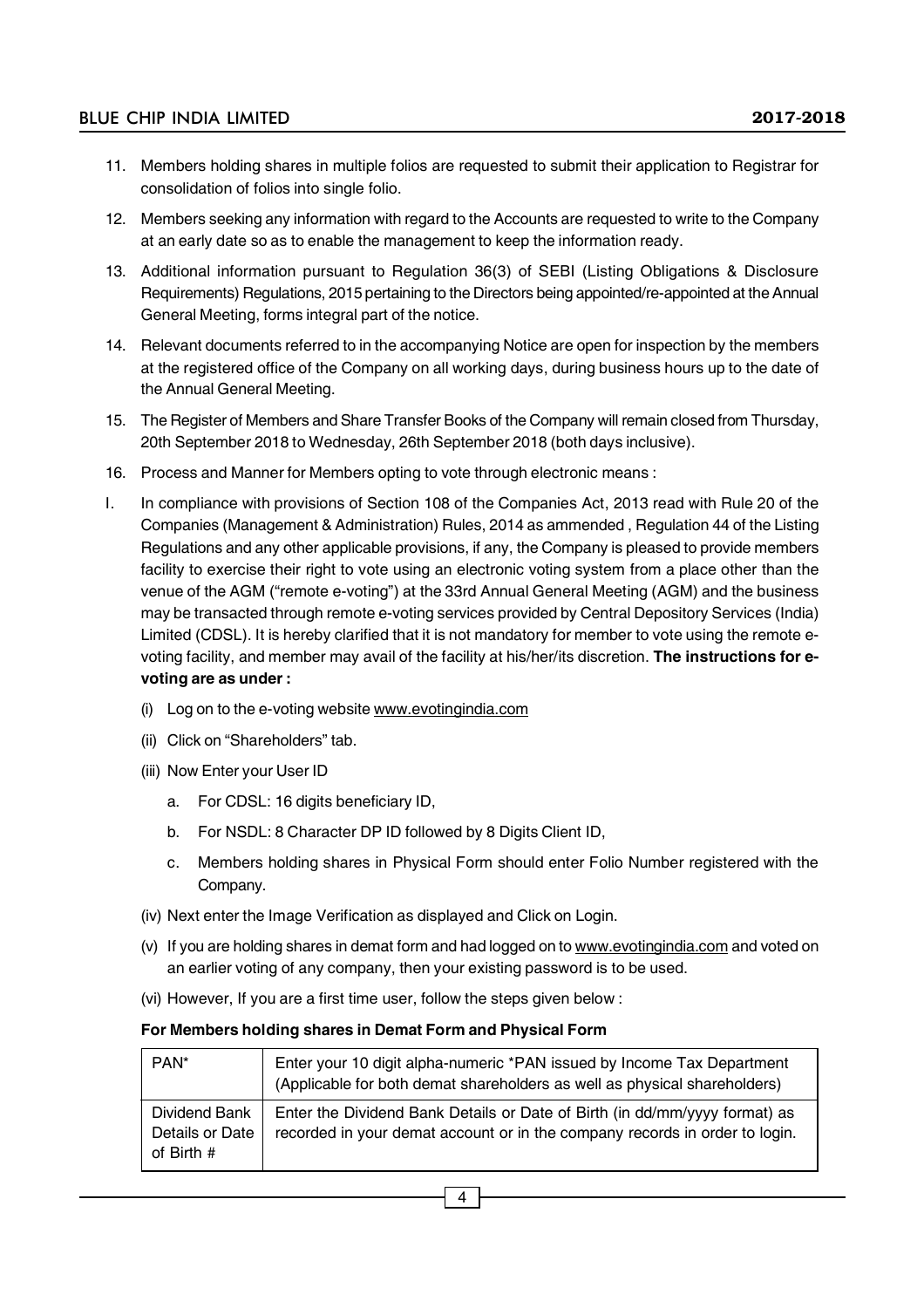11. Members holding shares in multiple folios are requested to submit their application to Registrar for consolidation of folios into single folio.
12. Members seeking any information with regard to the Accounts are requested to write to the Company at an early date so as to enable the management to keep the information ready.
13. Additional information pursuant to Regulation 36(3) of SEBI (Listing Obligations & Disclosure Requirements) Regulations, 2015 pertaining to the Directors being appointed/re-appointed at the Annual General Meeting, forms integral part of the notice.
14. Relevant documents referred to in the accompanying Notice are open for inspection by the members at the registered office of the Company on all working days, during business hours up to the date of the Annual General Meeting.
15. The Register of Members and Share Transfer Books of the Company will remain closed from Thursday, 20th September 2018 to Wednesday, 26th September 2018 (both days inclusive).
16. Process and Manner for Members opting to vote through electronic means :

I. In compliance with provisions of Section 108 of the Companies Act, 2013 read with Rule 20 of the Companies (Management & Administration) Rules, 2014 as ammended , Regulation 44 of the Listing Regulations and any other applicable provisions, if any, the Company is pleased to provide members facility to exercise their right to vote using an electronic voting system from a place other than the venue of the AGM ("remote e-voting") at the 33rd Annual General Meeting (AGM) and the business may be transacted through remote e-voting services provided by Central Depository Services (India) Limited (CDSL). It is hereby clarified that it is not mandatory for member to vote using the remote e-voting facility, and member may avail of the facility at his/her/its discretion. **The instructions for e-voting are as under :**

   (i) Log on to the e-voting website www.evotingindia.com

   (ii) Click on "Shareholders" tab.

   (iii) Now Enter your User ID

      a. For CDSL: 16 digits beneficiary ID,

      b. For NSDL: 8 Character DP ID followed by 8 Digits Client ID,

      c. Members holding shares in Physical Form should enter Folio Number registered with the Company.

   (iv) Next enter the Image Verification as displayed and Click on Login.

   (v) If you are holding shares in demat form and had logged on to www.evotingindia.com and voted on an earlier voting of any company, then your existing password is to be used.

   (vi) However, If you are a first time user, follow the steps given below :

**For Members holding shares in Demat Form and Physical Form**

| PAN* | Enter your 10 digit alpha-numeric *PAN issued by Income Tax Department (Applicable for both demat shareholders as well as physical shareholders) |
|---|---|
| Dividend Bank Details or Date of Birth # | Enter the Dividend Bank Details or Date of Birth (in dd/mm/yyyy format) as recorded in your demat account or in the company records in order to login. |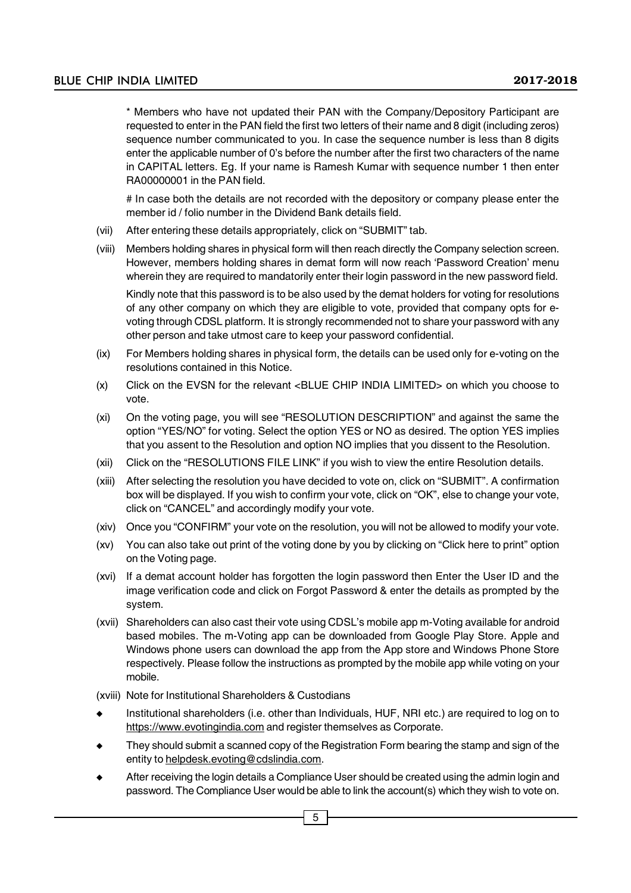* Members who have not updated their PAN with the Company/Depository Participant are requested to enter in the PAN field the first two letters of their name and 8 digit (including zeros) sequence number communicated to you. In case the sequence number is less than 8 digits enter the applicable number of 0's before the number after the first two characters of the name in CAPITAL letters. Eg. If your name is Ramesh Kumar with sequence number 1 then enter RA00000001 in the PAN field.

# In case both the details are not recorded with the depository or company please enter the member id / folio number in the Dividend Bank details field.

(vii) After entering these details appropriately, click on "SUBMIT" tab.

(viii) Members holding shares in physical form will then reach directly the Company selection screen. However, members holding shares in demat form will now reach 'Password Creation' menu wherein they are required to mandatorily enter their login password in the new password field.

Kindly note that this password is to be also used by the demat holders for voting for resolutions of any other company on which they are eligible to vote, provided that company opts for e-voting through CDSL platform. It is strongly recommended not to share your password with any other person and take utmost care to keep your password confidential.

(ix) For Members holding shares in physical form, the details can be used only for e-voting on the resolutions contained in this Notice.

(x) Click on the EVSN for the relevant <BLUE CHIP INDIA LIMITED> on which you choose to vote.

(xi) On the voting page, you will see "RESOLUTION DESCRIPTION" and against the same the option "YES/NO" for voting. Select the option YES or NO as desired. The option YES implies that you assent to the Resolution and option NO implies that you dissent to the Resolution.

(xii) Click on the "RESOLUTIONS FILE LINK" if you wish to view the entire Resolution details.

(xiii) After selecting the resolution you have decided to vote on, click on "SUBMIT". A confirmation box will be displayed. If you wish to confirm your vote, click on "OK", else to change your vote, click on "CANCEL" and accordingly modify your vote.

(xiv) Once you "CONFIRM" your vote on the resolution, you will not be allowed to modify your vote.

(xv) You can also take out print of the voting done by you by clicking on "Click here to print" option on the Voting page.

(xvi) If a demat account holder has forgotten the login password then Enter the User ID and the image verification code and click on Forgot Password & enter the details as prompted by the system.

(xvii) Shareholders can also cast their vote using CDSL's mobile app m-Voting available for android based mobiles. The m-Voting app can be downloaded from Google Play Store. Apple and Windows phone users can download the app from the App store and Windows Phone Store respectively. Please follow the instructions as prompted by the mobile app while voting on your mobile.

(xviii) Note for Institutional Shareholders & Custodians

- Institutional shareholders (i.e. other than Individuals, HUF, NRI etc.) are required to log on to https://www.evotingindia.com and register themselves as Corporate.
- They should submit a scanned copy of the Registration Form bearing the stamp and sign of the entity to helpdesk.evoting@cdslindia.com.
- After receiving the login details a Compliance User should be created using the admin login and password. The Compliance User would be able to link the account(s) which they wish to vote on.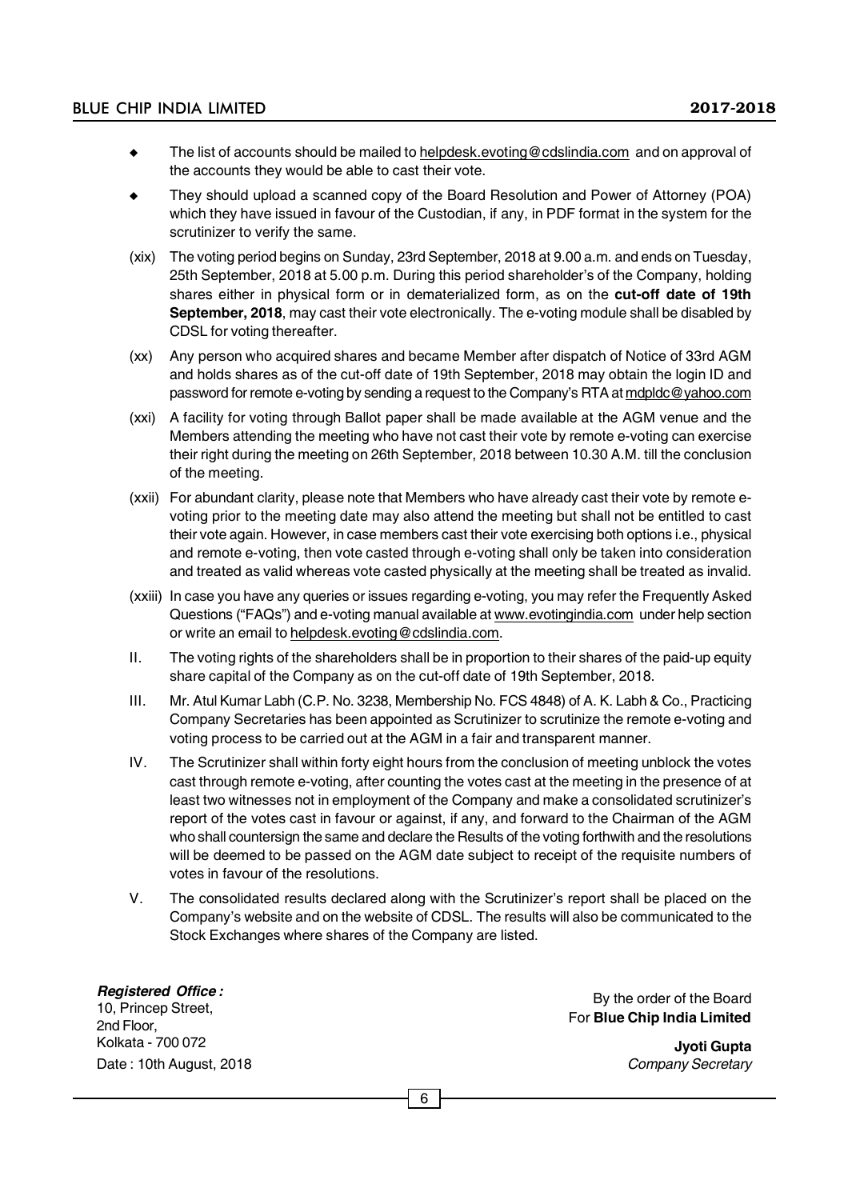- The list of accounts should be mailed to helpdesk.evoting@cdslindia.com and on approval of the accounts they would be able to cast their vote.
- They should upload a scanned copy of the Board Resolution and Power of Attorney (POA) which they have issued in favour of the Custodian, if any, in PDF format in the system for the scrutinizer to verify the same.

(xix) The voting period begins on Sunday, 23rd September, 2018 at 9.00 a.m. and ends on Tuesday, 25th September, 2018 at 5.00 p.m. During this period shareholder's of the Company, holding shares either in physical form or in dematerialized form, as on the **cut-off date of 19th September, 2018**, may cast their vote electronically. The e-voting module shall be disabled by CDSL for voting thereafter.

(xx) Any person who acquired shares and became Member after dispatch of Notice of 33rd AGM and holds shares as of the cut-off date of 19th September, 2018 may obtain the login ID and password for remote e-voting by sending a request to the Company's RTA at mdpldc@yahoo.com

(xxi) A facility for voting through Ballot paper shall be made available at the AGM venue and the Members attending the meeting who have not cast their vote by remote e-voting can exercise their right during the meeting on 26th September, 2018 between 10.30 A.M. till the conclusion of the meeting.

(xxii) For abundant clarity, please note that Members who have already cast their vote by remote e-voting prior to the meeting date may also attend the meeting but shall not be entitled to cast their vote again. However, in case members cast their vote exercising both options i.e., physical and remote e-voting, then vote casted through e-voting shall only be taken into consideration and treated as valid whereas vote casted physically at the meeting shall be treated as invalid.

(xxiii) In case you have any queries or issues regarding e-voting, you may refer the Frequently Asked Questions ("FAQs") and e-voting manual available at www.evotingindia.com under help section or write an email to helpdesk.evoting@cdslindia.com.

II. The voting rights of the shareholders shall be in proportion to their shares of the paid-up equity share capital of the Company as on the cut-off date of 19th September, 2018.

III. Mr. Atul Kumar Labh (C.P. No. 3238, Membership No. FCS 4848) of A. K. Labh & Co., Practicing Company Secretaries has been appointed as Scrutinizer to scrutinize the remote e-voting and voting process to be carried out at the AGM in a fair and transparent manner.

IV. The Scrutinizer shall within forty eight hours from the conclusion of meeting unblock the votes cast through remote e-voting, after counting the votes cast at the meeting in the presence of at least two witnesses not in employment of the Company and make a consolidated scrutinizer's report of the votes cast in favour or against, if any, and forward to the Chairman of the AGM who shall countersign the same and declare the Results of the voting forthwith and the resolutions will be deemed to be passed on the AGM date subject to receipt of the requisite numbers of votes in favour of the resolutions.

V. The consolidated results declared along with the Scrutinizer's report shall be placed on the Company's website and on the website of CDSL. The results will also be communicated to the Stock Exchanges where shares of the Company are listed.

***Registered Office :***
10, Princep Street,
2nd Floor,
Kolkata - 700 072
Date : 10th August, 2018

By the order of the Board
For **Blue Chip India Limited**

**Jyoti Gupta**
*Company Secretary*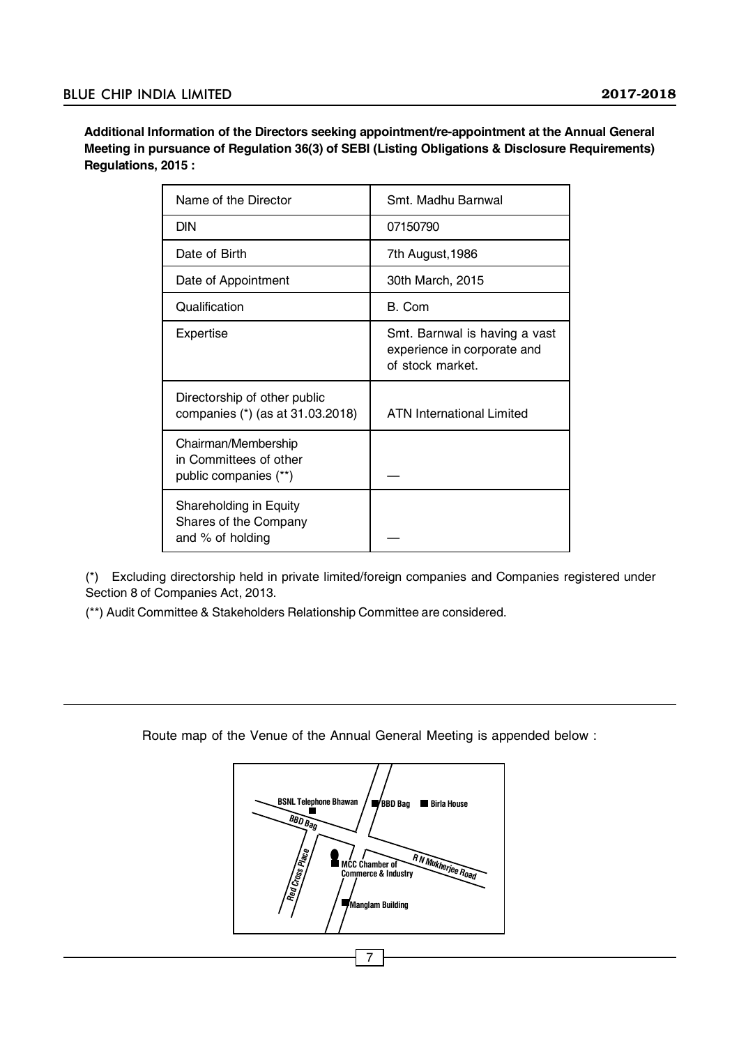**Additional Information of the Directors seeking appointment/re-appointment at the Annual General Meeting in pursuance of Regulation 36(3) of SEBI (Listing Obligations & Disclosure Requirements) Regulations, 2015 :**

| Name of the Director | Smt. Madhu Barnwal |
|---|---|
| DIN | 07150790 |
| Date of Birth | 7th August,1986 |
| Date of Appointment | 30th March, 2015 |
| Qualification | B. Com |
| Expertise | Smt. Barnwal is having a vast experience in corporate and of stock market. |
| Directorship of other public companies (*) (as at 31.03.2018) | ATN International Limited |
| Chairman/Membership in Committees of other public companies (**) | — |
| Shareholding in Equity Shares of the Company and % of holding | — |

(*) Excluding directorship held in private limited/foreign companies and Companies registered under Section 8 of Companies Act, 2013.

(**) Audit Committee & Stakeholders Relationship Committee are considered.

Route map of the Venue of the Annual General Meeting is appended below :

BSNL Telephone Bhawan | BBD Bag | Birla House | BBD Bag | Red Cross Place | MCC Chamber of Commerce & Industry | R N Mukherjee Road | Manglam Building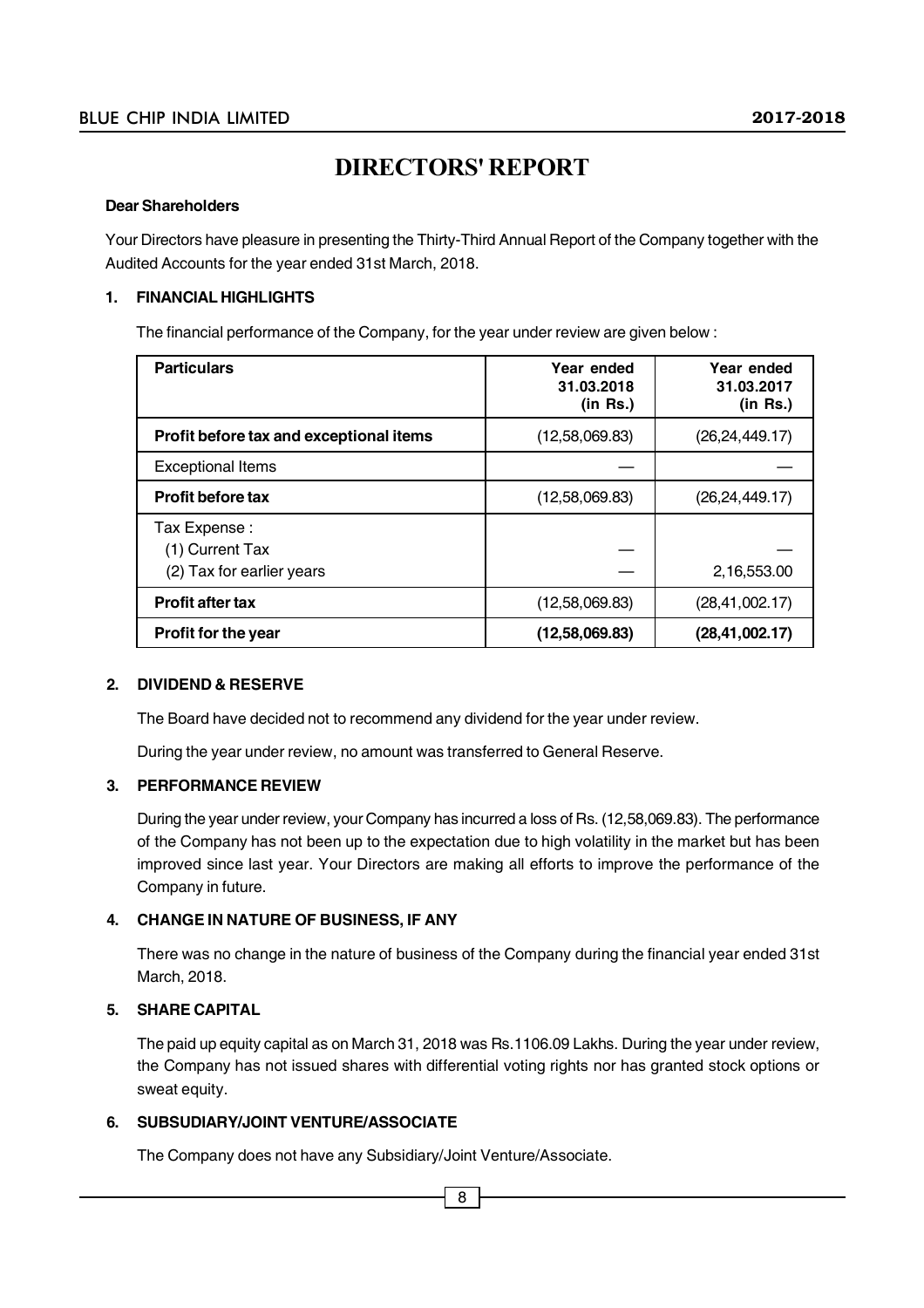# DIRECTORS' REPORT

**Dear Shareholders**

Your Directors have pleasure in presenting the Thirty-Third Annual Report of the Company together with the Audited Accounts for the year ended 31st March, 2018.

## 1. FINANCIAL HIGHLIGHTS

The financial performance of the Company, for the year under review are given below :

| Particulars | Year ended 31.03.2018 (in Rs.) | Year ended 31.03.2017 (in Rs.) |
|---|---|---|
| **Profit before tax and exceptional items** | (12,58,069.83) | (26,24,449.17) |
| Exceptional Items | — | — |
| **Profit before tax** | (12,58,069.83) | (26,24,449.17) |
| Tax Expense : | | |
| (1) Current Tax | — | — |
| (2) Tax for earlier years | — | 2,16,553.00 |
| **Profit after tax** | (12,58,069.83) | (28,41,002.17) |
| **Profit for the year** | **(12,58,069.83)** | **(28,41,002.17)** |

## 2. DIVIDEND & RESERVE

The Board have decided not to recommend any dividend for the year under review.

During the year under review, no amount was transferred to General Reserve.

## 3. PERFORMANCE REVIEW

During the year under review, your Company has incurred a loss of Rs. (12,58,069.83). The performance of the Company has not been up to the expectation due to high volatility in the market but has been improved since last year. Your Directors are making all efforts to improve the performance of the Company in future.

## 4. CHANGE IN NATURE OF BUSINESS, IF ANY

There was no change in the nature of business of the Company during the financial year ended 31st March, 2018.

## 5. SHARE CAPITAL

The paid up equity capital as on March 31, 2018 was Rs.1106.09 Lakhs. During the year under review, the Company has not issued shares with differential voting rights nor has granted stock options or sweat equity.

## 6. SUBSUDIARY/JOINT VENTURE/ASSOCIATE

The Company does not have any Subsidiary/Joint Venture/Associate.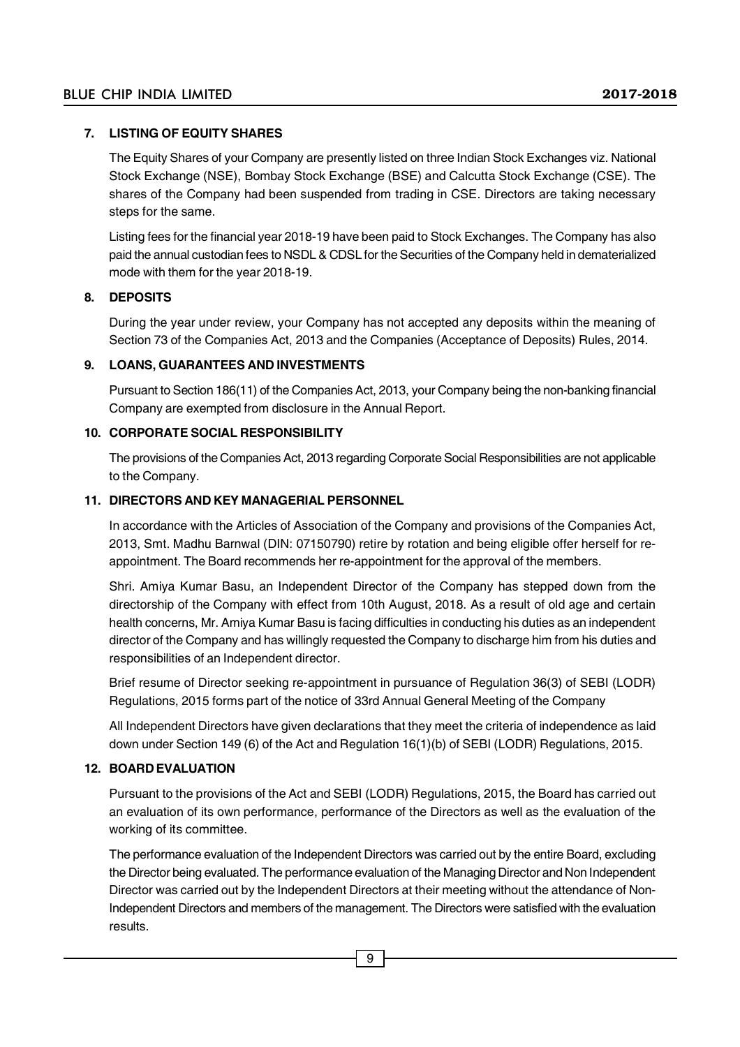## 7. LISTING OF EQUITY SHARES

The Equity Shares of your Company are presently listed on three Indian Stock Exchanges viz. National Stock Exchange (NSE), Bombay Stock Exchange (BSE) and Calcutta Stock Exchange (CSE). The shares of the Company had been suspended from trading in CSE. Directors are taking necessary steps for the same.

Listing fees for the financial year 2018-19 have been paid to Stock Exchanges. The Company has also paid the annual custodian fees to NSDL & CDSL for the Securities of the Company held in dematerialized mode with them for the year 2018-19.

## 8. DEPOSITS

During the year under review, your Company has not accepted any deposits within the meaning of Section 73 of the Companies Act, 2013 and the Companies (Acceptance of Deposits) Rules, 2014.

## 9. LOANS, GUARANTEES AND INVESTMENTS

Pursuant to Section 186(11) of the Companies Act, 2013, your Company being the non-banking financial Company are exempted from disclosure in the Annual Report.

## 10. CORPORATE SOCIAL RESPONSIBILITY

The provisions of the Companies Act, 2013 regarding Corporate Social Responsibilities are not applicable to the Company.

## 11. DIRECTORS AND KEY MANAGERIAL PERSONNEL

In accordance with the Articles of Association of the Company and provisions of the Companies Act, 2013, Smt. Madhu Barnwal (DIN: 07150790) retire by rotation and being eligible offer herself for re-appointment. The Board recommends her re-appointment for the approval of the members.

Shri. Amiya Kumar Basu, an Independent Director of the Company has stepped down from the directorship of the Company with effect from 10th August, 2018. As a result of old age and certain health concerns, Mr. Amiya Kumar Basu is facing difficulties in conducting his duties as an independent director of the Company and has willingly requested the Company to discharge him from his duties and responsibilities of an Independent director.

Brief resume of Director seeking re-appointment in pursuance of Regulation 36(3) of SEBI (LODR) Regulations, 2015 forms part of the notice of 33rd Annual General Meeting of the Company

All Independent Directors have given declarations that they meet the criteria of independence as laid down under Section 149 (6) of the Act and Regulation 16(1)(b) of SEBI (LODR) Regulations, 2015.

## 12. BOARD EVALUATION

Pursuant to the provisions of the Act and SEBI (LODR) Regulations, 2015, the Board has carried out an evaluation of its own performance, performance of the Directors as well as the evaluation of the working of its committee.

The performance evaluation of the Independent Directors was carried out by the entire Board, excluding the Director being evaluated. The performance evaluation of the Managing Director and Non Independent Director was carried out by the Independent Directors at their meeting without the attendance of Non-Independent Directors and members of the management. The Directors were satisfied with the evaluation results.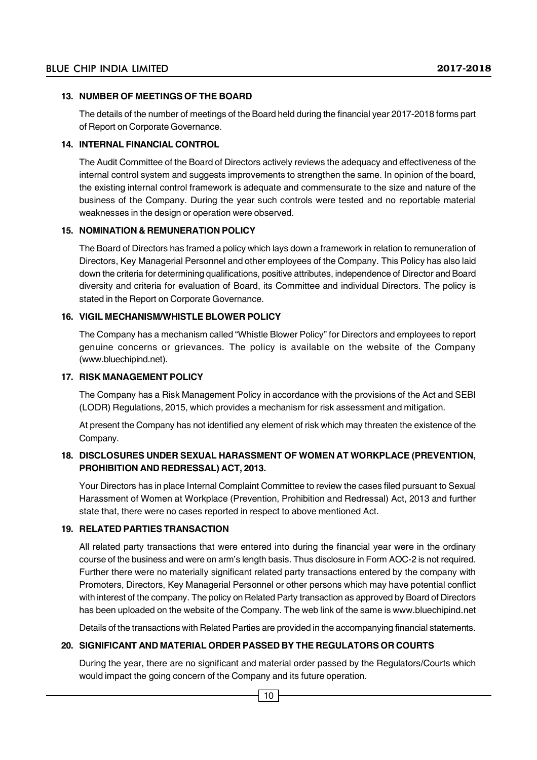### 13. NUMBER OF MEETINGS OF THE BOARD

The details of the number of meetings of the Board held during the financial year 2017-2018 forms part of Report on Corporate Governance.

### 14. INTERNAL FINANCIAL CONTROL

The Audit Committee of the Board of Directors actively reviews the adequacy and effectiveness of the internal control system and suggests improvements to strengthen the same. In opinion of the board, the existing internal control framework is adequate and commensurate to the size and nature of the business of the Company. During the year such controls were tested and no reportable material weaknesses in the design or operation were observed.

### 15. NOMINATION & REMUNERATION POLICY

The Board of Directors has framed a policy which lays down a framework in relation to remuneration of Directors, Key Managerial Personnel and other employees of the Company. This Policy has also laid down the criteria for determining qualifications, positive attributes, independence of Director and Board diversity and criteria for evaluation of Board, its Committee and individual Directors. The policy is stated in the Report on Corporate Governance.

### 16. VIGIL MECHANISM/WHISTLE BLOWER POLICY

The Company has a mechanism called "Whistle Blower Policy" for Directors and employees to report genuine concerns or grievances. The policy is available on the website of the Company (www.bluechipind.net).

### 17. RISK MANAGEMENT POLICY

The Company has a Risk Management Policy in accordance with the provisions of the Act and SEBI (LODR) Regulations, 2015, which provides a mechanism for risk assessment and mitigation.

At present the Company has not identified any element of risk which may threaten the existence of the Company.

### 18. DISCLOSURES UNDER SEXUAL HARASSMENT OF WOMEN AT WORKPLACE (PREVENTION, PROHIBITION AND REDRESSAL) ACT, 2013.

Your Directors has in place Internal Complaint Committee to review the cases filed pursuant to Sexual Harassment of Women at Workplace (Prevention, Prohibition and Redressal) Act, 2013 and further state that, there were no cases reported in respect to above mentioned Act.

### 19. RELATED PARTIES TRANSACTION

All related party transactions that were entered into during the financial year were in the ordinary course of the business and were on arm's length basis. Thus disclosure in Form AOC-2 is not required. Further there were no materially significant related party transactions entered by the company with Promoters, Directors, Key Managerial Personnel or other persons which may have potential conflict with interest of the company. The policy on Related Party transaction as approved by Board of Directors has been uploaded on the website of the Company. The web link of the same is www.bluechipind.net

Details of the transactions with Related Parties are provided in the accompanying financial statements.

### 20. SIGNIFICANT AND MATERIAL ORDER PASSED BY THE REGULATORS OR COURTS

During the year, there are no significant and material order passed by the Regulators/Courts which would impact the going concern of the Company and its future operation.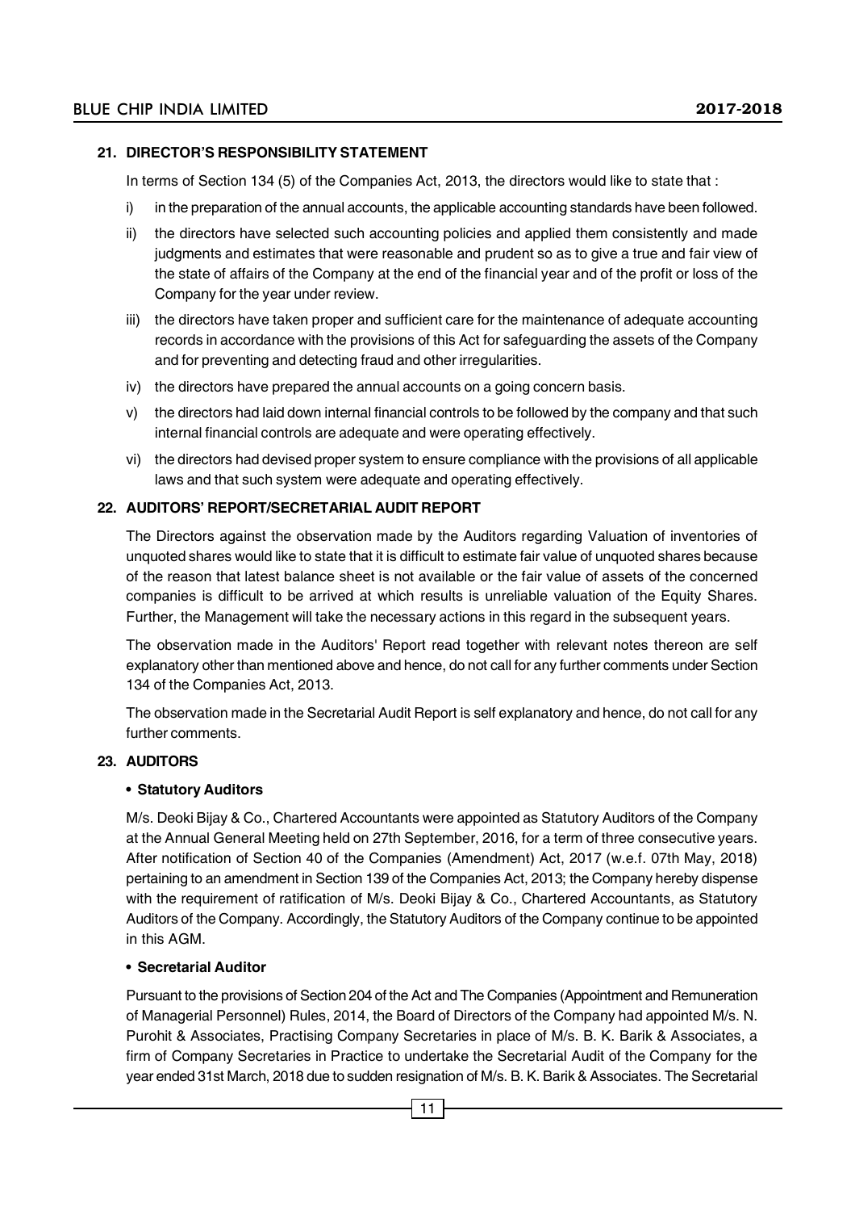## 21. DIRECTOR'S RESPONSIBILITY STATEMENT

In terms of Section 134 (5) of the Companies Act, 2013, the directors would like to state that :

i) in the preparation of the annual accounts, the applicable accounting standards have been followed.

ii) the directors have selected such accounting policies and applied them consistently and made judgments and estimates that were reasonable and prudent so as to give a true and fair view of the state of affairs of the Company at the end of the financial year and of the profit or loss of the Company for the year under review.

iii) the directors have taken proper and sufficient care for the maintenance of adequate accounting records in accordance with the provisions of this Act for safeguarding the assets of the Company and for preventing and detecting fraud and other irregularities.

iv) the directors have prepared the annual accounts on a going concern basis.

v) the directors had laid down internal financial controls to be followed by the company and that such internal financial controls are adequate and were operating effectively.

vi) the directors had devised proper system to ensure compliance with the provisions of all applicable laws and that such system were adequate and operating effectively.

## 22. AUDITORS' REPORT/SECRETARIAL AUDIT REPORT

The Directors against the observation made by the Auditors regarding Valuation of inventories of unquoted shares would like to state that it is difficult to estimate fair value of unquoted shares because of the reason that latest balance sheet is not available or the fair value of assets of the concerned companies is difficult to be arrived at which results is unreliable valuation of the Equity Shares. Further, the Management will take the necessary actions in this regard in the subsequent years.

The observation made in the Auditors' Report read together with relevant notes thereon are self explanatory other than mentioned above and hence, do not call for any further comments under Section 134 of the Companies Act, 2013.

The observation made in the Secretarial Audit Report is self explanatory and hence, do not call for any further comments.

## 23. AUDITORS

- **Statutory Auditors**

M/s. Deoki Bijay & Co., Chartered Accountants were appointed as Statutory Auditors of the Company at the Annual General Meeting held on 27th September, 2016, for a term of three consecutive years. After notification of Section 40 of the Companies (Amendment) Act, 2017 (w.e.f. 07th May, 2018) pertaining to an amendment in Section 139 of the Companies Act, 2013; the Company hereby dispense with the requirement of ratification of M/s. Deoki Bijay & Co., Chartered Accountants, as Statutory Auditors of the Company. Accordingly, the Statutory Auditors of the Company continue to be appointed in this AGM.

- **Secretarial Auditor**

Pursuant to the provisions of Section 204 of the Act and The Companies (Appointment and Remuneration of Managerial Personnel) Rules, 2014, the Board of Directors of the Company had appointed M/s. N. Purohit & Associates, Practising Company Secretaries in place of M/s. B. K. Barik & Associates, a firm of Company Secretaries in Practice to undertake the Secretarial Audit of the Company for the year ended 31st March, 2018 due to sudden resignation of M/s. B. K. Barik & Associates. The Secretarial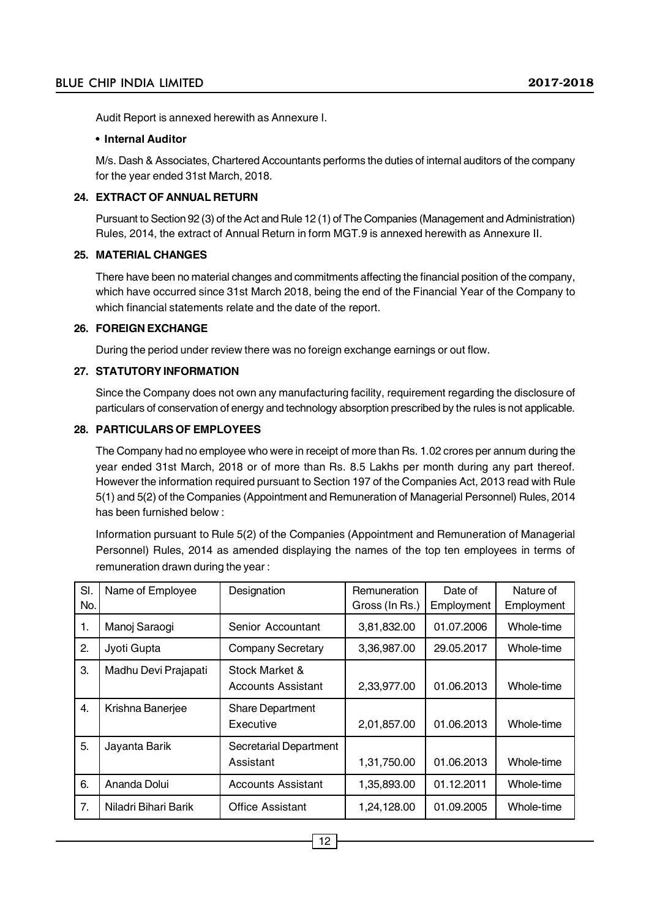Audit Report is annexed herewith as Annexure I.

- **Internal Auditor**

M/s. Dash & Associates, Chartered Accountants performs the duties of internal auditors of the company for the year ended 31st March, 2018.

**24. EXTRACT OF ANNUAL RETURN**

Pursuant to Section 92 (3) of the Act and Rule 12 (1) of The Companies (Management and Administration) Rules, 2014, the extract of Annual Return in form MGT.9 is annexed herewith as Annexure II.

**25. MATERIAL CHANGES**

There have been no material changes and commitments affecting the financial position of the company, which have occurred since 31st March 2018, being the end of the Financial Year of the Company to which financial statements relate and the date of the report.

**26. FOREIGN EXCHANGE**

During the period under review there was no foreign exchange earnings or out flow.

**27. STATUTORY INFORMATION**

Since the Company does not own any manufacturing facility, requirement regarding the disclosure of particulars of conservation of energy and technology absorption prescribed by the rules is not applicable.

**28. PARTICULARS OF EMPLOYEES**

The Company had no employee who were in receipt of more than Rs. 1.02 crores per annum during the year ended 31st March, 2018 or of more than Rs. 8.5 Lakhs per month during any part thereof. However the information required pursuant to Section 197 of the Companies Act, 2013 read with Rule 5(1) and 5(2) of the Companies (Appointment and Remuneration of Managerial Personnel) Rules, 2014 has been furnished below :

Information pursuant to Rule 5(2) of the Companies (Appointment and Remuneration of Managerial Personnel) Rules, 2014 as amended displaying the names of the top ten employees in terms of remuneration drawn during the year :

| Sl. No. | Name of Employee | Designation | Remuneration Gross (In Rs.) | Date of Employment | Nature of Employment |
|---|---|---|---|---|---|
| 1. | Manoj Saraogi | Senior Accountant | 3,81,832.00 | 01.07.2006 | Whole-time |
| 2. | Jyoti Gupta | Company Secretary | 3,36,987.00 | 29.05.2017 | Whole-time |
| 3. | Madhu Devi Prajapati | Stock Market & Accounts Assistant | 2,33,977.00 | 01.06.2013 | Whole-time |
| 4. | Krishna Banerjee | Share Department Executive | 2,01,857.00 | 01.06.2013 | Whole-time |
| 5. | Jayanta Barik | Secretarial Department Assistant | 1,31,750.00 | 01.06.2013 | Whole-time |
| 6. | Ananda Dolui | Accounts Assistant | 1,35,893.00 | 01.12.2011 | Whole-time |
| 7. | Niladri Bihari Barik | Office Assistant | 1,24,128.00 | 01.09.2005 | Whole-time |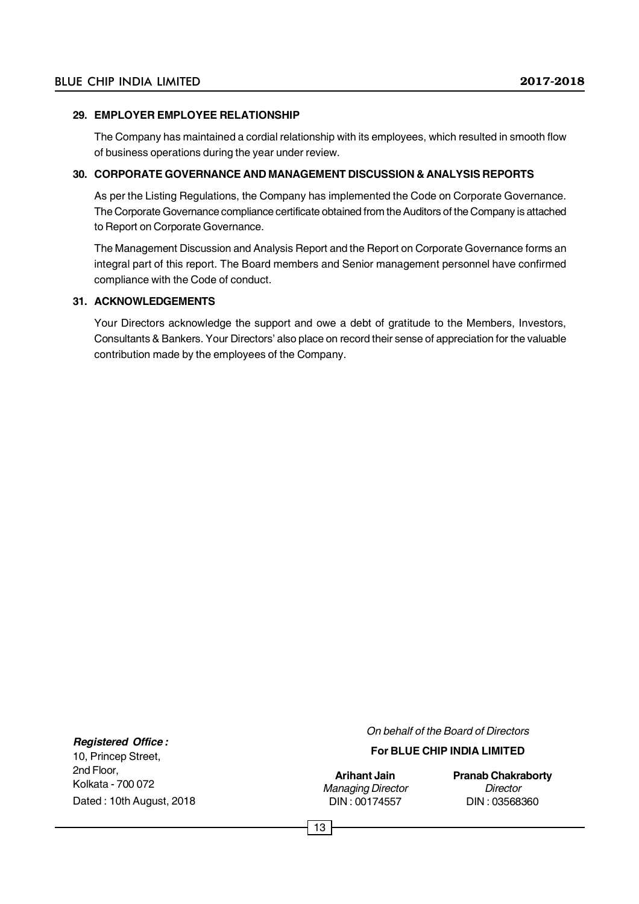### 29. EMPLOYER EMPLOYEE RELATIONSHIP

The Company has maintained a cordial relationship with its employees, which resulted in smooth flow of business operations during the year under review.

### 30. CORPORATE GOVERNANCE AND MANAGEMENT DISCUSSION & ANALYSIS REPORTS

As per the Listing Regulations, the Company has implemented the Code on Corporate Governance. The Corporate Governance compliance certificate obtained from the Auditors of the Company is attached to Report on Corporate Governance.

The Management Discussion and Analysis Report and the Report on Corporate Governance forms an integral part of this report. The Board members and Senior management personnel have confirmed compliance with the Code of conduct.

### 31. ACKNOWLEDGEMENTS

Your Directors acknowledge the support and owe a debt of gratitude to the Members, Investors, Consultants & Bankers. Your Directors' also place on record their sense of appreciation for the valuable contribution made by the employees of the Company.

***Registered Office :***
10, Princep Street,
2nd Floor,
Kolkata - 700 072
Dated : 10th August, 2018

*On behalf of the Board of Directors*

**For BLUE CHIP INDIA LIMITED**

| **Arihant Jain** | **Pranab Chakraborty** |
|---|---|
| *Managing Director* | *Director* |
| DIN : 00174557 | DIN : 03568360 |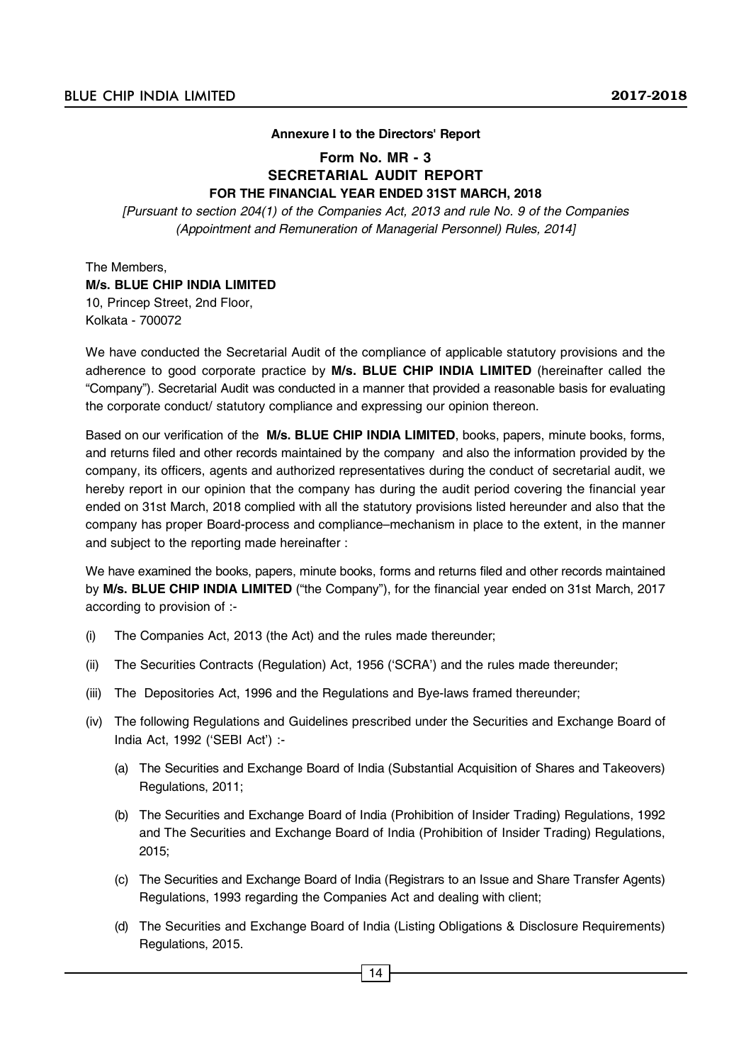**Annexure I to the Directors' Report**

## Form No. MR - 3
## SECRETARIAL AUDIT REPORT
### FOR THE FINANCIAL YEAR ENDED 31ST MARCH, 2018

*[Pursuant to section 204(1) of the Companies Act, 2013 and rule No. 9 of the Companies (Appointment and Remuneration of Managerial Personnel) Rules, 2014]*

The Members,
**M/s. BLUE CHIP INDIA LIMITED**
10, Princep Street, 2nd Floor,
Kolkata - 700072

We have conducted the Secretarial Audit of the compliance of applicable statutory provisions and the adherence to good corporate practice by **M/s. BLUE CHIP INDIA LIMITED** (hereinafter called the "Company"). Secretarial Audit was conducted in a manner that provided a reasonable basis for evaluating the corporate conduct/ statutory compliance and expressing our opinion thereon.

Based on our verification of the **M/s. BLUE CHIP INDIA LIMITED**, books, papers, minute books, forms, and returns filed and other records maintained by the company and also the information provided by the company, its officers, agents and authorized representatives during the conduct of secretarial audit, we hereby report in our opinion that the company has during the audit period covering the financial year ended on 31st March, 2018 complied with all the statutory provisions listed hereunder and also that the company has proper Board-process and compliance–mechanism in place to the extent, in the manner and subject to the reporting made hereinafter :

We have examined the books, papers, minute books, forms and returns filed and other records maintained by **M/s. BLUE CHIP INDIA LIMITED** ("the Company"), for the financial year ended on 31st March, 2017 according to provision of :-

(i) The Companies Act, 2013 (the Act) and the rules made thereunder;

(ii) The Securities Contracts (Regulation) Act, 1956 ('SCRA') and the rules made thereunder;

(iii) The Depositories Act, 1996 and the Regulations and Bye-laws framed thereunder;

(iv) The following Regulations and Guidelines prescribed under the Securities and Exchange Board of India Act, 1992 ('SEBI Act') :-

  (a) The Securities and Exchange Board of India (Substantial Acquisition of Shares and Takeovers) Regulations, 2011;

  (b) The Securities and Exchange Board of India (Prohibition of Insider Trading) Regulations, 1992 and The Securities and Exchange Board of India (Prohibition of Insider Trading) Regulations, 2015;

  (c) The Securities and Exchange Board of India (Registrars to an Issue and Share Transfer Agents) Regulations, 1993 regarding the Companies Act and dealing with client;

  (d) The Securities and Exchange Board of India (Listing Obligations & Disclosure Requirements) Regulations, 2015.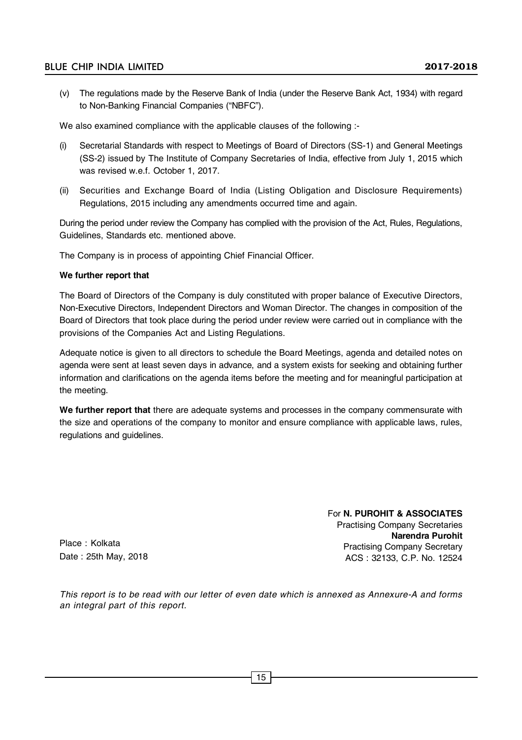(v) The regulations made by the Reserve Bank of India (under the Reserve Bank Act, 1934) with regard to Non-Banking Financial Companies ("NBFC").

We also examined compliance with the applicable clauses of the following :-

(i) Secretarial Standards with respect to Meetings of Board of Directors (SS-1) and General Meetings (SS-2) issued by The Institute of Company Secretaries of India, effective from July 1, 2015 which was revised w.e.f. October 1, 2017.

(ii) Securities and Exchange Board of India (Listing Obligation and Disclosure Requirements) Regulations, 2015 including any amendments occurred time and again.

During the period under review the Company has complied with the provision of the Act, Rules, Regulations, Guidelines, Standards etc. mentioned above.

The Company is in process of appointing Chief Financial Officer.

**We further report that**

The Board of Directors of the Company is duly constituted with proper balance of Executive Directors, Non-Executive Directors, Independent Directors and Woman Director. The changes in composition of the Board of Directors that took place during the period under review were carried out in compliance with the provisions of the Companies Act and Listing Regulations.

Adequate notice is given to all directors to schedule the Board Meetings, agenda and detailed notes on agenda were sent at least seven days in advance, and a system exists for seeking and obtaining further information and clarifications on the agenda items before the meeting and for meaningful participation at the meeting.

**We further report that** there are adequate systems and processes in the company commensurate with the size and operations of the company to monitor and ensure compliance with applicable laws, rules, regulations and guidelines.

For **N. PUROHIT & ASSOCIATES**
Practising Company Secretaries
**Narendra Purohit**
Practising Company Secretary
ACS : 32133, C.P. No. 12524

Place : Kolkata
Date : 25th May, 2018

*This report is to be read with our letter of even date which is annexed as Annexure-A and forms an integral part of this report.*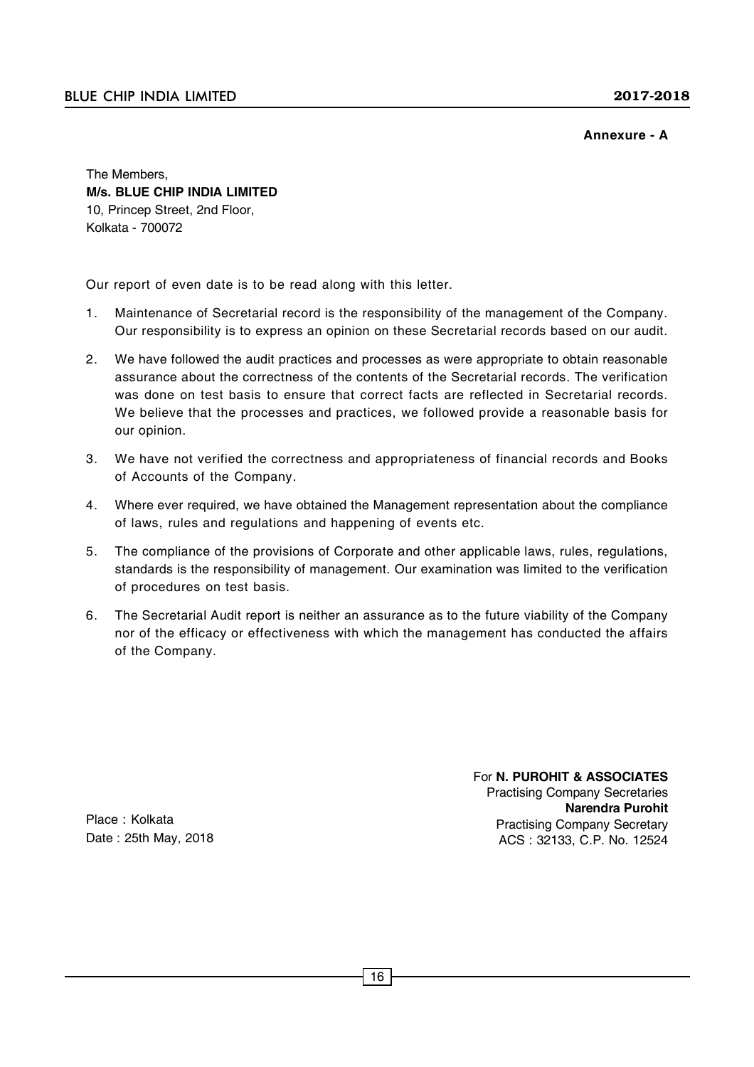**Annexure - A**

The Members,
**M/s. BLUE CHIP INDIA LIMITED**
10, Princep Street, 2nd Floor,
Kolkata - 700072

Our report of even date is to be read along with this letter.

1. Maintenance of Secretarial record is the responsibility of the management of the Company. Our responsibility is to express an opinion on these Secretarial records based on our audit.
2. We have followed the audit practices and processes as were appropriate to obtain reasonable assurance about the correctness of the contents of the Secretarial records. The verification was done on test basis to ensure that correct facts are reflected in Secretarial records. We believe that the processes and practices, we followed provide a reasonable basis for our opinion.
3. We have not verified the correctness and appropriateness of financial records and Books of Accounts of the Company.
4. Where ever required, we have obtained the Management representation about the compliance of laws, rules and regulations and happening of events etc.
5. The compliance of the provisions of Corporate and other applicable laws, rules, regulations, standards is the responsibility of management. Our examination was limited to the verification of procedures on test basis.
6. The Secretarial Audit report is neither an assurance as to the future viability of the Company nor of the efficacy or effectiveness with which the management has conducted the affairs of the Company.

For **N. PUROHIT & ASSOCIATES**
Practising Company Secretaries
**Narendra Purohit**
Practising Company Secretary
ACS : 32133, C.P. No. 12524

Place : Kolkata
Date : 25th May, 2018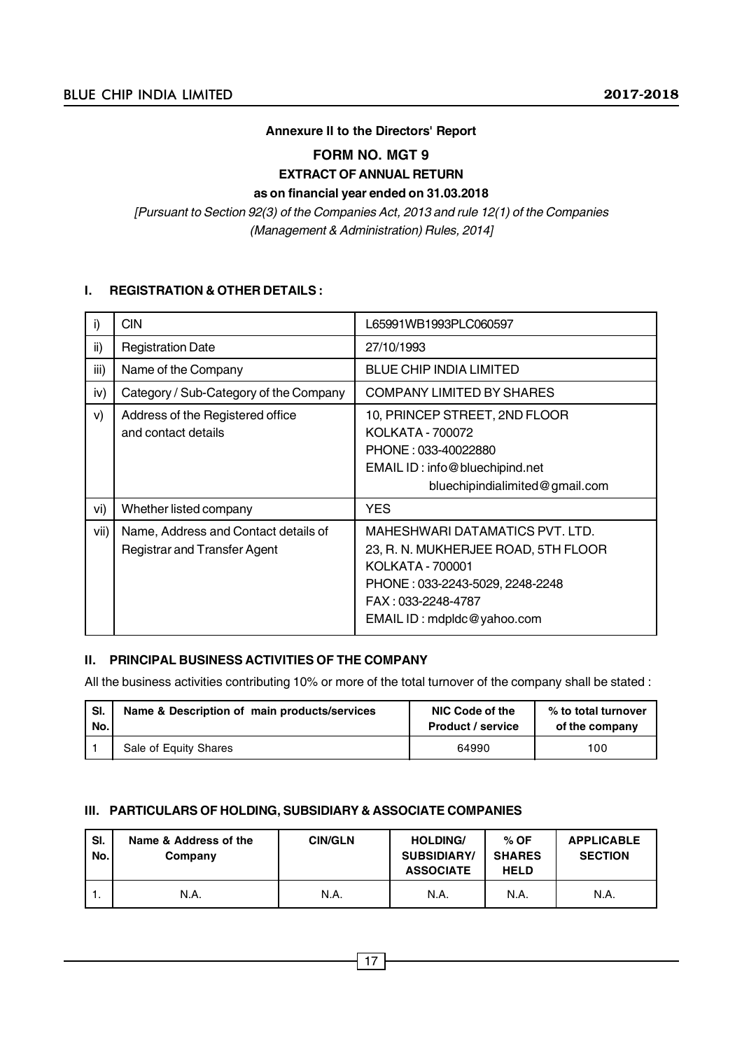**Annexure II to the Directors' Report**

# FORM NO. MGT 9

## EXTRACT OF ANNUAL RETURN

**as on financial year ended on 31.03.2018**

*[Pursuant to Section 92(3) of the Companies Act, 2013 and rule 12(1) of the Companies (Management & Administration) Rules, 2014]*

### I. REGISTRATION & OTHER DETAILS :

| | | |
|---|---|---|
| i) | CIN | L65991WB1993PLC060597 |
| ii) | Registration Date | 27/10/1993 |
| iii) | Name of the Company | BLUE CHIP INDIA LIMITED |
| iv) | Category / Sub-Category of the Company | COMPANY LIMITED BY SHARES |
| v) | Address of the Registered office and contact details | 10, PRINCEP STREET, 2ND FLOOR<br>KOLKATA - 700072<br>PHONE : 033-40022880<br>EMAIL ID : info@bluechipind.net<br>bluechipindialimited@gmail.com |
| vi) | Whether listed company | YES |
| vii) | Name, Address and Contact details of Registrar and Transfer Agent | MAHESHWARI DATAMATICS PVT. LTD.<br>23, R. N. MUKHERJEE ROAD, 5TH FLOOR<br>KOLKATA - 700001<br>PHONE : 033-2243-5029, 2248-2248<br>FAX : 033-2248-4787<br>EMAIL ID : mdpldc@yahoo.com |

### II. PRINCIPAL BUSINESS ACTIVITIES OF THE COMPANY

All the business activities contributing 10% or more of the total turnover of the company shall be stated :

| Sl. No. | Name & Description of main products/services | NIC Code of the Product / service | % to total turnover of the company |
|---|---|---|---|
| 1 | Sale of Equity Shares | 64990 | 100 |

### III. PARTICULARS OF HOLDING, SUBSIDIARY & ASSOCIATE COMPANIES

| Sl. No. | Name & Address of the Company | CIN/GLN | HOLDING/ SUBSIDIARY/ ASSOCIATE | % OF SHARES HELD | APPLICABLE SECTION |
|---|---|---|---|---|---|
| 1. | N.A. | N.A. | N.A. | N.A. | N.A. |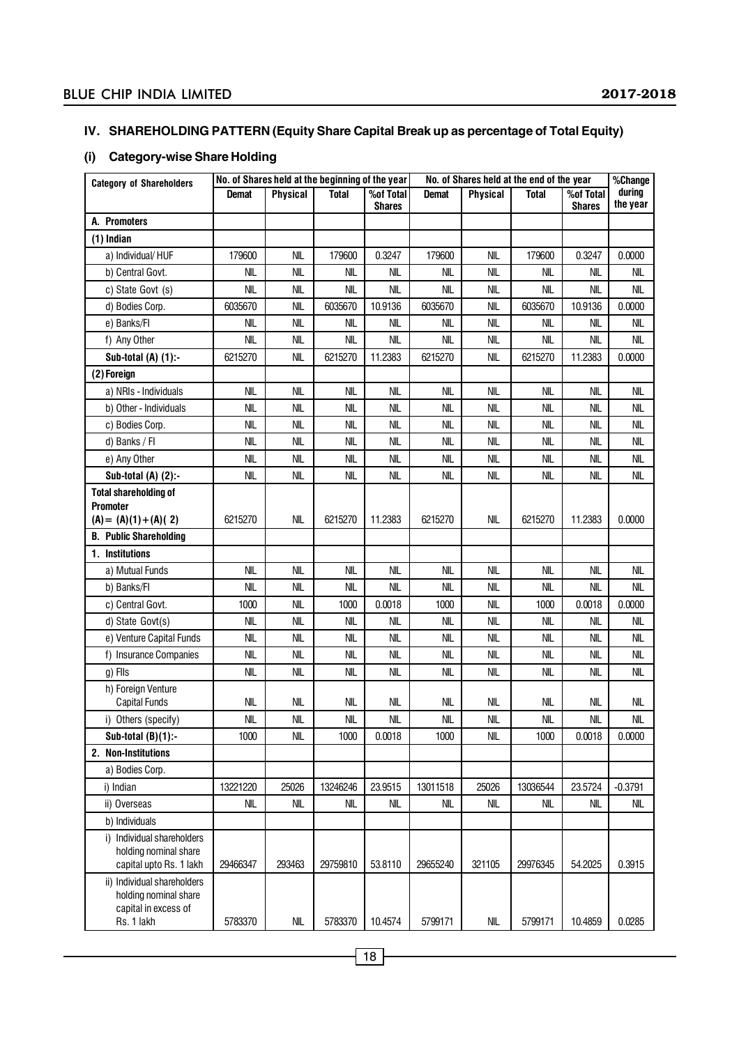## IV. SHAREHOLDING PATTERN (Equity Share Capital Break up as percentage of Total Equity)

### (i) Category-wise Share Holding

| Category of Shareholders | No. of Shares held at the beginning of the year | | | | No. of Shares held at the end of the year | | | | %Change during the year |
|---|---|---|---|---|---|---|---|---|---|
| | Demat | Physical | Total | %of Total Shares | Demat | Physical | Total | %of Total Shares | |
| **A. Promoters** | | | | | | | | | |
| **(1) Indian** | | | | | | | | | |
| a) Individual/ HUF | 179600 | NIL | 179600 | 0.3247 | 179600 | NIL | 179600 | 0.3247 | 0.0000 |
| b) Central Govt. | NIL | NIL | NIL | NIL | NIL | NIL | NIL | NIL | NIL |
| c) State Govt (s) | NIL | NIL | NIL | NIL | NIL | NIL | NIL | NIL | NIL |
| d) Bodies Corp. | 6035670 | NIL | 6035670 | 10.9136 | 6035670 | NIL | 6035670 | 10.9136 | 0.0000 |
| e) Banks/FI | NIL | NIL | NIL | NIL | NIL | NIL | NIL | NIL | NIL |
| f) Any Other | NIL | NIL | NIL | NIL | NIL | NIL | NIL | NIL | NIL |
| **Sub-total (A) (1):-** | 6215270 | NIL | 6215270 | 11.2383 | 6215270 | NIL | 6215270 | 11.2383 | 0.0000 |
| **(2) Foreign** | | | | | | | | | |
| a) NRIs - Individuals | NIL | NIL | NIL | NIL | NIL | NIL | NIL | NIL | NIL |
| b) Other - Individuals | NIL | NIL | NIL | NIL | NIL | NIL | NIL | NIL | NIL |
| c) Bodies Corp. | NIL | NIL | NIL | NIL | NIL | NIL | NIL | NIL | NIL |
| d) Banks / FI | NIL | NIL | NIL | NIL | NIL | NIL | NIL | NIL | NIL |
| e) Any Other | NIL | NIL | NIL | NIL | NIL | NIL | NIL | NIL | NIL |
| **Sub-total (A) (2):-** | NIL | NIL | NIL | NIL | NIL | NIL | NIL | NIL | NIL |
| **Total shareholding of Promoter (A)= (A)(1)+(A)( 2)** | 6215270 | NIL | 6215270 | 11.2383 | 6215270 | NIL | 6215270 | 11.2383 | 0.0000 |
| **B. Public Shareholding** | | | | | | | | | |
| **1. Institutions** | | | | | | | | | |
| a) Mutual Funds | NIL | NIL | NIL | NIL | NIL | NIL | NIL | NIL | NIL |
| b) Banks/FI | NIL | NIL | NIL | NIL | NIL | NIL | NIL | NIL | NIL |
| c) Central Govt. | 1000 | NIL | 1000 | 0.0018 | 1000 | NIL | 1000 | 0.0018 | 0.0000 |
| d) State Govt(s) | NIL | NIL | NIL | NIL | NIL | NIL | NIL | NIL | NIL |
| e) Venture Capital Funds | NIL | NIL | NIL | NIL | NIL | NIL | NIL | NIL | NIL |
| f) Insurance Companies | NIL | NIL | NIL | NIL | NIL | NIL | NIL | NIL | NIL |
| g) FIIs | NIL | NIL | NIL | NIL | NIL | NIL | NIL | NIL | NIL |
| h) Foreign Venture Capital Funds | NIL | NIL | NIL | NIL | NIL | NIL | NIL | NIL | NIL |
| i) Others (specify) | NIL | NIL | NIL | NIL | NIL | NIL | NIL | NIL | NIL |
| **Sub-total (B)(1):-** | 1000 | NIL | 1000 | 0.0018 | 1000 | NIL | 1000 | 0.0018 | 0.0000 |
| **2. Non-Institutions** | | | | | | | | | |
| a) Bodies Corp. | | | | | | | | | |
| i) Indian | 13221220 | 25026 | 13246246 | 23.9515 | 13011518 | 25026 | 13036544 | 23.5724 | -0.3791 |
| ii) Overseas | NIL | NIL | NIL | NIL | NIL | NIL | NIL | NIL | NIL |
| b) Individuals | | | | | | | | | |
| i) Individual shareholders holding nominal share capital upto Rs. 1 lakh | 29466347 | 293463 | 29759810 | 53.8110 | 29655240 | 321105 | 29976345 | 54.2025 | 0.3915 |
| ii) Individual shareholders holding nominal share capital in excess of Rs. 1 lakh | 5783370 | NIL | 5783370 | 10.4574 | 5799171 | NIL | 5799171 | 10.4859 | 0.0285 |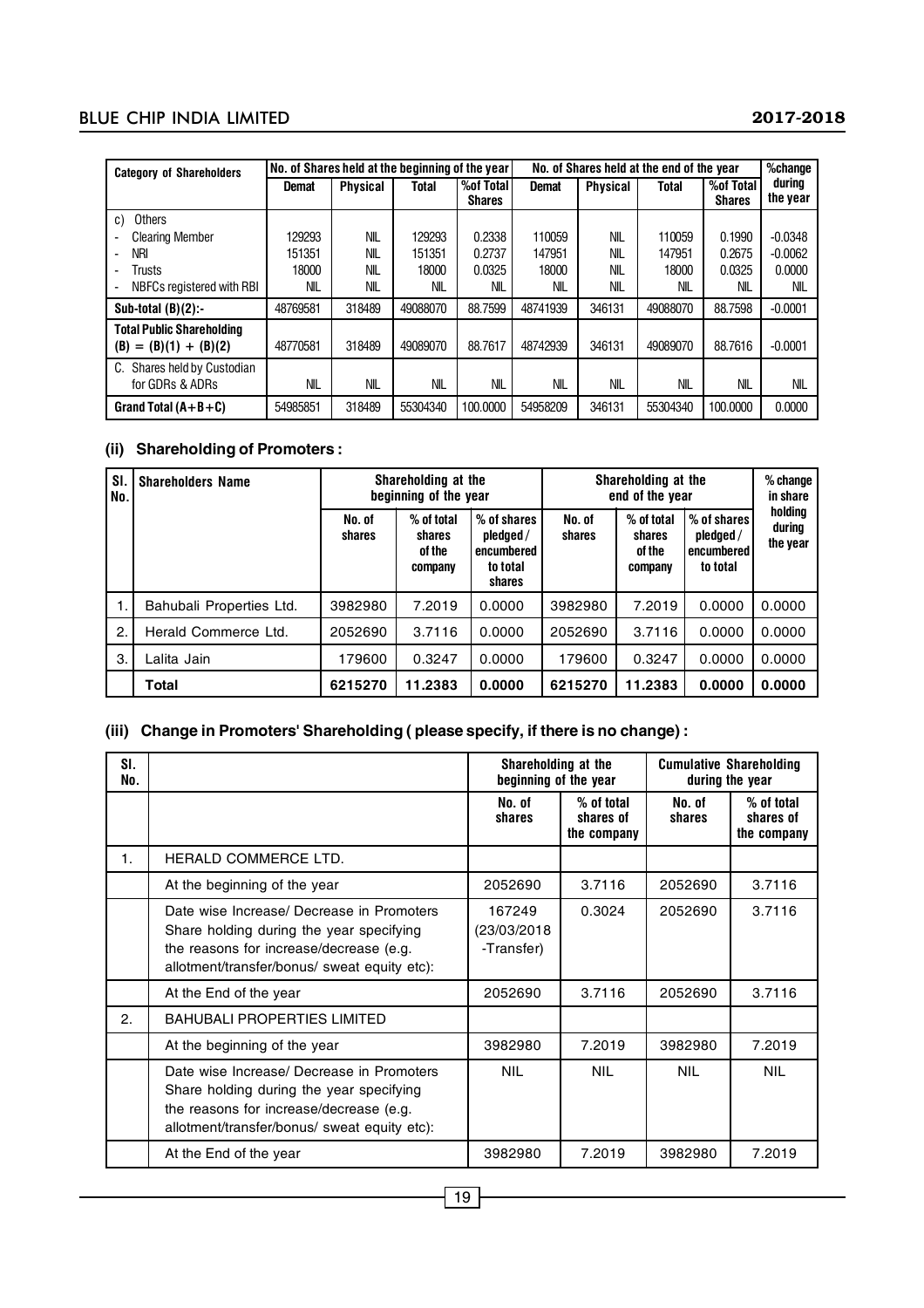| Category of Shareholders | No. of Shares held at the beginning of the year | | | | No. of Shares held at the end of the year | | | | %change during the year |
|---|---|---|---|---|---|---|---|---|---|
| | Demat | Physical | Total | %of Total Shares | Demat | Physical | Total | %of Total Shares | |
| c) Others | | | | | | | | | |
| - Clearing Member | 129293 | NIL | 129293 | 0.2338 | 110059 | NIL | 110059 | 0.1990 | -0.0348 |
| - NRI | 151351 | NIL | 151351 | 0.2737 | 147951 | NIL | 147951 | 0.2675 | -0.0062 |
| - Trusts | 18000 | NIL | 18000 | 0.0325 | 18000 | NIL | 18000 | 0.0325 | 0.0000 |
| - NBFCs registered with RBI | NIL | NIL | NIL | NIL | NIL | NIL | NIL | NIL | NIL |
| Sub-total (B)(2):- | 48769581 | 318489 | 49088070 | 88.7599 | 48741939 | 346131 | 49088070 | 88.7598 | -0.0001 |
| Total Public Shareholding (B) = (B)(1) + (B)(2) | 48770581 | 318489 | 49089070 | 88.7617 | 48742939 | 346131 | 49089070 | 88.7616 | -0.0001 |
| C. Shares held by Custodian for GDRs & ADRs | NIL | NIL | NIL | NIL | NIL | NIL | NIL | NIL | NIL |
| Grand Total (A+B+C) | 54985851 | 318489 | 55304340 | 100.0000 | 54958209 | 346131 | 55304340 | 100.0000 | 0.0000 |

### (ii) Shareholding of Promoters :

| Sl. No. | Shareholders Name | Shareholding at the beginning of the year | | | Shareholding at the end of the year | | | % change in share holding during the year |
|---|---|---|---|---|---|---|---|---|
| | | No. of shares | % of total shares of the company | % of shares pledged / encumbered to total shares | No. of shares | % of total shares of the company | % of shares pledged / encumbered to total | |
| 1. | Bahubali Properties Ltd. | 3982980 | 7.2019 | 0.0000 | 3982980 | 7.2019 | 0.0000 | 0.0000 |
| 2. | Herald Commerce Ltd. | 2052690 | 3.7116 | 0.0000 | 2052690 | 3.7116 | 0.0000 | 0.0000 |
| 3. | Lalita Jain | 179600 | 0.3247 | 0.0000 | 179600 | 0.3247 | 0.0000 | 0.0000 |
| | **Total** | **6215270** | **11.2383** | **0.0000** | **6215270** | **11.2383** | **0.0000** | **0.0000** |

### (iii) Change in Promoters' Shareholding ( please specify, if there is no change) :

| Sl. No. | | Shareholding at the beginning of the year | | Cumulative Shareholding during the year | |
|---|---|---|---|---|---|
| | | No. of shares | % of total shares of the company | No. of shares | % of total shares of the company |
| 1. | HERALD COMMERCE LTD. | | | | |
| | At the beginning of the year | 2052690 | 3.7116 | 2052690 | 3.7116 |
| | Date wise Increase/ Decrease in Promoters Share holding during the year specifying the reasons for increase/decrease (e.g. allotment/transfer/bonus/ sweat equity etc): | 167249 (23/03/2018 -Transfer) | 0.3024 | 2052690 | 3.7116 |
| | At the End of the year | 2052690 | 3.7116 | 2052690 | 3.7116 |
| 2. | BAHUBALI PROPERTIES LIMITED | | | | |
| | At the beginning of the year | 3982980 | 7.2019 | 3982980 | 7.2019 |
| | Date wise Increase/ Decrease in Promoters Share holding during the year specifying the reasons for increase/decrease (e.g. allotment/transfer/bonus/ sweat equity etc): | NIL | NIL | NIL | NIL |
| | At the End of the year | 3982980 | 7.2019 | 3982980 | 7.2019 |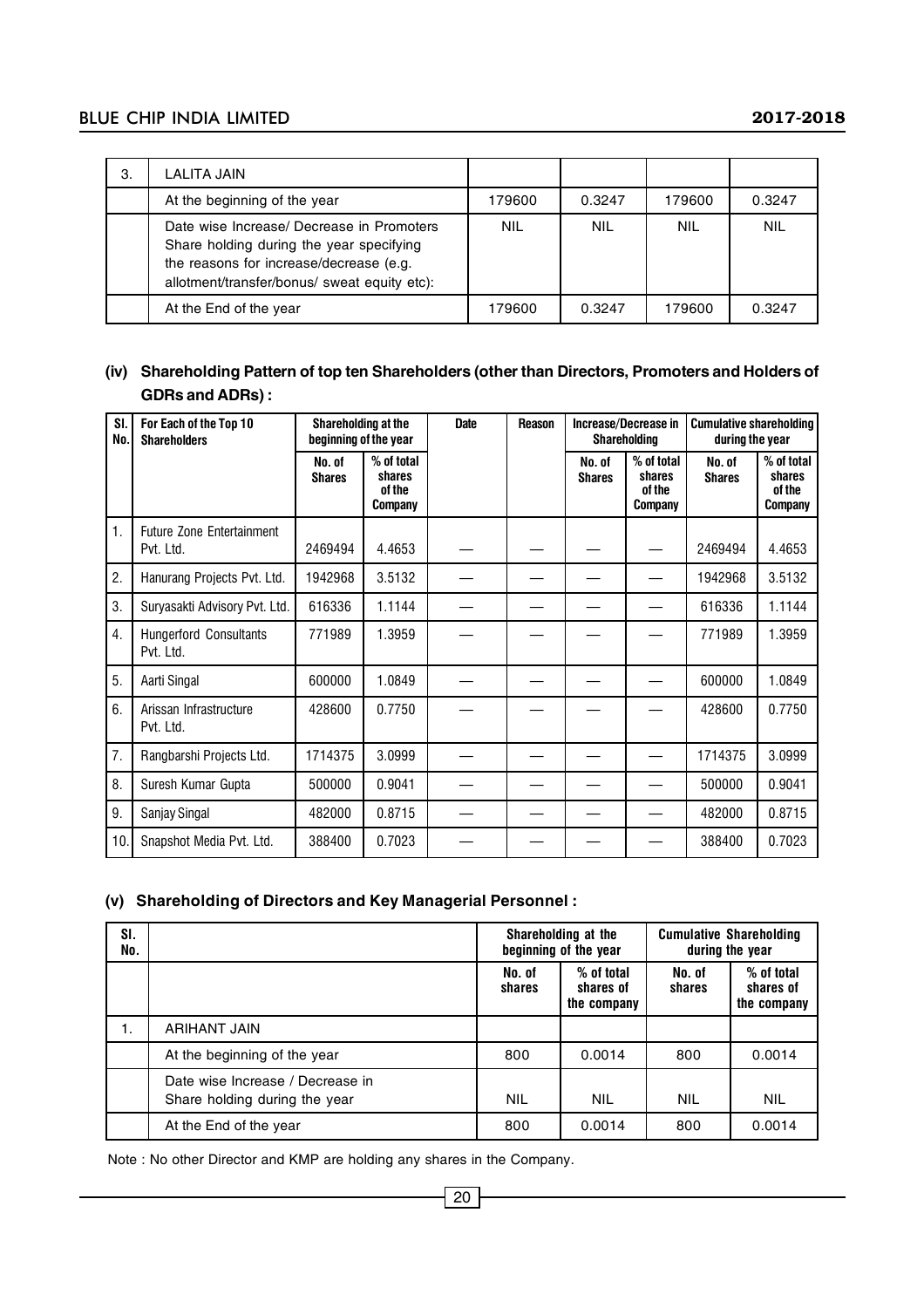| 3. | LALITA JAIN | | | | |
|---|---|---|---|---|---|
| | At the beginning of the year | 179600 | 0.3247 | 179600 | 0.3247 |
| | Date wise Increase/ Decrease in Promoters Share holding during the year specifying the reasons for increase/decrease (e.g. allotment/transfer/bonus/ sweat equity etc): | NIL | NIL | NIL | NIL |
| | At the End of the year | 179600 | 0.3247 | 179600 | 0.3247 |

### (iv) Shareholding Pattern of top ten Shareholders (other than Directors, Promoters and Holders of GDRs and ADRs) :

| Sl. No. | For Each of the Top 10 Shareholders | Shareholding at the beginning of the year | | Date | Reason | Increase/Decrease in Shareholding | | Cumulative shareholding during the year | |
|---|---|---|---|---|---|---|---|---|---|
| | | No. of Shares | % of total shares of the Company | | | No. of Shares | % of total shares of the Company | No. of Shares | % of total shares of the Company |
| 1. | Future Zone Entertainment Pvt. Ltd. | 2469494 | 4.4653 | — | — | — | — | 2469494 | 4.4653 |
| 2. | Hanurang Projects Pvt. Ltd. | 1942968 | 3.5132 | — | — | — | — | 1942968 | 3.5132 |
| 3. | Suryasakti Advisory Pvt. Ltd. | 616336 | 1.1144 | — | — | — | — | 616336 | 1.1144 |
| 4. | Hungerford Consultants Pvt. Ltd. | 771989 | 1.3959 | — | — | — | — | 771989 | 1.3959 |
| 5. | Aarti Singal | 600000 | 1.0849 | — | — | — | — | 600000 | 1.0849 |
| 6. | Arissan Infrastructure Pvt. Ltd. | 428600 | 0.7750 | — | — | — | — | 428600 | 0.7750 |
| 7. | Rangbarshi Projects Ltd. | 1714375 | 3.0999 | — | — | — | — | 1714375 | 3.0999 |
| 8. | Suresh Kumar Gupta | 500000 | 0.9041 | — | — | — | — | 500000 | 0.9041 |
| 9. | Sanjay Singal | 482000 | 0.8715 | — | — | — | — | 482000 | 0.8715 |
| 10. | Snapshot Media Pvt. Ltd. | 388400 | 0.7023 | — | — | — | — | 388400 | 0.7023 |

### (v) Shareholding of Directors and Key Managerial Personnel :

| Sl. No. | | Shareholding at the beginning of the year | | Cumulative Shareholding during the year | |
|---|---|---|---|---|---|
| | | No. of shares | % of total shares of the company | No. of shares | % of total shares of the company |
| 1. | ARIHANT JAIN | | | | |
| | At the beginning of the year | 800 | 0.0014 | 800 | 0.0014 |
| | Date wise Increase / Decrease in Share holding during the year | NIL | NIL | NIL | NIL |
| | At the End of the year | 800 | 0.0014 | 800 | 0.0014 |

Note : No other Director and KMP are holding any shares in the Company.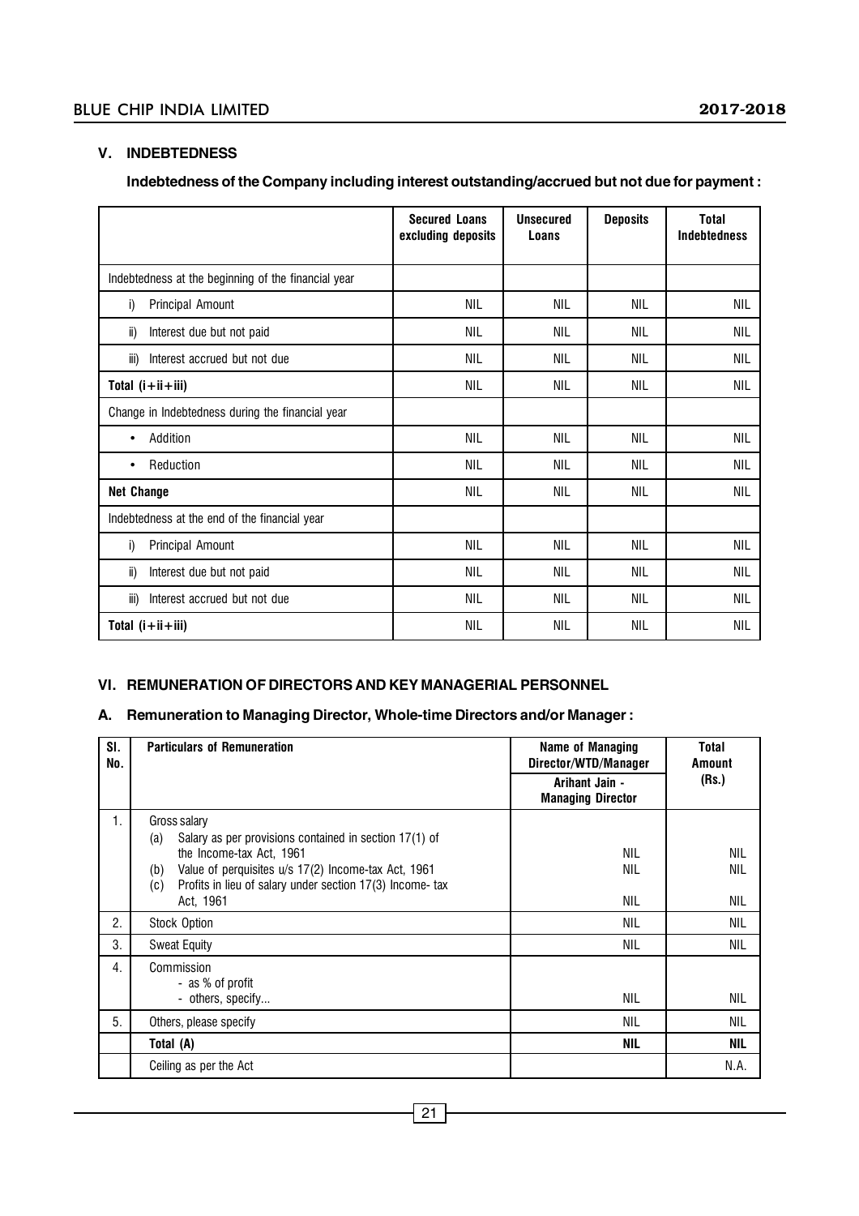## V. INDEBTEDNESS

**Indebtedness of the Company including interest outstanding/accrued but not due for payment :**

| | Secured Loans excluding deposits | Unsecured Loans | Deposits | Total Indebtedness |
|---|---|---|---|---|
| Indebtedness at the beginning of the financial year | | | | |
| i) Principal Amount | NIL | NIL | NIL | NIL |
| ii) Interest due but not paid | NIL | NIL | NIL | NIL |
| iii) Interest accrued but not due | NIL | NIL | NIL | NIL |
| **Total (i+ii+iii)** | NIL | NIL | NIL | NIL |
| Change in Indebtedness during the financial year | | | | |
| • Addition | NIL | NIL | NIL | NIL |
| • Reduction | NIL | NIL | NIL | NIL |
| **Net Change** | NIL | NIL | NIL | NIL |
| Indebtedness at the end of the financial year | | | | |
| i) Principal Amount | NIL | NIL | NIL | NIL |
| ii) Interest due but not paid | NIL | NIL | NIL | NIL |
| iii) Interest accrued but not due | NIL | NIL | NIL | NIL |
| **Total (i+ii+iii)** | NIL | NIL | NIL | NIL |

## VI. REMUNERATION OF DIRECTORS AND KEY MANAGERIAL PERSONNEL

### A. Remuneration to Managing Director, Whole-time Directors and/or Manager :

| Sl. No. | Particulars of Remuneration | Name of Managing Director/WTD/Manager | Total Amount (Rs.) |
|---|---|---|---|
| | | Arihant Jain - Managing Director | |
| 1. | Gross salary<br>(a) Salary as per provisions contained in section 17(1) of the Income-tax Act, 1961<br>(b) Value of perquisites u/s 17(2) Income-tax Act, 1961<br>(c) Profits in lieu of salary under section 17(3) Income- tax Act, 1961 | NIL<br>NIL<br>NIL | NIL<br>NIL<br>NIL |
| 2. | Stock Option | NIL | NIL |
| 3. | Sweat Equity | NIL | NIL |
| 4. | Commission<br>- as % of profit<br>- others, specify... | NIL | NIL |
| 5. | Others, please specify | NIL | NIL |
| | **Total (A)** | **NIL** | **NIL** |
| | Ceiling as per the Act | | N.A. |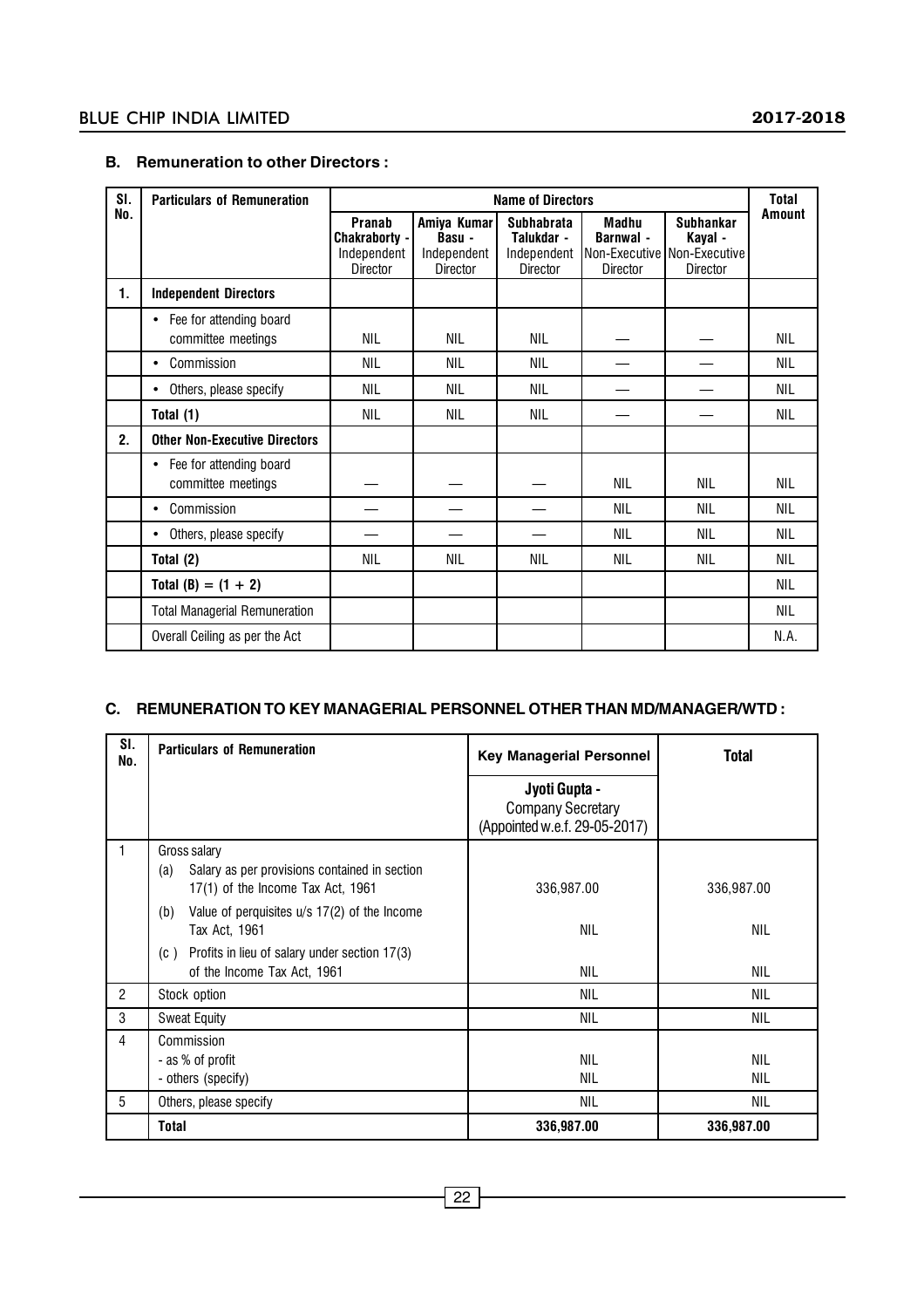### B. Remuneration to other Directors :

| Sl. No. | Particulars of Remuneration | Name of Directors | | | | | Total Amount |
|---|---|---|---|---|---|---|---|
| | | **Pranab Chakraborty -** Independent Director | **Amiya Kumar Basu -** Independent Director | **Subhabrata Talukdar -** Independent Director | **Madhu Barnwal -** Non-Executive Director | **Subhankar Kayal -** Non-Executive Director | |
| **1.** | **Independent Directors** | | | | | | |
| | • Fee for attending board committee meetings | NIL | NIL | NIL | — | — | NIL |
| | • Commission | NIL | NIL | NIL | — | — | NIL |
| | • Others, please specify | NIL | NIL | NIL | — | — | NIL |
| | **Total (1)** | NIL | NIL | NIL | — | — | NIL |
| **2.** | **Other Non-Executive Directors** | | | | | | |
| | • Fee for attending board committee meetings | — | — | — | NIL | NIL | NIL |
| | • Commission | — | — | — | NIL | NIL | NIL |
| | • Others, please specify | — | — | — | NIL | NIL | NIL |
| | **Total (2)** | NIL | NIL | NIL | NIL | NIL | NIL |
| | **Total (B) = (1 + 2)** | | | | | | NIL |
| | Total Managerial Remuneration | | | | | | NIL |
| | Overall Ceiling as per the Act | | | | | | N.A. |

### C. REMUNERATION TO KEY MANAGERIAL PERSONNEL OTHER THAN MD/MANAGER/WTD :

| Sl. No. | Particulars of Remuneration | Key Managerial Personnel | Total |
|---|---|---|---|
| | | **Jyoti Gupta -** Company Secretary (Appointed w.e.f. 29-05-2017) | |
| 1 | Gross salary | | |
| | (a) Salary as per provisions contained in section 17(1) of the Income Tax Act, 1961 | 336,987.00 | 336,987.00 |
| | (b) Value of perquisites u/s 17(2) of the Income Tax Act, 1961 | NIL | NIL |
| | (c ) Profits in lieu of salary under section 17(3) of the Income Tax Act, 1961 | NIL | NIL |
| 2 | Stock option | NIL | NIL |
| 3 | Sweat Equity | NIL | NIL |
| 4 | Commission | | |
| | - as % of profit | NIL | NIL |
| | - others (specify) | NIL | NIL |
| 5 | Others, please specify | NIL | NIL |
| | **Total** | **336,987.00** | **336,987.00** |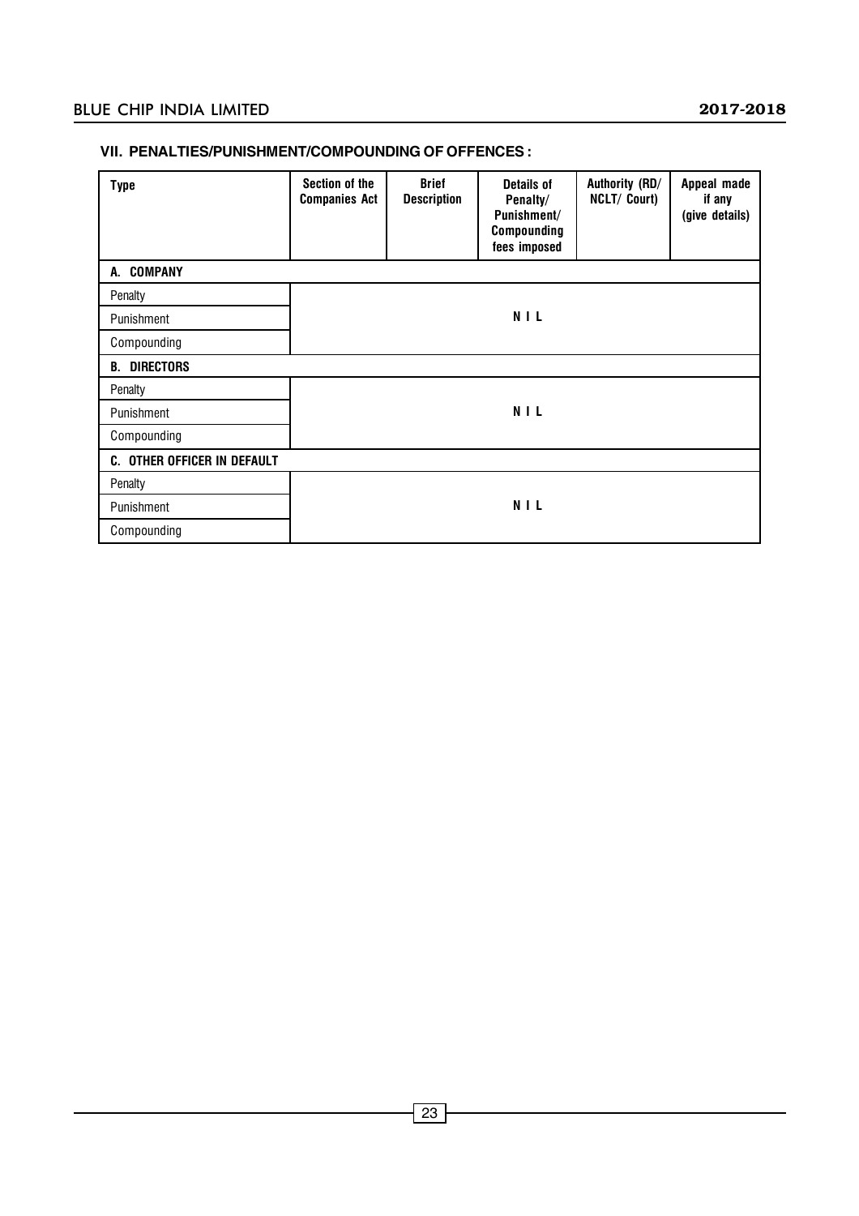### VII. PENALTIES/PUNISHMENT/COMPOUNDING OF OFFENCES :

| Type | Section of the Companies Act | Brief Description | Details of Penalty/ Punishment/ Compounding fees imposed | Authority (RD/ NCLT/ Court) | Appeal made if any (give details) |
|---|---|---|---|---|---|
| **A. COMPANY** | | | | | |
| Penalty | | | | | |
| Punishment | | | NIL | | |
| Compounding | | | | | |
| **B. DIRECTORS** | | | | | |
| Penalty | | | | | |
| Punishment | | | NIL | | |
| Compounding | | | | | |
| **C. OTHER OFFICER IN DEFAULT** | | | | | |
| Penalty | | | | | |
| Punishment | | | NIL | | |
| Compounding | | | | | |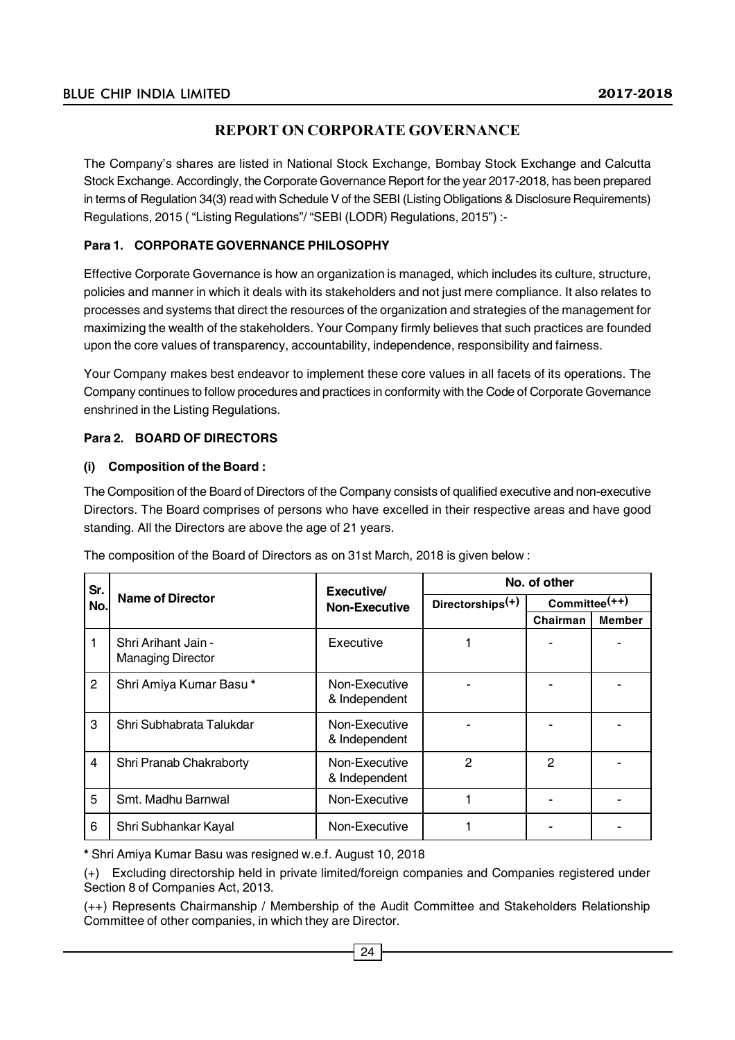# REPORT ON CORPORATE GOVERNANCE

The Company's shares are listed in National Stock Exchange, Bombay Stock Exchange and Calcutta Stock Exchange. Accordingly, the Corporate Governance Report for the year 2017-2018, has been prepared in terms of Regulation 34(3) read with Schedule V of the SEBI (Listing Obligations & Disclosure Requirements) Regulations, 2015 ( "Listing Regulations"/ "SEBI (LODR) Regulations, 2015") :-

### Para 1. CORPORATE GOVERNANCE PHILOSOPHY

Effective Corporate Governance is how an organization is managed, which includes its culture, structure, policies and manner in which it deals with its stakeholders and not just mere compliance. It also relates to processes and systems that direct the resources of the organization and strategies of the management for maximizing the wealth of the stakeholders. Your Company firmly believes that such practices are founded upon the core values of transparency, accountability, independence, responsibility and fairness.

Your Company makes best endeavor to implement these core values in all facets of its operations. The Company continues to follow procedures and practices in conformity with the Code of Corporate Governance enshrined in the Listing Regulations.

### Para 2. BOARD OF DIRECTORS

**(i) Composition of the Board :**

The Composition of the Board of Directors of the Company consists of qualified executive and non-executive Directors. The Board comprises of persons who have excelled in their respective areas and have good standing. All the Directors are above the age of 21 years.

The composition of the Board of Directors as on 31st March, 2018 is given below :

| Sr. No. | Name of Director | Executive/ Non-Executive | No. of other | | |
|---|---|---|---|---|---|
| | | | Directorships(+) | Committee(++) | |
| | | | | Chairman | Member |
| 1 | Shri Arihant Jain - Managing Director | Executive | 1 | - | - |
| 2 | Shri Amiya Kumar Basu * | Non-Executive & Independent | - | - | - |
| 3 | Shri Subhabrata Talukdar | Non-Executive & Independent | - | - | - |
| 4 | Shri Pranab Chakraborty | Non-Executive & Independent | 2 | 2 | - |
| 5 | Smt. Madhu Barnwal | Non-Executive | 1 | - | - |
| 6 | Shri Subhankar Kayal | Non-Executive | 1 | - | - |

**\*** Shri Amiya Kumar Basu was resigned w.e.f. August 10, 2018

(+) Excluding directorship held in private limited/foreign companies and Companies registered under Section 8 of Companies Act, 2013.

(++) Represents Chairmanship / Membership of the Audit Committee and Stakeholders Relationship Committee of other companies, in which they are Director.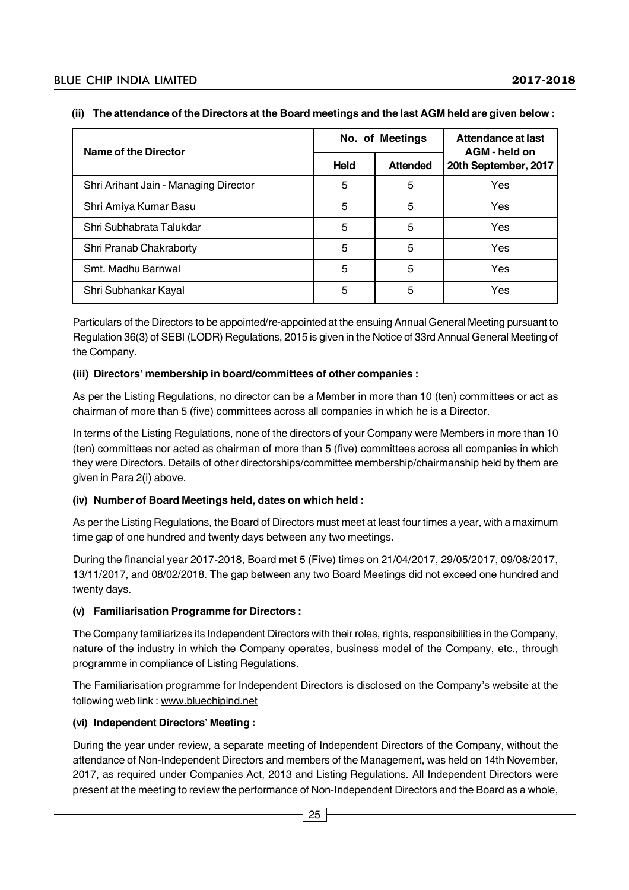**(ii) The attendance of the Directors at the Board meetings and the last AGM held are given below :**

| Name of the Director | No. of Meetings | | Attendance at last AGM - held on 20th September, 2017 |
|---|---|---|---|
| | Held | Attended | |
| Shri Arihant Jain - Managing Director | 5 | 5 | Yes |
| Shri Amiya Kumar Basu | 5 | 5 | Yes |
| Shri Subhabrata Talukdar | 5 | 5 | Yes |
| Shri Pranab Chakraborty | 5 | 5 | Yes |
| Smt. Madhu Barnwal | 5 | 5 | Yes |
| Shri Subhankar Kayal | 5 | 5 | Yes |

Particulars of the Directors to be appointed/re-appointed at the ensuing Annual General Meeting pursuant to Regulation 36(3) of SEBI (LODR) Regulations, 2015 is given in the Notice of 33rd Annual General Meeting of the Company.

**(iii) Directors' membership in board/committees of other companies :**

As per the Listing Regulations, no director can be a Member in more than 10 (ten) committees or act as chairman of more than 5 (five) committees across all companies in which he is a Director.

In terms of the Listing Regulations, none of the directors of your Company were Members in more than 10 (ten) committees nor acted as chairman of more than 5 (five) committees across all companies in which they were Directors. Details of other directorships/committee membership/chairmanship held by them are given in Para 2(i) above.

**(iv) Number of Board Meetings held, dates on which held :**

As per the Listing Regulations, the Board of Directors must meet at least four times a year, with a maximum time gap of one hundred and twenty days between any two meetings.

During the financial year 2017-2018, Board met 5 (Five) times on 21/04/2017, 29/05/2017, 09/08/2017, 13/11/2017, and 08/02/2018. The gap between any two Board Meetings did not exceed one hundred and twenty days.

**(v) Familiarisation Programme for Directors :**

The Company familiarizes its Independent Directors with their roles, rights, responsibilities in the Company, nature of the industry in which the Company operates, business model of the Company, etc., through programme in compliance of Listing Regulations.

The Familiarisation programme for Independent Directors is disclosed on the Company's website at the following web link : www.bluechipind.net

**(vi) Independent Directors' Meeting :**

During the year under review, a separate meeting of Independent Directors of the Company, without the attendance of Non-Independent Directors and members of the Management, was held on 14th November, 2017, as required under Companies Act, 2013 and Listing Regulations. All Independent Directors were present at the meeting to review the performance of Non-Independent Directors and the Board as a whole,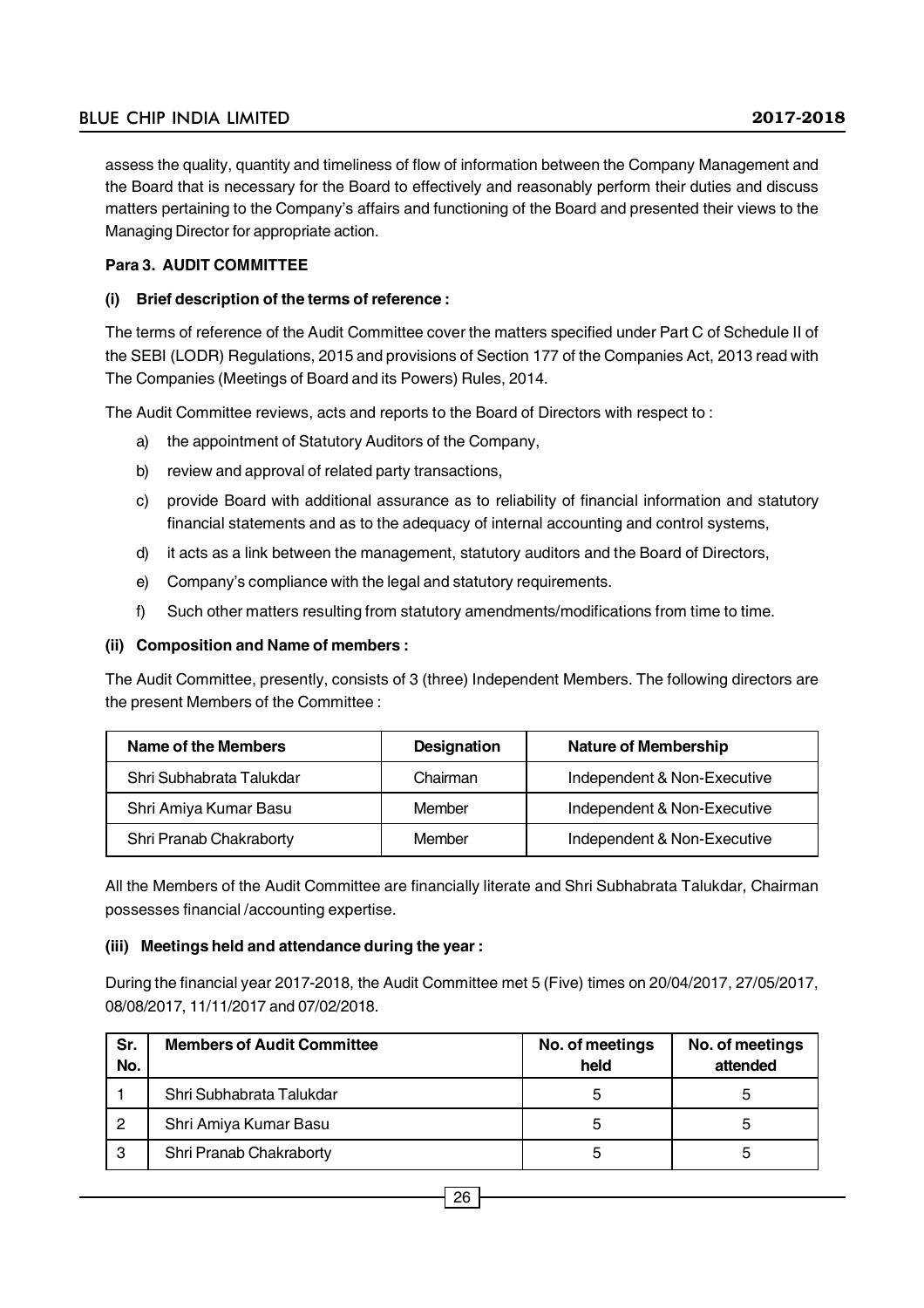assess the quality, quantity and timeliness of flow of information between the Company Management and the Board that is necessary for the Board to effectively and reasonably perform their duties and discuss matters pertaining to the Company's affairs and functioning of the Board and presented their views to the Managing Director for appropriate action.

**Para 3. AUDIT COMMITTEE**

**(i) Brief description of the terms of reference :**

The terms of reference of the Audit Committee cover the matters specified under Part C of Schedule II of the SEBI (LODR) Regulations, 2015 and provisions of Section 177 of the Companies Act, 2013 read with The Companies (Meetings of Board and its Powers) Rules, 2014.

The Audit Committee reviews, acts and reports to the Board of Directors with respect to :

a) the appointment of Statutory Auditors of the Company,

b) review and approval of related party transactions,

c) provide Board with additional assurance as to reliability of financial information and statutory financial statements and as to the adequacy of internal accounting and control systems,

d) it acts as a link between the management, statutory auditors and the Board of Directors,

e) Company's compliance with the legal and statutory requirements.

f) Such other matters resulting from statutory amendments/modifications from time to time.

**(ii) Composition and Name of members :**

The Audit Committee, presently, consists of 3 (three) Independent Members. The following directors are the present Members of the Committee :

| Name of the Members | Designation | Nature of Membership |
|---|---|---|
| Shri Subhabrata Talukdar | Chairman | Independent & Non-Executive |
| Shri Amiya Kumar Basu | Member | Independent & Non-Executive |
| Shri Pranab Chakraborty | Member | Independent & Non-Executive |

All the Members of the Audit Committee are financially literate and Shri Subhabrata Talukdar, Chairman possesses financial /accounting expertise.

**(iii) Meetings held and attendance during the year :**

During the financial year 2017-2018, the Audit Committee met 5 (Five) times on 20/04/2017, 27/05/2017, 08/08/2017, 11/11/2017 and 07/02/2018.

| Sr. No. | Members of Audit Committee | No. of meetings held | No. of meetings attended |
|---|---|---|---|
| 1 | Shri Subhabrata Talukdar | 5 | 5 |
| 2 | Shri Amiya Kumar Basu | 5 | 5 |
| 3 | Shri Pranab Chakraborty | 5 | 5 |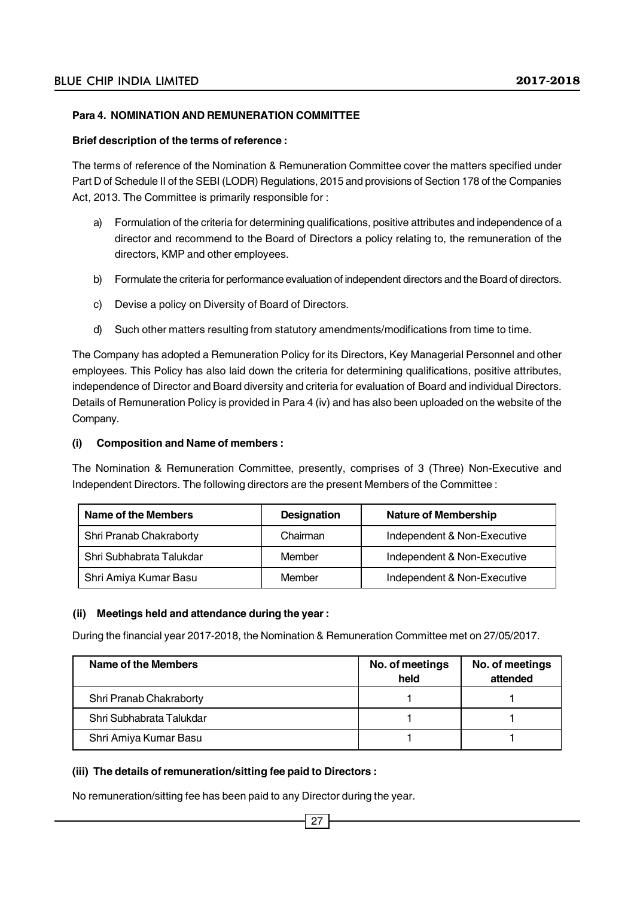**Para 4. NOMINATION AND REMUNERATION COMMITTEE**

**Brief description of the terms of reference :**

The terms of reference of the Nomination & Remuneration Committee cover the matters specified under Part D of Schedule II of the SEBI (LODR) Regulations, 2015 and provisions of Section 178 of the Companies Act, 2013. The Committee is primarily responsible for :

a) Formulation of the criteria for determining qualifications, positive attributes and independence of a director and recommend to the Board of Directors a policy relating to, the remuneration of the directors, KMP and other employees.

b) Formulate the criteria for performance evaluation of independent directors and the Board of directors.

c) Devise a policy on Diversity of Board of Directors.

d) Such other matters resulting from statutory amendments/modifications from time to time.

The Company has adopted a Remuneration Policy for its Directors, Key Managerial Personnel and other employees. This Policy has also laid down the criteria for determining qualifications, positive attributes, independence of Director and Board diversity and criteria for evaluation of Board and individual Directors. Details of Remuneration Policy is provided in Para 4 (iv) and has also been uploaded on the website of the Company.

**(i) Composition and Name of members :**

The Nomination & Remuneration Committee, presently, comprises of 3 (Three) Non-Executive and Independent Directors. The following directors are the present Members of the Committee :

| Name of the Members | Designation | Nature of Membership |
|---|---|---|
| Shri Pranab Chakraborty | Chairman | Independent & Non-Executive |
| Shri Subhabrata Talukdar | Member | Independent & Non-Executive |
| Shri Amiya Kumar Basu | Member | Independent & Non-Executive |

**(ii) Meetings held and attendance during the year :**

During the financial year 2017-2018, the Nomination & Remuneration Committee met on 27/05/2017.

| Name of the Members | No. of meetings held | No. of meetings attended |
|---|---|---|
| Shri Pranab Chakraborty | 1 | 1 |
| Shri Subhabrata Talukdar | 1 | 1 |
| Shri Amiya Kumar Basu | 1 | 1 |

**(iii) The details of remuneration/sitting fee paid to Directors :**

No remuneration/sitting fee has been paid to any Director during the year.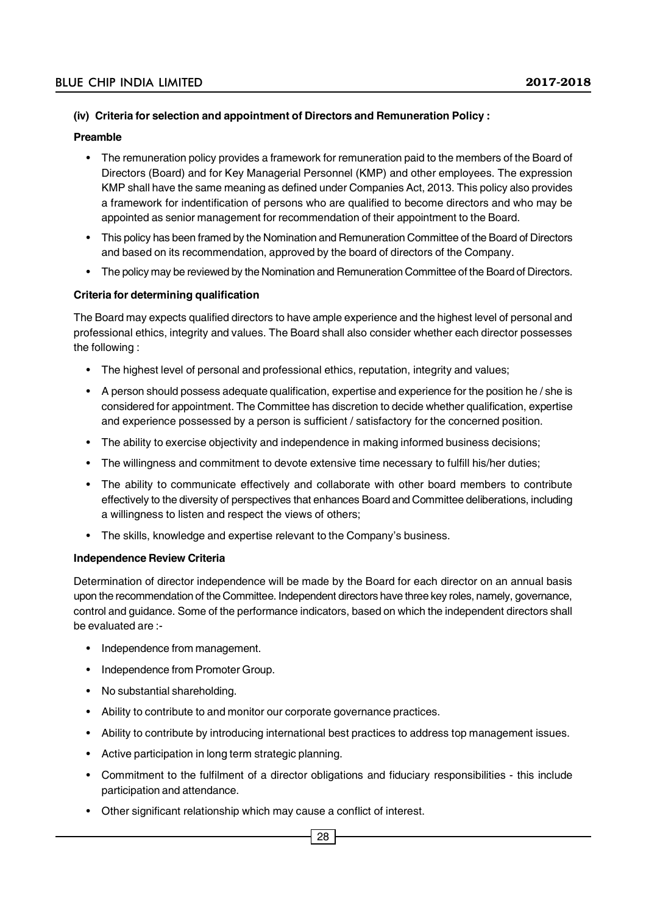**(iv) Criteria for selection and appointment of Directors and Remuneration Policy :**

**Preamble**

- The remuneration policy provides a framework for remuneration paid to the members of the Board of Directors (Board) and for Key Managerial Personnel (KMP) and other employees. The expression KMP shall have the same meaning as defined under Companies Act, 2013. This policy also provides a framework for indentification of persons who are qualified to become directors and who may be appointed as senior management for recommendation of their appointment to the Board.
- This policy has been framed by the Nomination and Remuneration Committee of the Board of Directors and based on its recommendation, approved by the board of directors of the Company.
- The policy may be reviewed by the Nomination and Remuneration Committee of the Board of Directors.

**Criteria for determining qualification**

The Board may expects qualified directors to have ample experience and the highest level of personal and professional ethics, integrity and values. The Board shall also consider whether each director possesses the following :

- The highest level of personal and professional ethics, reputation, integrity and values;
- A person should possess adequate qualification, expertise and experience for the position he / she is considered for appointment. The Committee has discretion to decide whether qualification, expertise and experience possessed by a person is sufficient / satisfactory for the concerned position.
- The ability to exercise objectivity and independence in making informed business decisions;
- The willingness and commitment to devote extensive time necessary to fulfill his/her duties;
- The ability to communicate effectively and collaborate with other board members to contribute effectively to the diversity of perspectives that enhances Board and Committee deliberations, including a willingness to listen and respect the views of others;
- The skills, knowledge and expertise relevant to the Company's business.

**Independence Review Criteria**

Determination of director independence will be made by the Board for each director on an annual basis upon the recommendation of the Committee. Independent directors have three key roles, namely, governance, control and guidance. Some of the performance indicators, based on which the independent directors shall be evaluated are :-

- Independence from management.
- Independence from Promoter Group.
- No substantial shareholding.
- Ability to contribute to and monitor our corporate governance practices.
- Ability to contribute by introducing international best practices to address top management issues.
- Active participation in long term strategic planning.
- Commitment to the fulfilment of a director obligations and fiduciary responsibilities - this include participation and attendance.
- Other significant relationship which may cause a conflict of interest.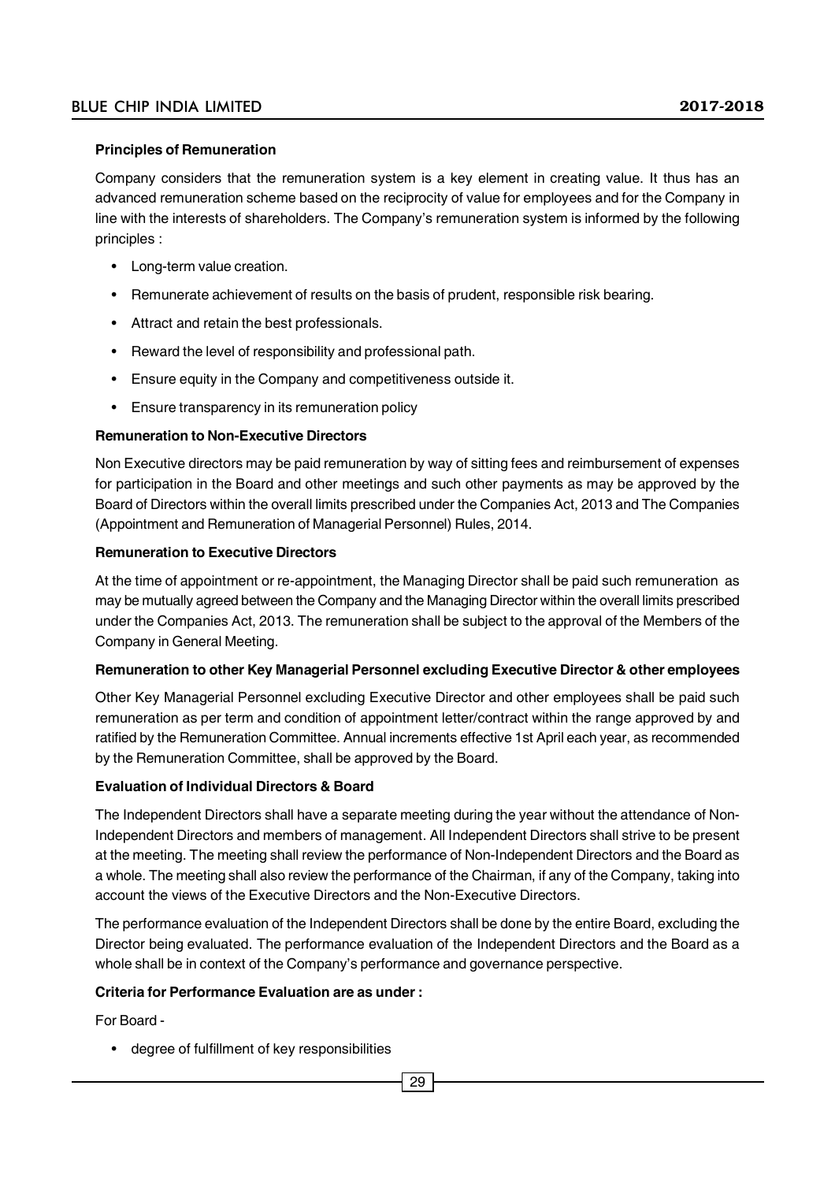**Principles of Remuneration**

Company considers that the remuneration system is a key element in creating value. It thus has an advanced remuneration scheme based on the reciprocity of value for employees and for the Company in line with the interests of shareholders. The Company's remuneration system is informed by the following principles :

- Long-term value creation.
- Remunerate achievement of results on the basis of prudent, responsible risk bearing.
- Attract and retain the best professionals.
- Reward the level of responsibility and professional path.
- Ensure equity in the Company and competitiveness outside it.
- Ensure transparency in its remuneration policy

**Remuneration to Non-Executive Directors**

Non Executive directors may be paid remuneration by way of sitting fees and reimbursement of expenses for participation in the Board and other meetings and such other payments as may be approved by the Board of Directors within the overall limits prescribed under the Companies Act, 2013 and The Companies (Appointment and Remuneration of Managerial Personnel) Rules, 2014.

**Remuneration to Executive Directors**

At the time of appointment or re-appointment, the Managing Director shall be paid such remuneration as may be mutually agreed between the Company and the Managing Director within the overall limits prescribed under the Companies Act, 2013. The remuneration shall be subject to the approval of the Members of the Company in General Meeting.

**Remuneration to other Key Managerial Personnel excluding Executive Director & other employees**

Other Key Managerial Personnel excluding Executive Director and other employees shall be paid such remuneration as per term and condition of appointment letter/contract within the range approved by and ratified by the Remuneration Committee. Annual increments effective 1st April each year, as recommended by the Remuneration Committee, shall be approved by the Board.

**Evaluation of Individual Directors & Board**

The Independent Directors shall have a separate meeting during the year without the attendance of Non-Independent Directors and members of management. All Independent Directors shall strive to be present at the meeting. The meeting shall review the performance of Non-Independent Directors and the Board as a whole. The meeting shall also review the performance of the Chairman, if any of the Company, taking into account the views of the Executive Directors and the Non-Executive Directors.

The performance evaluation of the Independent Directors shall be done by the entire Board, excluding the Director being evaluated. The performance evaluation of the Independent Directors and the Board as a whole shall be in context of the Company's performance and governance perspective.

**Criteria for Performance Evaluation are as under :**

For Board -

- degree of fulfillment of key responsibilities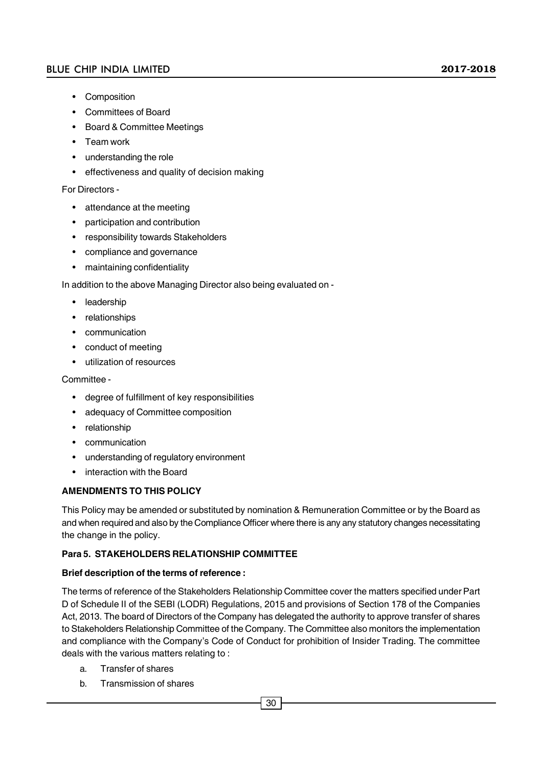- Composition
- Committees of Board
- Board & Committee Meetings
- Team work
- understanding the role
- effectiveness and quality of decision making

For Directors -

- attendance at the meeting
- participation and contribution
- responsibility towards Stakeholders
- compliance and governance
- maintaining confidentiality

In addition to the above Managing Director also being evaluated on -

- leadership
- relationships
- communication
- conduct of meeting
- utilization of resources

Committee -

- degree of fulfillment of key responsibilities
- adequacy of Committee composition
- relationship
- communication
- understanding of regulatory environment
- interaction with the Board

**AMENDMENTS TO THIS POLICY**

This Policy may be amended or substituted by nomination & Remuneration Committee or by the Board as and when required and also by the Compliance Officer where there is any any statutory changes necessitating the change in the policy.

**Para 5. STAKEHOLDERS RELATIONSHIP COMMITTEE**

**Brief description of the terms of reference :**

The terms of reference of the Stakeholders Relationship Committee cover the matters specified under Part D of Schedule II of the SEBI (LODR) Regulations, 2015 and provisions of Section 178 of the Companies Act, 2013. The board of Directors of the Company has delegated the authority to approve transfer of shares to Stakeholders Relationship Committee of the Company. The Committee also monitors the implementation and compliance with the Company's Code of Conduct for prohibition of Insider Trading. The committee deals with the various matters relating to :

a. Transfer of shares
b. Transmission of shares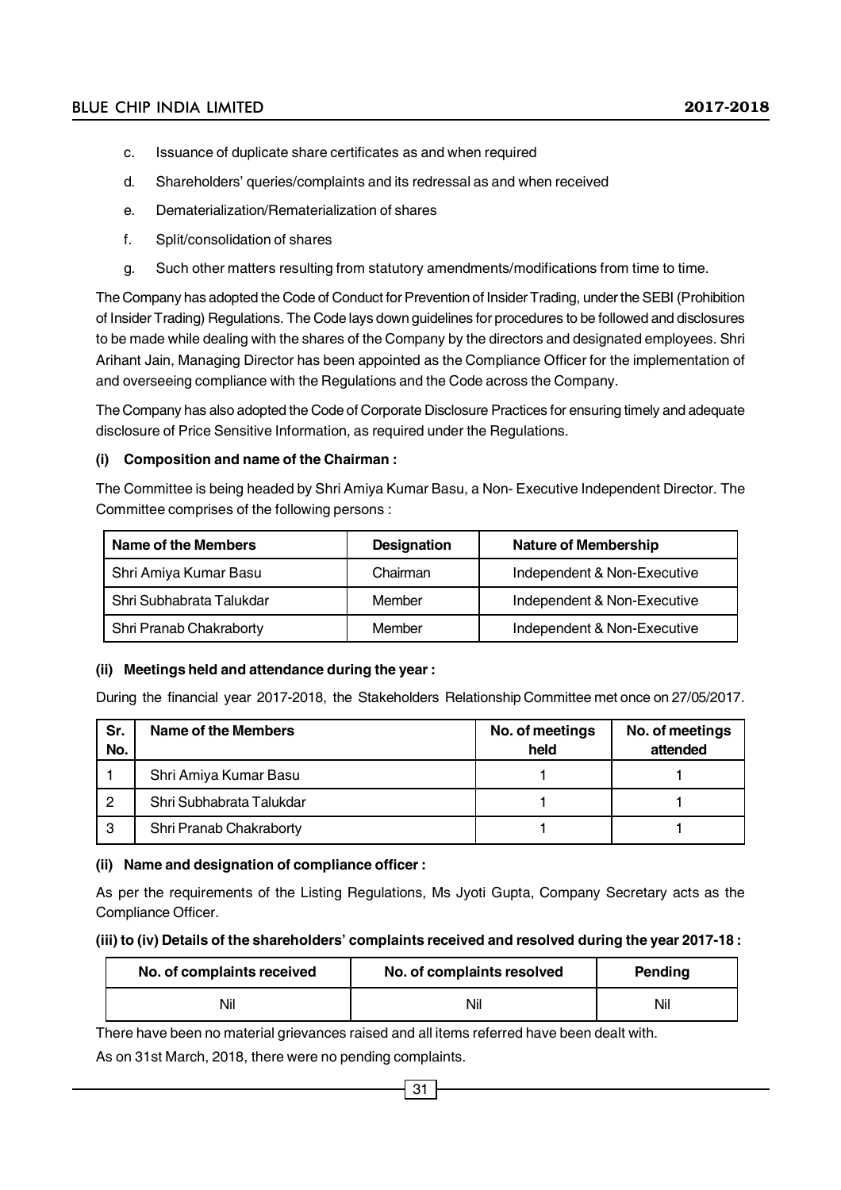c. Issuance of duplicate share certificates as and when required

d. Shareholders' queries/complaints and its redressal as and when received

e. Dematerialization/Rematerialization of shares

f. Split/consolidation of shares

g. Such other matters resulting from statutory amendments/modifications from time to time.

The Company has adopted the Code of Conduct for Prevention of Insider Trading, under the SEBI (Prohibition of Insider Trading) Regulations. The Code lays down guidelines for procedures to be followed and disclosures to be made while dealing with the shares of the Company by the directors and designated employees. Shri Arihant Jain, Managing Director has been appointed as the Compliance Officer for the implementation of and overseeing compliance with the Regulations and the Code across the Company.

The Company has also adopted the Code of Corporate Disclosure Practices for ensuring timely and adequate disclosure of Price Sensitive Information, as required under the Regulations.

**(i) Composition and name of the Chairman :**

The Committee is being headed by Shri Amiya Kumar Basu, a Non- Executive Independent Director. The Committee comprises of the following persons :

| Name of the Members | Designation | Nature of Membership |
|---|---|---|
| Shri Amiya Kumar Basu | Chairman | Independent & Non-Executive |
| Shri Subhabrata Talukdar | Member | Independent & Non-Executive |
| Shri Pranab Chakraborty | Member | Independent & Non-Executive |

**(ii) Meetings held and attendance during the year :**

During the financial year 2017-2018, the Stakeholders Relationship Committee met once on 27/05/2017.

| Sr. No. | Name of the Members | No. of meetings held | No. of meetings attended |
|---|---|---|---|
| 1 | Shri Amiya Kumar Basu | 1 | 1 |
| 2 | Shri Subhabrata Talukdar | 1 | 1 |
| 3 | Shri Pranab Chakraborty | 1 | 1 |

**(ii) Name and designation of compliance officer :**

As per the requirements of the Listing Regulations, Ms Jyoti Gupta, Company Secretary acts as the Compliance Officer.

**(iii) to (iv) Details of the shareholders' complaints received and resolved during the year 2017-18 :**

| No. of complaints received | No. of complaints resolved | Pending |
|---|---|---|
| Nil | Nil | Nil |

There have been no material grievances raised and all items referred have been dealt with.

As on 31st March, 2018, there were no pending complaints.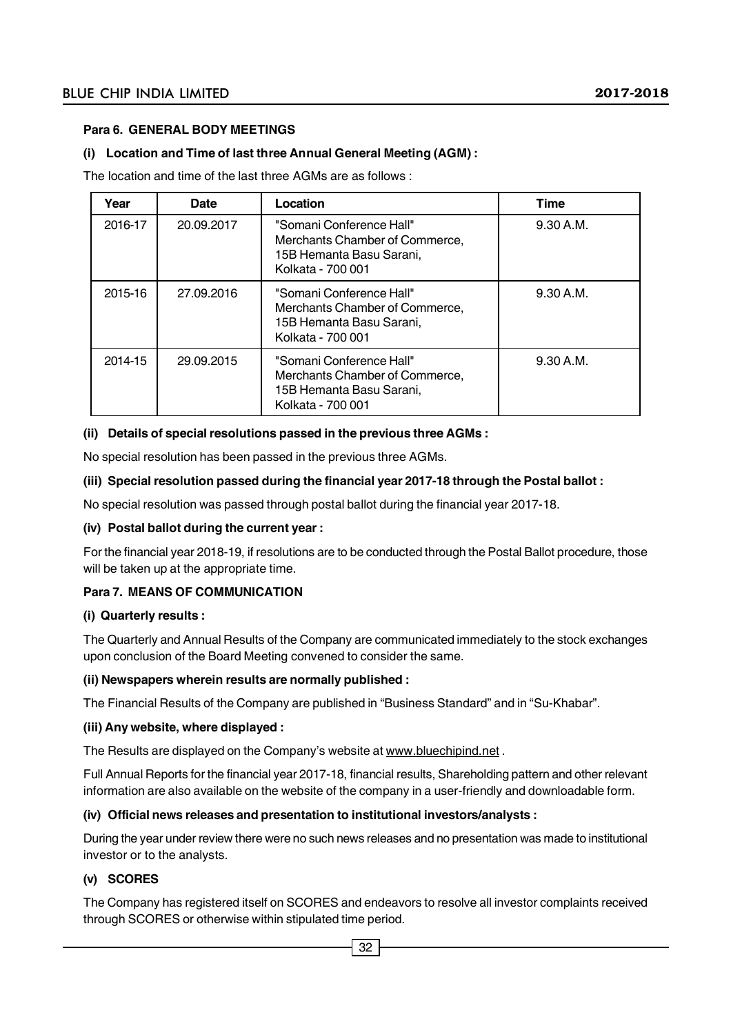**Para 6. GENERAL BODY MEETINGS**

**(i) Location and Time of last three Annual General Meeting (AGM) :**

The location and time of the last three AGMs are as follows :

| Year | Date | Location | Time |
|---|---|---|---|
| 2016-17 | 20.09.2017 | "Somani Conference Hall" Merchants Chamber of Commerce, 15B Hemanta Basu Sarani, Kolkata - 700 001 | 9.30 A.M. |
| 2015-16 | 27.09.2016 | "Somani Conference Hall" Merchants Chamber of Commerce, 15B Hemanta Basu Sarani, Kolkata - 700 001 | 9.30 A.M. |
| 2014-15 | 29.09.2015 | "Somani Conference Hall" Merchants Chamber of Commerce, 15B Hemanta Basu Sarani, Kolkata - 700 001 | 9.30 A.M. |

**(ii) Details of special resolutions passed in the previous three AGMs :**

No special resolution has been passed in the previous three AGMs.

**(iii) Special resolution passed during the financial year 2017-18 through the Postal ballot :**

No special resolution was passed through postal ballot during the financial year 2017-18.

**(iv) Postal ballot during the current year :**

For the financial year 2018-19, if resolutions are to be conducted through the Postal Ballot procedure, those will be taken up at the appropriate time.

**Para 7. MEANS OF COMMUNICATION**

**(i) Quarterly results :**

The Quarterly and Annual Results of the Company are communicated immediately to the stock exchanges upon conclusion of the Board Meeting convened to consider the same.

**(ii) Newspapers wherein results are normally published :**

The Financial Results of the Company are published in "Business Standard" and in "Su-Khabar".

**(iii) Any website, where displayed :**

The Results are displayed on the Company's website at www.bluechipind.net .

Full Annual Reports for the financial year 2017-18, financial results, Shareholding pattern and other relevant information are also available on the website of the company in a user-friendly and downloadable form.

**(iv) Official news releases and presentation to institutional investors/analysts :**

During the year under review there were no such news releases and no presentation was made to institutional investor or to the analysts.

**(v) SCORES**

The Company has registered itself on SCORES and endeavors to resolve all investor complaints received through SCORES or otherwise within stipulated time period.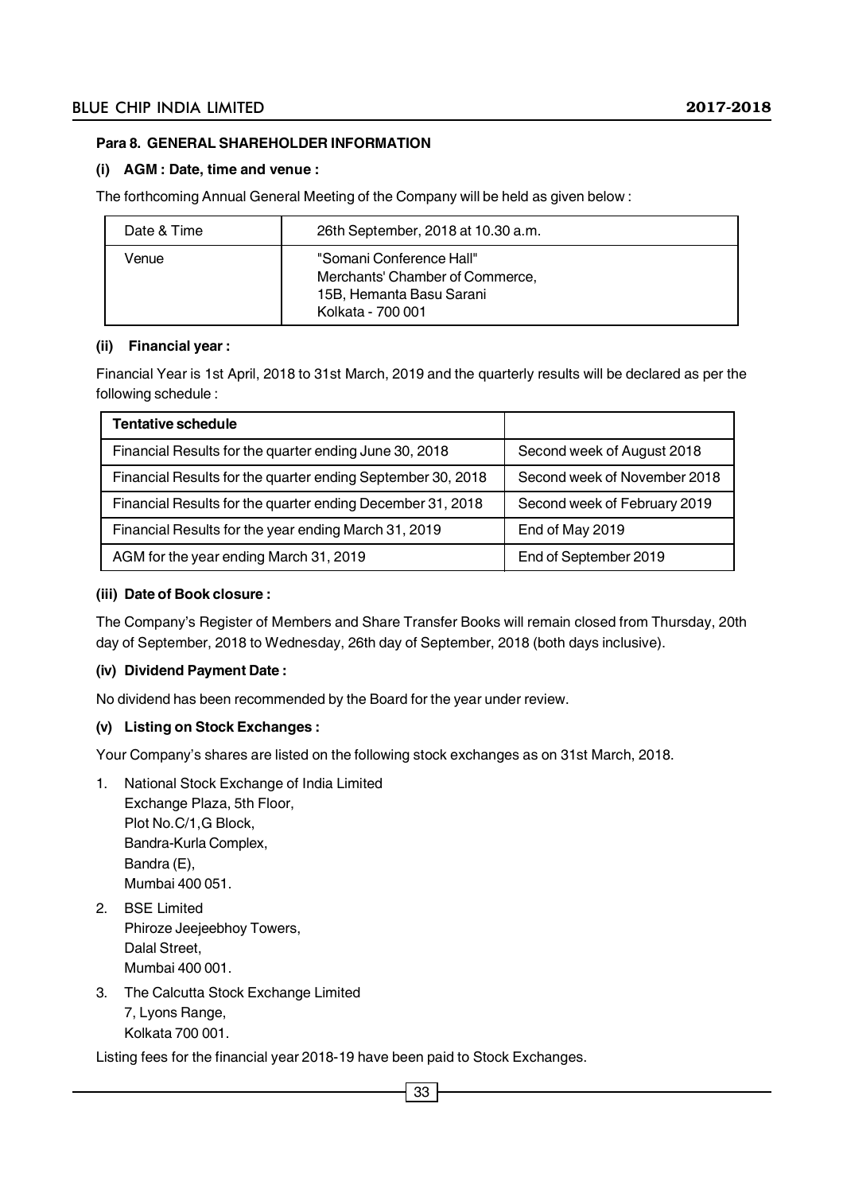**Para 8. GENERAL SHAREHOLDER INFORMATION**

**(i) AGM : Date, time and venue :**

The forthcoming Annual General Meeting of the Company will be held as given below :

| Date & Time | 26th September, 2018 at 10.30 a.m. |
|---|---|
| Venue | "Somani Conference Hall" Merchants' Chamber of Commerce, 15B, Hemanta Basu Sarani Kolkata - 700 001 |

**(ii) Financial year :**

Financial Year is 1st April, 2018 to 31st March, 2019 and the quarterly results will be declared as per the following schedule :

| **Tentative schedule** | |
|---|---|
| Financial Results for the quarter ending June 30, 2018 | Second week of August 2018 |
| Financial Results for the quarter ending September 30, 2018 | Second week of November 2018 |
| Financial Results for the quarter ending December 31, 2018 | Second week of February 2019 |
| Financial Results for the year ending March 31, 2019 | End of May 2019 |
| AGM for the year ending March 31, 2019 | End of September 2019 |

**(iii) Date of Book closure :**

The Company's Register of Members and Share Transfer Books will remain closed from Thursday, 20th day of September, 2018 to Wednesday, 26th day of September, 2018 (both days inclusive).

**(iv) Dividend Payment Date :**

No dividend has been recommended by the Board for the year under review.

**(v) Listing on Stock Exchanges :**

Your Company's shares are listed on the following stock exchanges as on 31st March, 2018.

1. National Stock Exchange of India Limited
   Exchange Plaza, 5th Floor,
   Plot No.C/1,G Block,
   Bandra-Kurla Complex,
   Bandra (E),
   Mumbai 400 051.
2. BSE Limited
   Phiroze Jeejeebhoy Towers,
   Dalal Street,
   Mumbai 400 001.
3. The Calcutta Stock Exchange Limited
   7, Lyons Range,
   Kolkata 700 001.

Listing fees for the financial year 2018-19 have been paid to Stock Exchanges.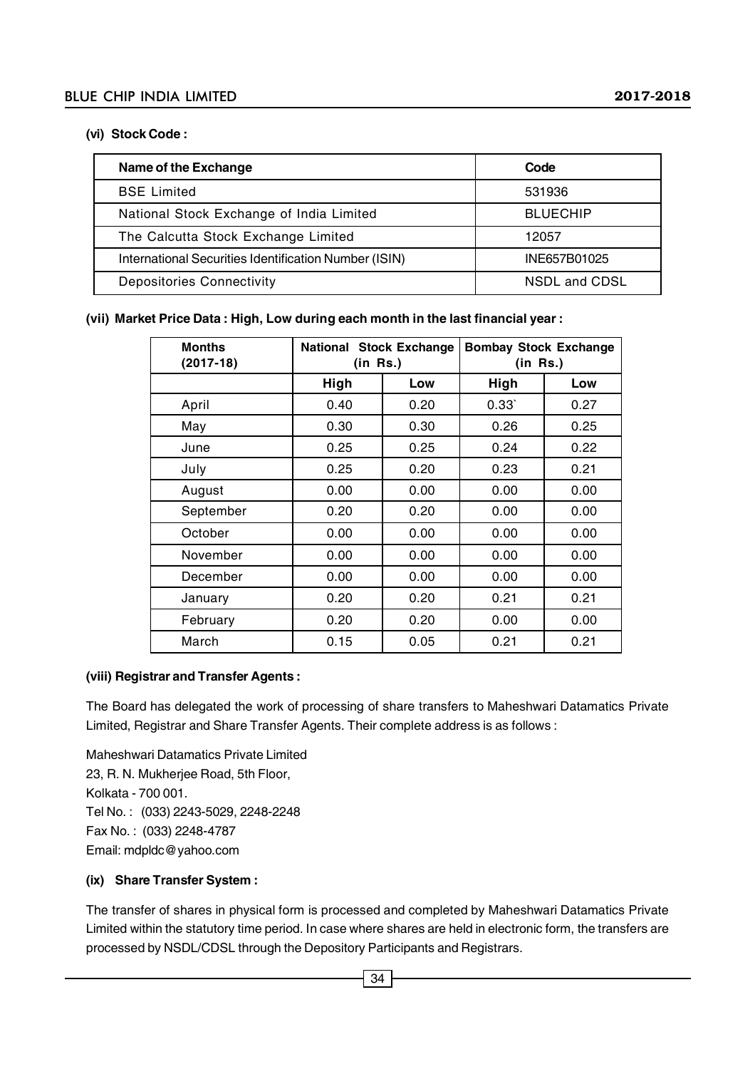**(vi) Stock Code :**

| Name of the Exchange | Code |
|---|---|
| BSE Limited | 531936 |
| National Stock Exchange of India Limited | BLUECHIP |
| The Calcutta Stock Exchange Limited | 12057 |
| International Securities Identification Number (ISIN) | INE657B01025 |
| Depositories Connectivity | NSDL and CDSL |

**(vii) Market Price Data : High, Low during each month in the last financial year :**

| Months (2017-18) | National Stock Exchange (in Rs.) | | Bombay Stock Exchange (in Rs.) | |
|---|---|---|---|---|
| | High | Low | High | Low |
| April | 0.40 | 0.20 | 0.33` | 0.27 |
| May | 0.30 | 0.30 | 0.26 | 0.25 |
| June | 0.25 | 0.25 | 0.24 | 0.22 |
| July | 0.25 | 0.20 | 0.23 | 0.21 |
| August | 0.00 | 0.00 | 0.00 | 0.00 |
| September | 0.20 | 0.20 | 0.00 | 0.00 |
| October | 0.00 | 0.00 | 0.00 | 0.00 |
| November | 0.00 | 0.00 | 0.00 | 0.00 |
| December | 0.00 | 0.00 | 0.00 | 0.00 |
| January | 0.20 | 0.20 | 0.21 | 0.21 |
| February | 0.20 | 0.20 | 0.00 | 0.00 |
| March | 0.15 | 0.05 | 0.21 | 0.21 |

**(viii) Registrar and Transfer Agents :**

The Board has delegated the work of processing of share transfers to Maheshwari Datamatics Private Limited, Registrar and Share Transfer Agents. Their complete address is as follows :

Maheshwari Datamatics Private Limited
23, R. N. Mukherjee Road, 5th Floor,
Kolkata - 700 001.
Tel No. : (033) 2243-5029, 2248-2248
Fax No. : (033) 2248-4787
Email: mdpldc@yahoo.com

**(ix) Share Transfer System :**

The transfer of shares in physical form is processed and completed by Maheshwari Datamatics Private Limited within the statutory time period. In case where shares are held in electronic form, the transfers are processed by NSDL/CDSL through the Depository Participants and Registrars.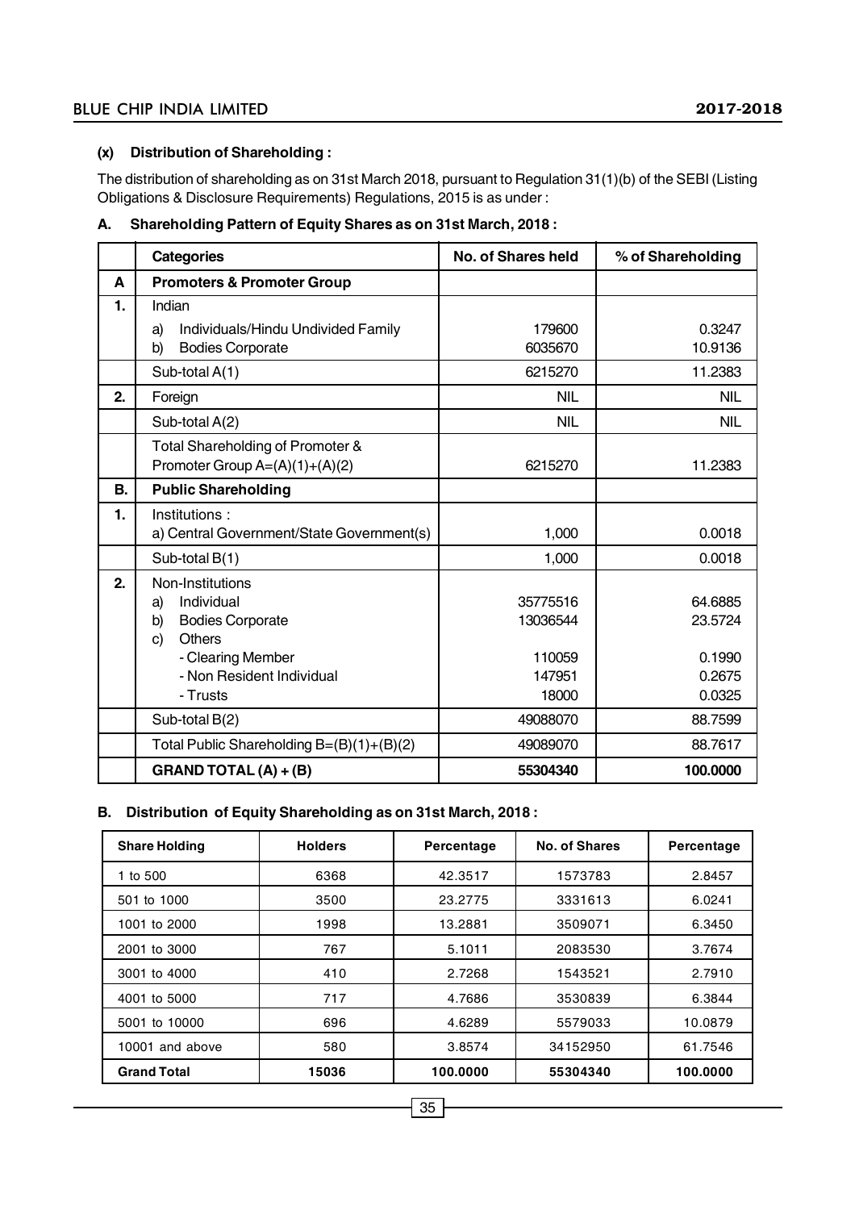**(x) Distribution of Shareholding :**

The distribution of shareholding as on 31st March 2018, pursuant to Regulation 31(1)(b) of the SEBI (Listing Obligations & Disclosure Requirements) Regulations, 2015 is as under :

**A. Shareholding Pattern of Equity Shares as on 31st March, 2018 :**

| | Categories | No. of Shares held | % of Shareholding |
|---|---|---|---|
| **A** | **Promoters & Promoter Group** | | |
| **1.** | Indian | | |
| | a) Individuals/Hindu Undivided Family | 179600 | 0.3247 |
| | b) Bodies Corporate | 6035670 | 10.9136 |
| | Sub-total A(1) | 6215270 | 11.2383 |
| **2.** | Foreign | NIL | NIL |
| | Sub-total A(2) | NIL | NIL |
| | Total Shareholding of Promoter & Promoter Group A=(A)(1)+(A)(2) | 6215270 | 11.2383 |
| **B.** | **Public Shareholding** | | |
| **1.** | Institutions : a) Central Government/State Government(s) | 1,000 | 0.0018 |
| | Sub-total B(1) | 1,000 | 0.0018 |
| **2.** | Non-Institutions | | |
| | a) Individual | 35775516 | 64.6885 |
| | b) Bodies Corporate | 13036544 | 23.5724 |
| | c) Others | | |
| | - Clearing Member | 110059 | 0.1990 |
| | - Non Resident Individual | 147951 | 0.2675 |
| | - Trusts | 18000 | 0.0325 |
| | Sub-total B(2) | 49088070 | 88.7599 |
| | Total Public Shareholding B=(B)(1)+(B)(2) | 49089070 | 88.7617 |
| | **GRAND TOTAL (A) + (B)** | **55304340** | **100.0000** |

**B. Distribution of Equity Shareholding as on 31st March, 2018 :**

| Share Holding | Holders | Percentage | No. of Shares | Percentage |
|---|---|---|---|---|
| 1 to 500 | 6368 | 42.3517 | 1573783 | 2.8457 |
| 501 to 1000 | 3500 | 23.2775 | 3331613 | 6.0241 |
| 1001 to 2000 | 1998 | 13.2881 | 3509071 | 6.3450 |
| 2001 to 3000 | 767 | 5.1011 | 2083530 | 3.7674 |
| 3001 to 4000 | 410 | 2.7268 | 1543521 | 2.7910 |
| 4001 to 5000 | 717 | 4.7686 | 3530839 | 6.3844 |
| 5001 to 10000 | 696 | 4.6289 | 5579033 | 10.0879 |
| 10001 and above | 580 | 3.8574 | 34152950 | 61.7546 |
| **Grand Total** | **15036** | **100.0000** | **55304340** | **100.0000** |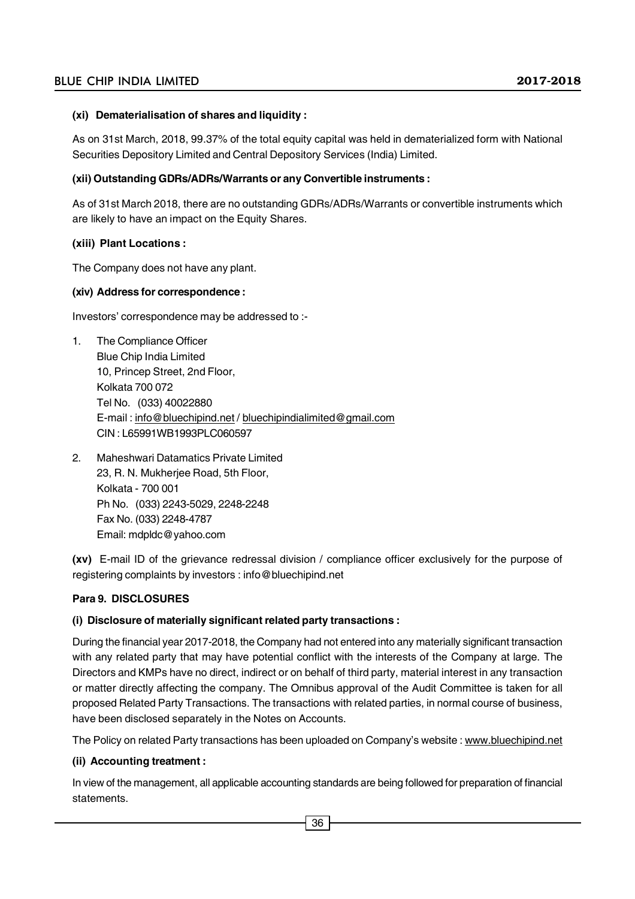**(xi) Dematerialisation of shares and liquidity :**

As on 31st March, 2018, 99.37% of the total equity capital was held in dematerialized form with National Securities Depository Limited and Central Depository Services (India) Limited.

**(xii) Outstanding GDRs/ADRs/Warrants or any Convertible instruments :**

As of 31st March 2018, there are no outstanding GDRs/ADRs/Warrants or convertible instruments which are likely to have an impact on the Equity Shares.

**(xiii) Plant Locations :**

The Company does not have any plant.

**(xiv) Address for correspondence :**

Investors' correspondence may be addressed to :-

1. The Compliance Officer
   Blue Chip India Limited
   10, Princep Street, 2nd Floor,
   Kolkata 700 072
   Tel No. (033) 40022880
   E-mail : info@bluechipind.net / bluechipindialimited@gmail.com
   CIN : L65991WB1993PLC060597

2. Maheshwari Datamatics Private Limited
   23, R. N. Mukherjee Road, 5th Floor,
   Kolkata - 700 001
   Ph No. (033) 2243-5029, 2248-2248
   Fax No. (033) 2248-4787
   Email: mdpldc@yahoo.com

**(xv)** E-mail ID of the grievance redressal division / compliance officer exclusively for the purpose of registering complaints by investors : info@bluechipind.net

**Para 9. DISCLOSURES**

**(i) Disclosure of materially significant related party transactions :**

During the financial year 2017-2018, the Company had not entered into any materially significant transaction with any related party that may have potential conflict with the interests of the Company at large. The Directors and KMPs have no direct, indirect or on behalf of third party, material interest in any transaction or matter directly affecting the company. The Omnibus approval of the Audit Committee is taken for all proposed Related Party Transactions. The transactions with related parties, in normal course of business, have been disclosed separately in the Notes on Accounts.

The Policy on related Party transactions has been uploaded on Company's website : www.bluechipind.net

**(ii) Accounting treatment :**

In view of the management, all applicable accounting standards are being followed for preparation of financial statements.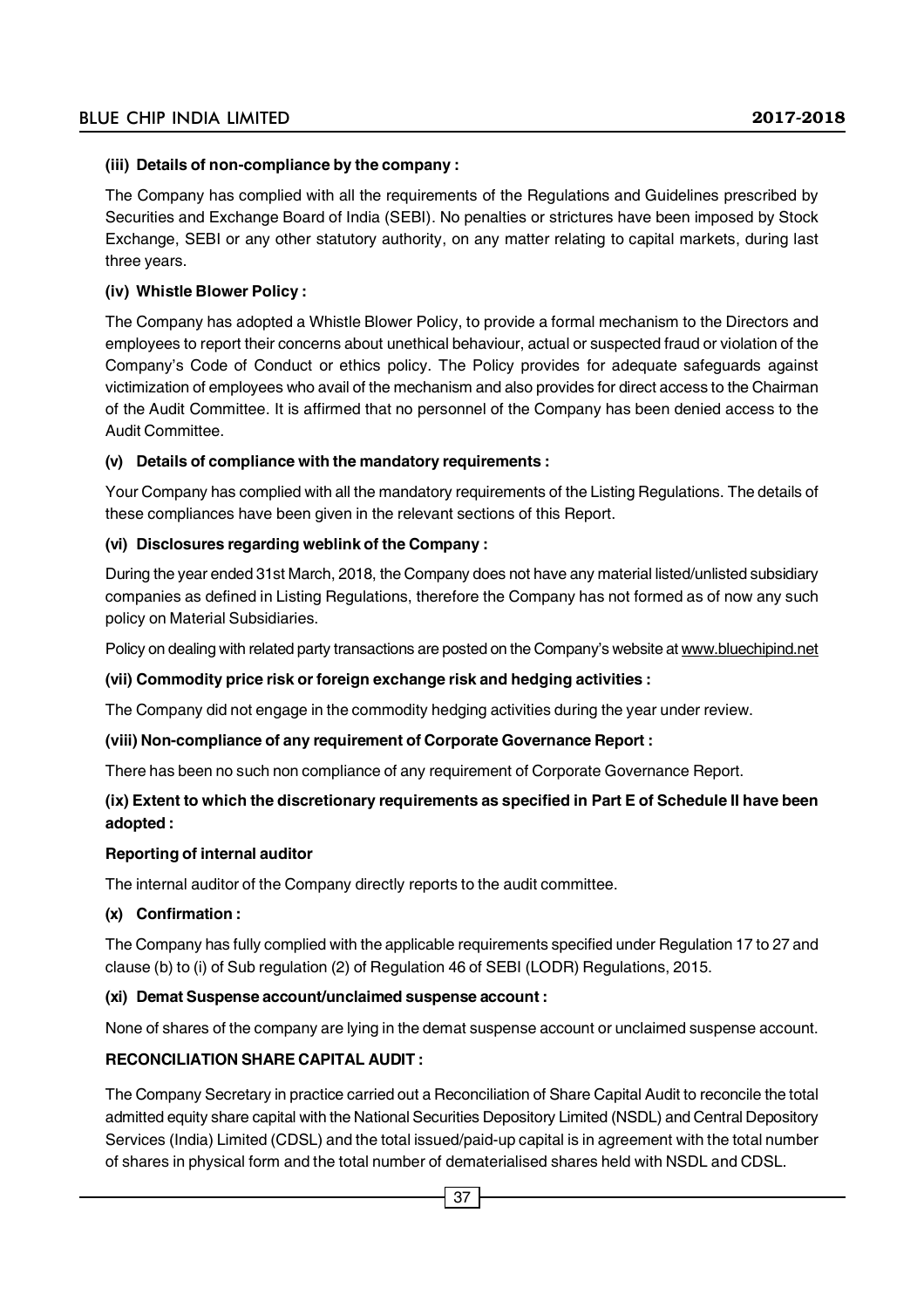**(iii) Details of non-compliance by the company :**

The Company has complied with all the requirements of the Regulations and Guidelines prescribed by Securities and Exchange Board of India (SEBI). No penalties or strictures have been imposed by Stock Exchange, SEBI or any other statutory authority, on any matter relating to capital markets, during last three years.

**(iv) Whistle Blower Policy :**

The Company has adopted a Whistle Blower Policy, to provide a formal mechanism to the Directors and employees to report their concerns about unethical behaviour, actual or suspected fraud or violation of the Company's Code of Conduct or ethics policy. The Policy provides for adequate safeguards against victimization of employees who avail of the mechanism and also provides for direct access to the Chairman of the Audit Committee. It is affirmed that no personnel of the Company has been denied access to the Audit Committee.

**(v) Details of compliance with the mandatory requirements :**

Your Company has complied with all the mandatory requirements of the Listing Regulations. The details of these compliances have been given in the relevant sections of this Report.

**(vi) Disclosures regarding weblink of the Company :**

During the year ended 31st March, 2018, the Company does not have any material listed/unlisted subsidiary companies as defined in Listing Regulations, therefore the Company has not formed as of now any such policy on Material Subsidiaries.

Policy on dealing with related party transactions are posted on the Company's website at www.bluechipind.net

**(vii) Commodity price risk or foreign exchange risk and hedging activities :**

The Company did not engage in the commodity hedging activities during the year under review.

**(viii) Non-compliance of any requirement of Corporate Governance Report :**

There has been no such non compliance of any requirement of Corporate Governance Report.

**(ix) Extent to which the discretionary requirements as specified in Part E of Schedule II have been adopted :**

**Reporting of internal auditor**

The internal auditor of the Company directly reports to the audit committee.

**(x) Confirmation :**

The Company has fully complied with the applicable requirements specified under Regulation 17 to 27 and clause (b) to (i) of Sub regulation (2) of Regulation 46 of SEBI (LODR) Regulations, 2015.

**(xi) Demat Suspense account/unclaimed suspense account :**

None of shares of the company are lying in the demat suspense account or unclaimed suspense account.

**RECONCILIATION SHARE CAPITAL AUDIT :**

The Company Secretary in practice carried out a Reconciliation of Share Capital Audit to reconcile the total admitted equity share capital with the National Securities Depository Limited (NSDL) and Central Depository Services (India) Limited (CDSL) and the total issued/paid-up capital is in agreement with the total number of shares in physical form and the total number of dematerialised shares held with NSDL and CDSL.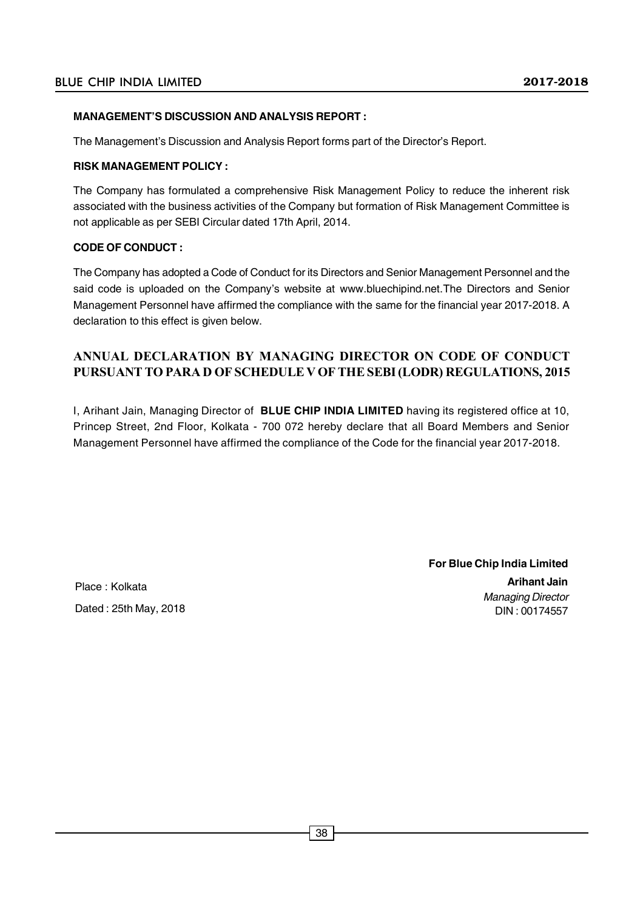**MANAGEMENT'S DISCUSSION AND ANALYSIS REPORT :**

The Management's Discussion and Analysis Report forms part of the Director's Report.

**RISK MANAGEMENT POLICY :**

The Company has formulated a comprehensive Risk Management Policy to reduce the inherent risk associated with the business activities of the Company but formation of Risk Management Committee is not applicable as per SEBI Circular dated 17th April, 2014.

**CODE OF CONDUCT :**

The Company has adopted a Code of Conduct for its Directors and Senior Management Personnel and the said code is uploaded on the Company's website at www.bluechipind.net.The Directors and Senior Management Personnel have affirmed the compliance with the same for the financial year 2017-2018. A declaration to this effect is given below.

## ANNUAL DECLARATION BY MANAGING DIRECTOR ON CODE OF CONDUCT PURSUANT TO PARA D OF SCHEDULE V OF THE SEBI (LODR) REGULATIONS, 2015

I, Arihant Jain, Managing Director of **BLUE CHIP INDIA LIMITED** having its registered office at 10, Princep Street, 2nd Floor, Kolkata - 700 072 hereby declare that all Board Members and Senior Management Personnel have affirmed the compliance of the Code for the financial year 2017-2018.

**For Blue Chip India Limited**

**Arihant Jain**
*Managing Director*
DIN : 00174557

Place : Kolkata
Dated : 25th May, 2018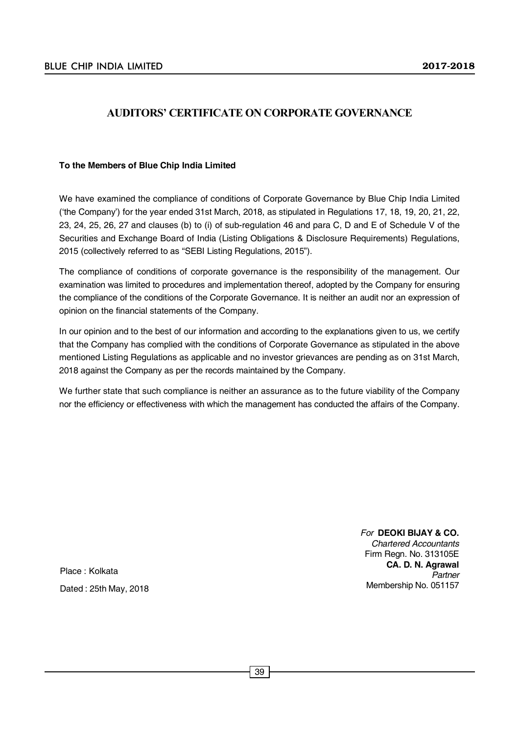## AUDITORS' CERTIFICATE ON CORPORATE GOVERNANCE

**To the Members of Blue Chip India Limited**

We have examined the compliance of conditions of Corporate Governance by Blue Chip India Limited ('the Company') for the year ended 31st March, 2018, as stipulated in Regulations 17, 18, 19, 20, 21, 22, 23, 24, 25, 26, 27 and clauses (b) to (i) of sub-regulation 46 and para C, D and E of Schedule V of the Securities and Exchange Board of India (Listing Obligations & Disclosure Requirements) Regulations, 2015 (collectively referred to as "SEBI Listing Regulations, 2015").

The compliance of conditions of corporate governance is the responsibility of the management. Our examination was limited to procedures and implementation thereof, adopted by the Company for ensuring the compliance of the conditions of the Corporate Governance. It is neither an audit nor an expression of opinion on the financial statements of the Company.

In our opinion and to the best of our information and according to the explanations given to us, we certify that the Company has complied with the conditions of Corporate Governance as stipulated in the above mentioned Listing Regulations as applicable and no investor grievances are pending as on 31st March, 2018 against the Company as per the records maintained by the Company.

We further state that such compliance is neither an assurance as to the future viability of the Company nor the efficiency or effectiveness with which the management has conducted the affairs of the Company.

*For* **DEOKI BIJAY & CO.**
*Chartered Accountants*
Firm Regn. No. 313105E
**CA. D. N. Agrawal**
*Partner*
Membership No. 051157

Place : Kolkata
Dated : 25th May, 2018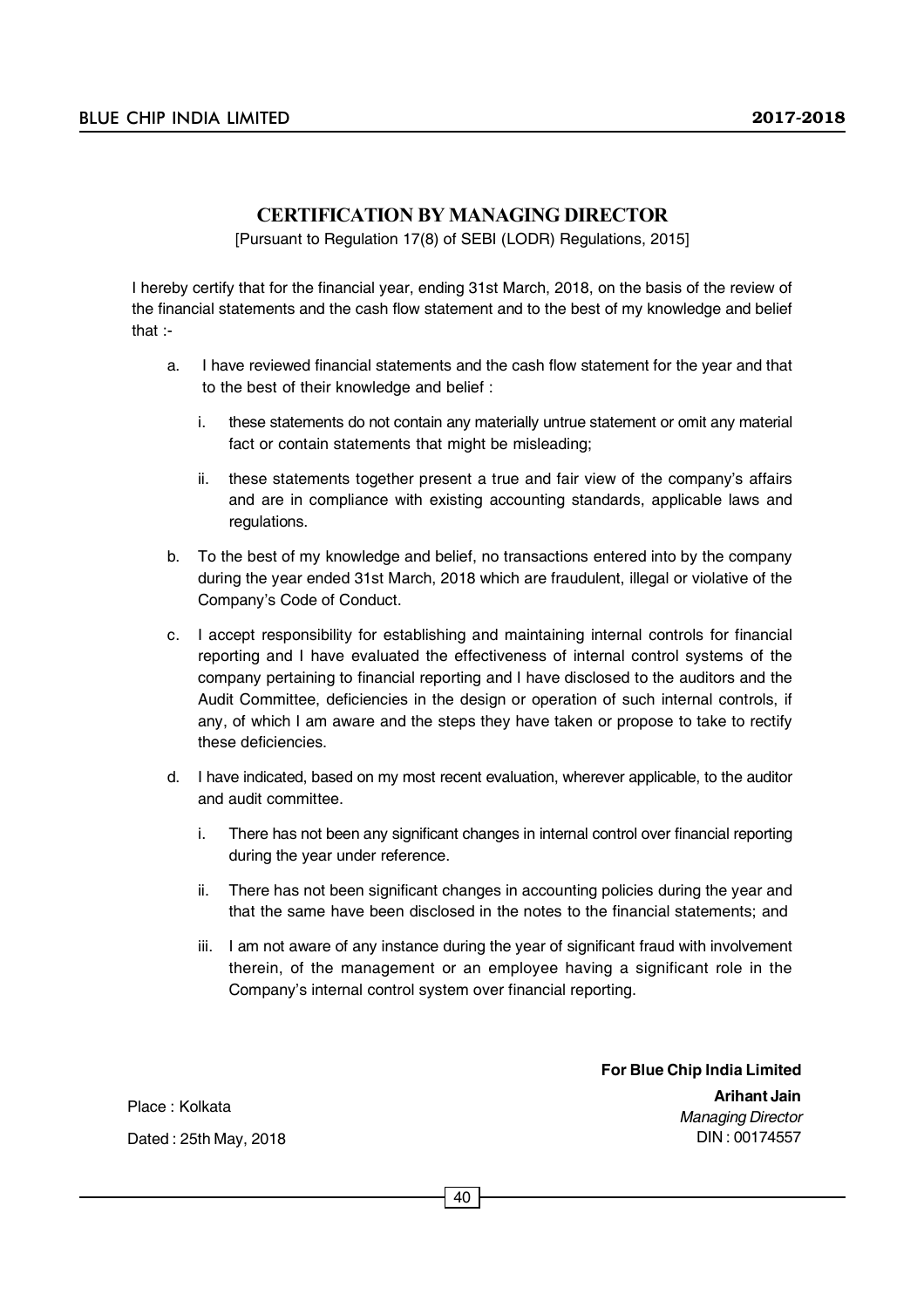## CERTIFICATION BY MANAGING DIRECTOR

[Pursuant to Regulation 17(8) of SEBI (LODR) Regulations, 2015]

I hereby certify that for the financial year, ending 31st March, 2018, on the basis of the review of the financial statements and the cash flow statement and to the best of my knowledge and belief that :-

a. I have reviewed financial statements and the cash flow statement for the year and that to the best of their knowledge and belief :

   i. these statements do not contain any materially untrue statement or omit any material fact or contain statements that might be misleading;

   ii. these statements together present a true and fair view of the company's affairs and are in compliance with existing accounting standards, applicable laws and regulations.

b. To the best of my knowledge and belief, no transactions entered into by the company during the year ended 31st March, 2018 which are fraudulent, illegal or violative of the Company's Code of Conduct.

c. I accept responsibility for establishing and maintaining internal controls for financial reporting and I have evaluated the effectiveness of internal control systems of the company pertaining to financial reporting and I have disclosed to the auditors and the Audit Committee, deficiencies in the design or operation of such internal controls, if any, of which I am aware and the steps they have taken or propose to take to rectify these deficiencies.

d. I have indicated, based on my most recent evaluation, wherever applicable, to the auditor and audit committee.

   i. There has not been any significant changes in internal control over financial reporting during the year under reference.

   ii. There has not been significant changes in accounting policies during the year and that the same have been disclosed in the notes to the financial statements; and

   iii. I am not aware of any instance during the year of significant fraud with involvement therein, of the management or an employee having a significant role in the Company's internal control system over financial reporting.

**For Blue Chip India Limited**

**Arihant Jain**
*Managing Director*
DIN : 00174557

Place : Kolkata

Dated : 25th May, 2018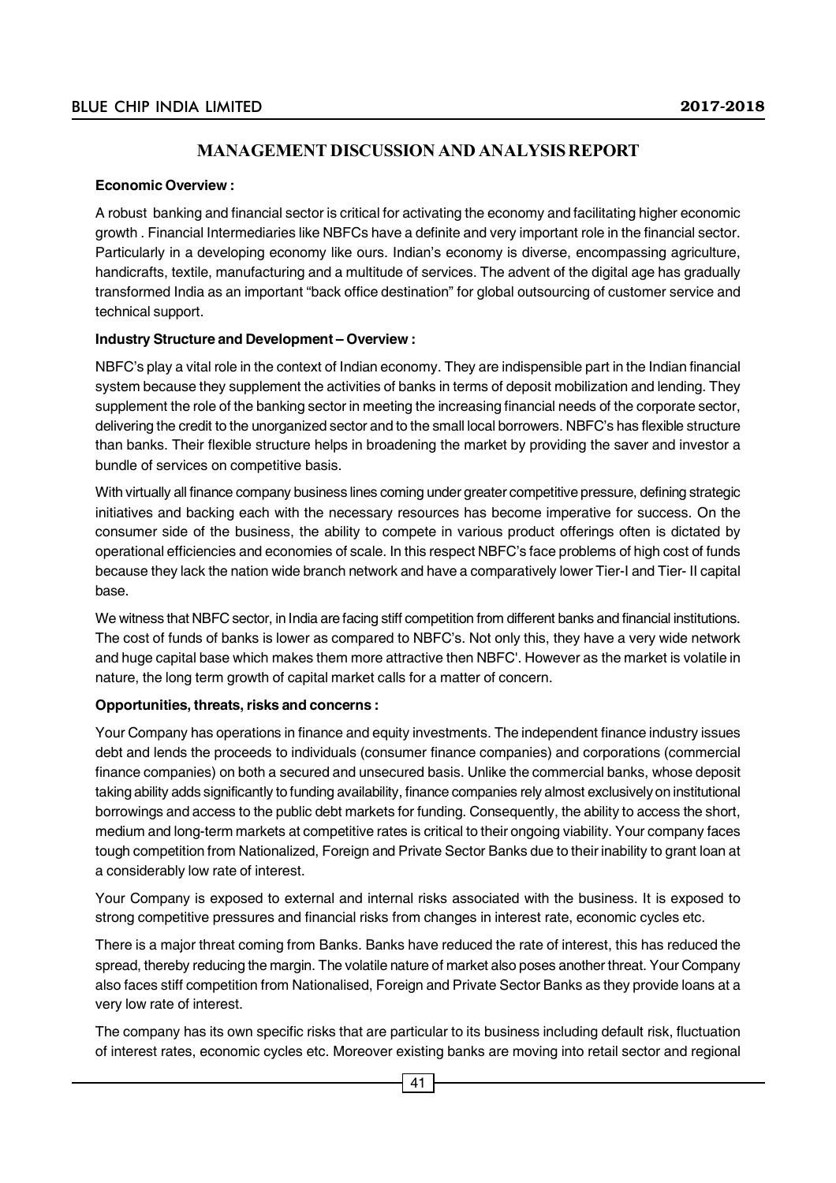# MANAGEMENT DISCUSSION AND ANALYSIS REPORT

**Economic Overview :**

A robust banking and financial sector is critical for activating the economy and facilitating higher economic growth . Financial Intermediaries like NBFCs have a definite and very important role in the financial sector. Particularly in a developing economy like ours. Indian's economy is diverse, encompassing agriculture, handicrafts, textile, manufacturing and a multitude of services. The advent of the digital age has gradually transformed India as an important "back office destination" for global outsourcing of customer service and technical support.

**Industry Structure and Development – Overview :**

NBFC's play a vital role in the context of Indian economy. They are indispensible part in the Indian financial system because they supplement the activities of banks in terms of deposit mobilization and lending. They supplement the role of the banking sector in meeting the increasing financial needs of the corporate sector, delivering the credit to the unorganized sector and to the small local borrowers. NBFC's has flexible structure than banks. Their flexible structure helps in broadening the market by providing the saver and investor a bundle of services on competitive basis.

With virtually all finance company business lines coming under greater competitive pressure, defining strategic initiatives and backing each with the necessary resources has become imperative for success. On the consumer side of the business, the ability to compete in various product offerings often is dictated by operational efficiencies and economies of scale. In this respect NBFC's face problems of high cost of funds because they lack the nation wide branch network and have a comparatively lower Tier-I and Tier- II capital base.

We witness that NBFC sector, in India are facing stiff competition from different banks and financial institutions. The cost of funds of banks is lower as compared to NBFC's. Not only this, they have a very wide network and huge capital base which makes them more attractive then NBFC'. However as the market is volatile in nature, the long term growth of capital market calls for a matter of concern.

**Opportunities, threats, risks and concerns :**

Your Company has operations in finance and equity investments. The independent finance industry issues debt and lends the proceeds to individuals (consumer finance companies) and corporations (commercial finance companies) on both a secured and unsecured basis. Unlike the commercial banks, whose deposit taking ability adds significantly to funding availability, finance companies rely almost exclusively on institutional borrowings and access to the public debt markets for funding. Consequently, the ability to access the short, medium and long-term markets at competitive rates is critical to their ongoing viability. Your company faces tough competition from Nationalized, Foreign and Private Sector Banks due to their inability to grant loan at a considerably low rate of interest.

Your Company is exposed to external and internal risks associated with the business. It is exposed to strong competitive pressures and financial risks from changes in interest rate, economic cycles etc.

There is a major threat coming from Banks. Banks have reduced the rate of interest, this has reduced the spread, thereby reducing the margin. The volatile nature of market also poses another threat. Your Company also faces stiff competition from Nationalised, Foreign and Private Sector Banks as they provide loans at a very low rate of interest.

The company has its own specific risks that are particular to its business including default risk, fluctuation of interest rates, economic cycles etc. Moreover existing banks are moving into retail sector and regional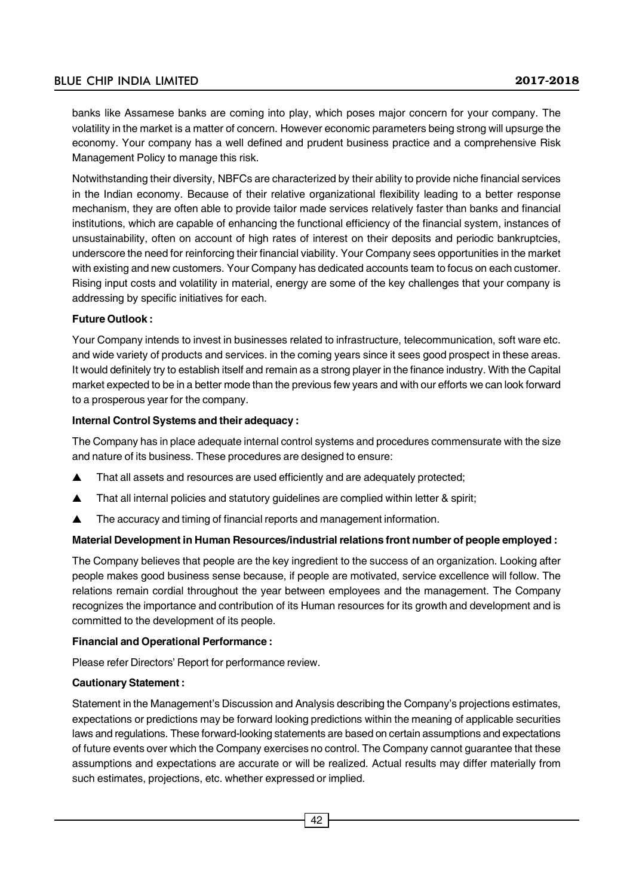banks like Assamese banks are coming into play, which poses major concern for your company. The volatility in the market is a matter of concern. However economic parameters being strong will upsurge the economy. Your company has a well defined and prudent business practice and a comprehensive Risk Management Policy to manage this risk.

Notwithstanding their diversity, NBFCs are characterized by their ability to provide niche financial services in the Indian economy. Because of their relative organizational flexibility leading to a better response mechanism, they are often able to provide tailor made services relatively faster than banks and financial institutions, which are capable of enhancing the functional efficiency of the financial system, instances of unsustainability, often on account of high rates of interest on their deposits and periodic bankruptcies, underscore the need for reinforcing their financial viability. Your Company sees opportunities in the market with existing and new customers. Your Company has dedicated accounts team to focus on each customer. Rising input costs and volatility in material, energy are some of the key challenges that your company is addressing by specific initiatives for each.

**Future Outlook :**

Your Company intends to invest in businesses related to infrastructure, telecommunication, soft ware etc. and wide variety of products and services. in the coming years since it sees good prospect in these areas. It would definitely try to establish itself and remain as a strong player in the finance industry. With the Capital market expected to be in a better mode than the previous few years and with our efforts we can look forward to a prosperous year for the company.

**Internal Control Systems and their adequacy :**

The Company has in place adequate internal control systems and procedures commensurate with the size and nature of its business. These procedures are designed to ensure:

- That all assets and resources are used efficiently and are adequately protected;
- That all internal policies and statutory guidelines are complied within letter & spirit;
- The accuracy and timing of financial reports and management information.

**Material Development in Human Resources/industrial relations front number of people employed :**

The Company believes that people are the key ingredient to the success of an organization. Looking after people makes good business sense because, if people are motivated, service excellence will follow. The relations remain cordial throughout the year between employees and the management. The Company recognizes the importance and contribution of its Human resources for its growth and development and is committed to the development of its people.

**Financial and Operational Performance :**

Please refer Directors' Report for performance review.

**Cautionary Statement :**

Statement in the Management's Discussion and Analysis describing the Company's projections estimates, expectations or predictions may be forward looking predictions within the meaning of applicable securities laws and regulations. These forward-looking statements are based on certain assumptions and expectations of future events over which the Company exercises no control. The Company cannot guarantee that these assumptions and expectations are accurate or will be realized. Actual results may differ materially from such estimates, projections, etc. whether expressed or implied.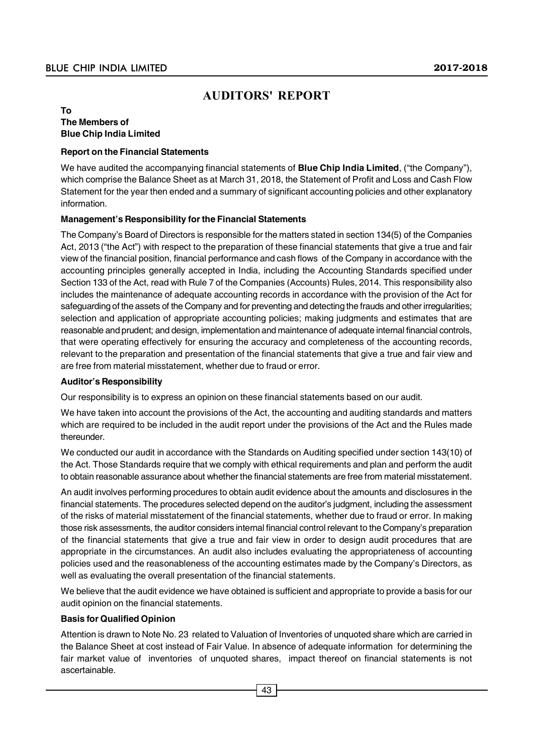# AUDITORS' REPORT

**To**
**The Members of**
**Blue Chip India Limited**

**Report on the Financial Statements**

We have audited the accompanying financial statements of **Blue Chip India Limited**, ("the Company"), which comprise the Balance Sheet as at March 31, 2018, the Statement of Profit and Loss and Cash Flow Statement for the year then ended and a summary of significant accounting policies and other explanatory information.

**Management's Responsibility for the Financial Statements**

The Company's Board of Directors is responsible for the matters stated in section 134(5) of the Companies Act, 2013 ("the Act") with respect to the preparation of these financial statements that give a true and fair view of the financial position, financial performance and cash flows of the Company in accordance with the accounting principles generally accepted in India, including the Accounting Standards specified under Section 133 of the Act, read with Rule 7 of the Companies (Accounts) Rules, 2014. This responsibility also includes the maintenance of adequate accounting records in accordance with the provision of the Act for safeguarding of the assets of the Company and for preventing and detecting the frauds and other irregularities; selection and application of appropriate accounting policies; making judgments and estimates that are reasonable and prudent; and design, implementation and maintenance of adequate internal financial controls, that were operating effectively for ensuring the accuracy and completeness of the accounting records, relevant to the preparation and presentation of the financial statements that give a true and fair view and are free from material misstatement, whether due to fraud or error.

**Auditor's Responsibility**

Our responsibility is to express an opinion on these financial statements based on our audit.

We have taken into account the provisions of the Act, the accounting and auditing standards and matters which are required to be included in the audit report under the provisions of the Act and the Rules made thereunder.

We conducted our audit in accordance with the Standards on Auditing specified under section 143(10) of the Act. Those Standards require that we comply with ethical requirements and plan and perform the audit to obtain reasonable assurance about whether the financial statements are free from material misstatement.

An audit involves performing procedures to obtain audit evidence about the amounts and disclosures in the financial statements. The procedures selected depend on the auditor's judgment, including the assessment of the risks of material misstatement of the financial statements, whether due to fraud or error. In making those risk assessments, the auditor considers internal financial control relevant to the Company's preparation of the financial statements that give a true and fair view in order to design audit procedures that are appropriate in the circumstances. An audit also includes evaluating the appropriateness of accounting policies used and the reasonableness of the accounting estimates made by the Company's Directors, as well as evaluating the overall presentation of the financial statements.

We believe that the audit evidence we have obtained is sufficient and appropriate to provide a basis for our audit opinion on the financial statements.

**Basis for Qualified Opinion**

Attention is drawn to Note No. 23 related to Valuation of Inventories of unquoted share which are carried in the Balance Sheet at cost instead of Fair Value. In absence of adequate information for determining the fair market value of inventories of unquoted shares, impact thereof on financial statements is not ascertainable.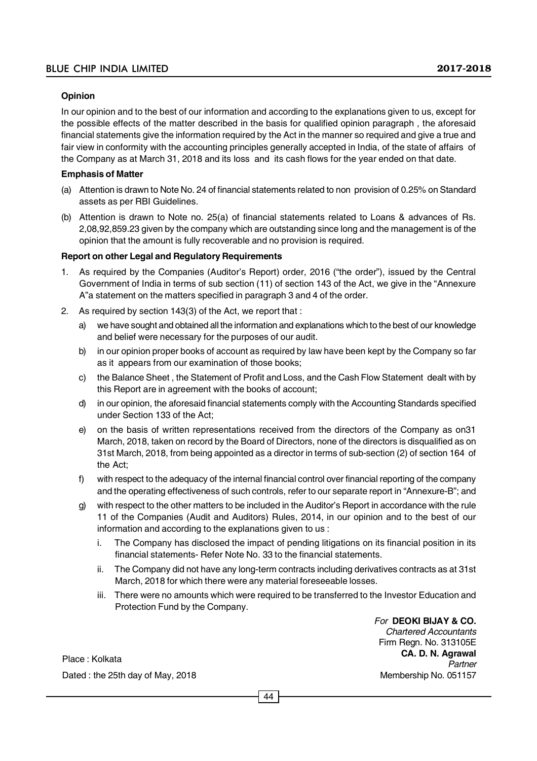### Opinion

In our opinion and to the best of our information and according to the explanations given to us, except for the possible effects of the matter described in the basis for qualified opinion paragraph , the aforesaid financial statements give the information required by the Act in the manner so required and give a true and fair view in conformity with the accounting principles generally accepted in India, of the state of affairs of the Company as at March 31, 2018 and its loss and its cash flows for the year ended on that date.

### Emphasis of Matter

(a) Attention is drawn to Note No. 24 of financial statements related to non provision of 0.25% on Standard assets as per RBI Guidelines.

(b) Attention is drawn to Note no. 25(a) of financial statements related to Loans & advances of Rs. 2,08,92,859.23 given by the company which are outstanding since long and the management is of the opinion that the amount is fully recoverable and no provision is required.

### Report on other Legal and Regulatory Requirements

1. As required by the Companies (Auditor's Report) order, 2016 ("the order"), issued by the Central Government of India in terms of sub section (11) of section 143 of the Act, we give in the "Annexure A"a statement on the matters specified in paragraph 3 and 4 of the order.

2. As required by section 143(3) of the Act, we report that :

   a) we have sought and obtained all the information and explanations which to the best of our knowledge and belief were necessary for the purposes of our audit.

   b) in our opinion proper books of account as required by law have been kept by the Company so far as it appears from our examination of those books;

   c) the Balance Sheet , the Statement of Profit and Loss, and the Cash Flow Statement dealt with by this Report are in agreement with the books of account;

   d) in our opinion, the aforesaid financial statements comply with the Accounting Standards specified under Section 133 of the Act;

   e) on the basis of written representations received from the directors of the Company as on31 March, 2018, taken on record by the Board of Directors, none of the directors is disqualified as on 31st March, 2018, from being appointed as a director in terms of sub-section (2) of section 164 of the Act;

   f) with respect to the adequacy of the internal financial control over financial reporting of the company and the operating effectiveness of such controls, refer to our separate report in "Annexure-B"; and

   g) with respect to the other matters to be included in the Auditor's Report in accordance with the rule 11 of the Companies (Audit and Auditors) Rules, 2014, in our opinion and to the best of our information and according to the explanations given to us :

      i. The Company has disclosed the impact of pending litigations on its financial position in its financial statements- Refer Note No. 33 to the financial statements.

      ii. The Company did not have any long-term contracts including derivatives contracts as at 31st March, 2018 for which there were any material foreseeable losses.

      iii. There were no amounts which were required to be transferred to the Investor Education and Protection Fund by the Company.

*For* **DEOKI BIJAY & CO.**
*Chartered Accountants*
Firm Regn. No. 313105E
**CA. D. N. Agrawal**
*Partner*
Membership No. 051157

Place : Kolkata
Dated : the 25th day of May, 2018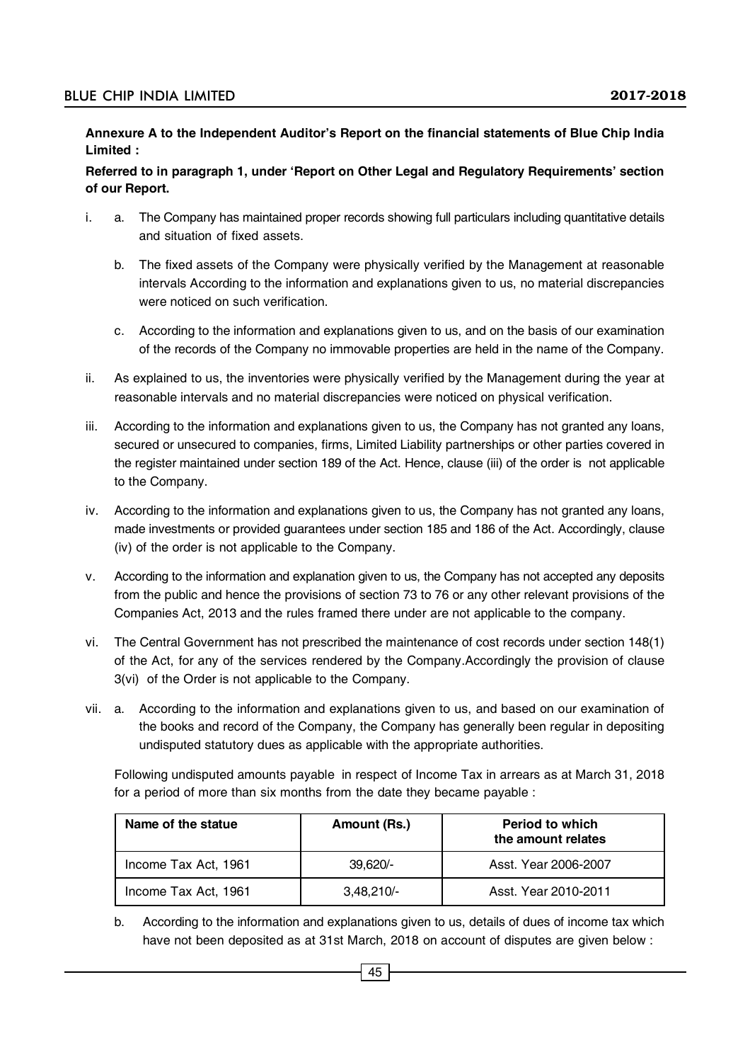**Annexure A to the Independent Auditor's Report on the financial statements of Blue Chip India Limited :**

**Referred to in paragraph 1, under 'Report on Other Legal and Regulatory Requirements' section of our Report.**

i. a. The Company has maintained proper records showing full particulars including quantitative details and situation of fixed assets.

   b. The fixed assets of the Company were physically verified by the Management at reasonable intervals According to the information and explanations given to us, no material discrepancies were noticed on such verification.

   c. According to the information and explanations given to us, and on the basis of our examination of the records of the Company no immovable properties are held in the name of the Company.

ii. As explained to us, the inventories were physically verified by the Management during the year at reasonable intervals and no material discrepancies were noticed on physical verification.

iii. According to the information and explanations given to us, the Company has not granted any loans, secured or unsecured to companies, firms, Limited Liability partnerships or other parties covered in the register maintained under section 189 of the Act. Hence, clause (iii) of the order is not applicable to the Company.

iv. According to the information and explanations given to us, the Company has not granted any loans, made investments or provided guarantees under section 185 and 186 of the Act. Accordingly, clause (iv) of the order is not applicable to the Company.

v. According to the information and explanation given to us, the Company has not accepted any deposits from the public and hence the provisions of section 73 to 76 or any other relevant provisions of the Companies Act, 2013 and the rules framed there under are not applicable to the company.

vi. The Central Government has not prescribed the maintenance of cost records under section 148(1) of the Act, for any of the services rendered by the Company.Accordingly the provision of clause 3(vi) of the Order is not applicable to the Company.

vii. a. According to the information and explanations given to us, and based on our examination of the books and record of the Company, the Company has generally been regular in depositing undisputed statutory dues as applicable with the appropriate authorities.

Following undisputed amounts payable in respect of Income Tax in arrears as at March 31, 2018 for a period of more than six months from the date they became payable :

| Name of the statue | Amount (Rs.) | Period to which the amount relates |
|---|---|---|
| Income Tax Act, 1961 | 39,620/- | Asst. Year 2006-2007 |
| Income Tax Act, 1961 | 3,48,210/- | Asst. Year 2010-2011 |

b. According to the information and explanations given to us, details of dues of income tax which have not been deposited as at 31st March, 2018 on account of disputes are given below :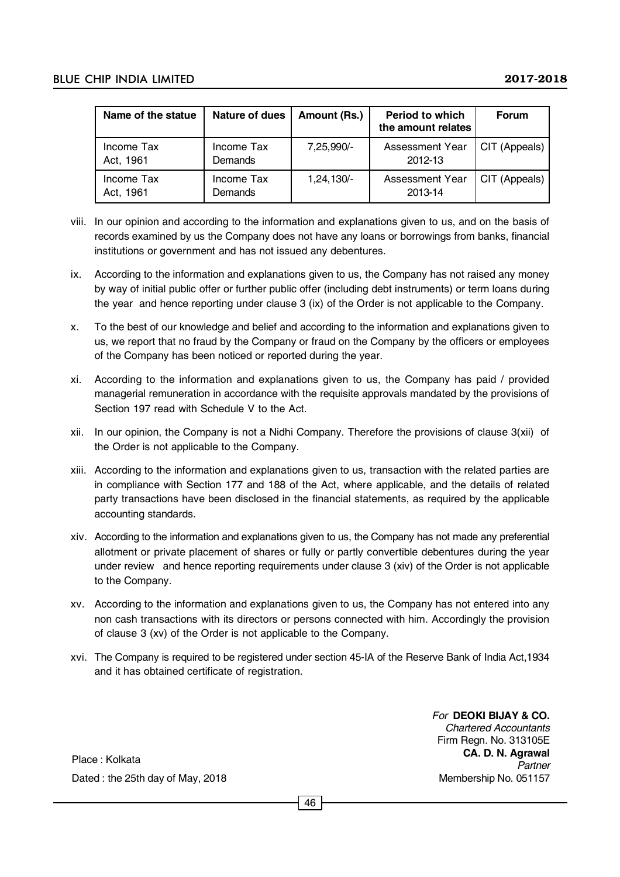| Name of the statue | Nature of dues | Amount (Rs.) | Period to which the amount relates | Forum |
|---|---|---|---|---|
| Income Tax Act, 1961 | Income Tax Demands | 7,25,990/- | Assessment Year 2012-13 | CIT (Appeals) |
| Income Tax Act, 1961 | Income Tax Demands | 1,24,130/- | Assessment Year 2013-14 | CIT (Appeals) |

viii. In our opinion and according to the information and explanations given to us, and on the basis of records examined by us the Company does not have any loans or borrowings from banks, financial institutions or government and has not issued any debentures.

ix. According to the information and explanations given to us, the Company has not raised any money by way of initial public offer or further public offer (including debt instruments) or term loans during the year and hence reporting under clause 3 (ix) of the Order is not applicable to the Company.

x. To the best of our knowledge and belief and according to the information and explanations given to us, we report that no fraud by the Company or fraud on the Company by the officers or employees of the Company has been noticed or reported during the year.

xi. According to the information and explanations given to us, the Company has paid / provided managerial remuneration in accordance with the requisite approvals mandated by the provisions of Section 197 read with Schedule V to the Act.

xii. In our opinion, the Company is not a Nidhi Company. Therefore the provisions of clause 3(xii) of the Order is not applicable to the Company.

xiii. According to the information and explanations given to us, transaction with the related parties are in compliance with Section 177 and 188 of the Act, where applicable, and the details of related party transactions have been disclosed in the financial statements, as required by the applicable accounting standards.

xiv. According to the information and explanations given to us, the Company has not made any preferential allotment or private placement of shares or fully or partly convertible debentures during the year under review and hence reporting requirements under clause 3 (xiv) of the Order is not applicable to the Company.

xv. According to the information and explanations given to us, the Company has not entered into any non cash transactions with its directors or persons connected with him. Accordingly the provision of clause 3 (xv) of the Order is not applicable to the Company.

xvi. The Company is required to be registered under section 45-IA of the Reserve Bank of India Act,1934 and it has obtained certificate of registration.

*For* **DEOKI BIJAY & CO.**
*Chartered Accountants*
Firm Regn. No. 313105E
**CA. D. N. Agrawal**
*Partner*
Membership No. 051157

Place : Kolkata
Dated : the 25th day of May, 2018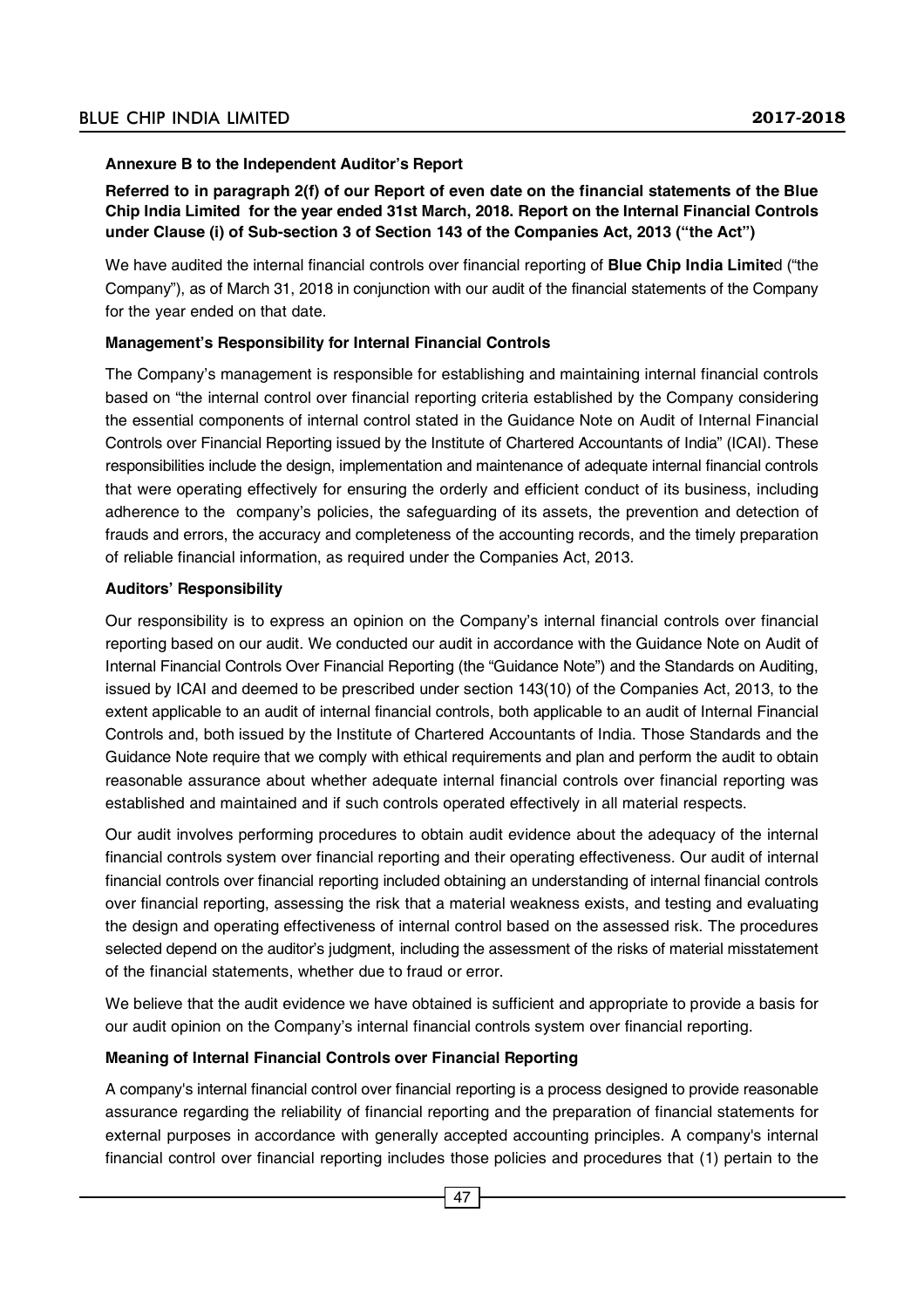**Annexure B to the Independent Auditor's Report**

**Referred to in paragraph 2(f) of our Report of even date on the financial statements of the Blue Chip India Limited for the year ended 31st March, 2018. Report on the Internal Financial Controls under Clause (i) of Sub-section 3 of Section 143 of the Companies Act, 2013 ("the Act")**

We have audited the internal financial controls over financial reporting of **Blue Chip India Limite**d ("the Company"), as of March 31, 2018 in conjunction with our audit of the financial statements of the Company for the year ended on that date.

**Management's Responsibility for Internal Financial Controls**

The Company's management is responsible for establishing and maintaining internal financial controls based on "the internal control over financial reporting criteria established by the Company considering the essential components of internal control stated in the Guidance Note on Audit of Internal Financial Controls over Financial Reporting issued by the Institute of Chartered Accountants of India" (ICAI). These responsibilities include the design, implementation and maintenance of adequate internal financial controls that were operating effectively for ensuring the orderly and efficient conduct of its business, including adherence to the company's policies, the safeguarding of its assets, the prevention and detection of frauds and errors, the accuracy and completeness of the accounting records, and the timely preparation of reliable financial information, as required under the Companies Act, 2013.

**Auditors' Responsibility**

Our responsibility is to express an opinion on the Company's internal financial controls over financial reporting based on our audit. We conducted our audit in accordance with the Guidance Note on Audit of Internal Financial Controls Over Financial Reporting (the "Guidance Note") and the Standards on Auditing, issued by ICAI and deemed to be prescribed under section 143(10) of the Companies Act, 2013, to the extent applicable to an audit of internal financial controls, both applicable to an audit of Internal Financial Controls and, both issued by the Institute of Chartered Accountants of India. Those Standards and the Guidance Note require that we comply with ethical requirements and plan and perform the audit to obtain reasonable assurance about whether adequate internal financial controls over financial reporting was established and maintained and if such controls operated effectively in all material respects.

Our audit involves performing procedures to obtain audit evidence about the adequacy of the internal financial controls system over financial reporting and their operating effectiveness. Our audit of internal financial controls over financial reporting included obtaining an understanding of internal financial controls over financial reporting, assessing the risk that a material weakness exists, and testing and evaluating the design and operating effectiveness of internal control based on the assessed risk. The procedures selected depend on the auditor's judgment, including the assessment of the risks of material misstatement of the financial statements, whether due to fraud or error.

We believe that the audit evidence we have obtained is sufficient and appropriate to provide a basis for our audit opinion on the Company's internal financial controls system over financial reporting.

**Meaning of Internal Financial Controls over Financial Reporting**

A company's internal financial control over financial reporting is a process designed to provide reasonable assurance regarding the reliability of financial reporting and the preparation of financial statements for external purposes in accordance with generally accepted accounting principles. A company's internal financial control over financial reporting includes those policies and procedures that (1) pertain to the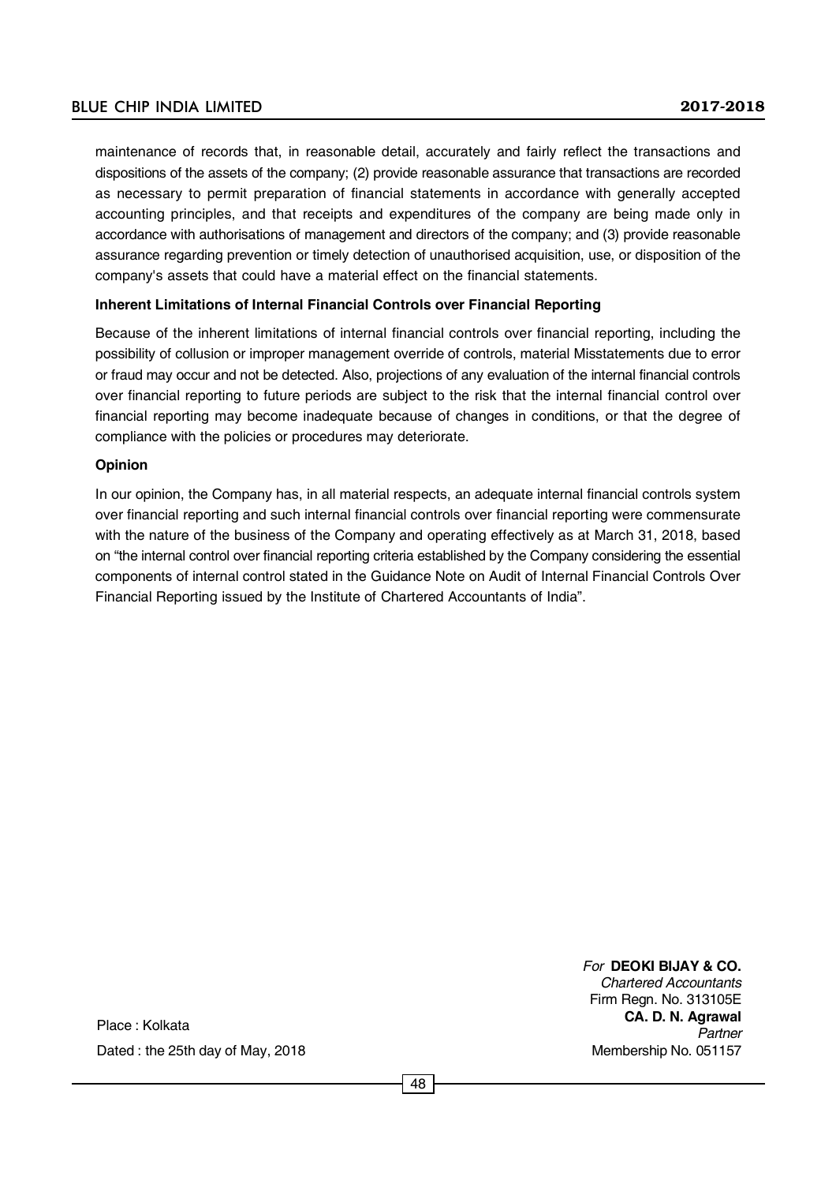maintenance of records that, in reasonable detail, accurately and fairly reflect the transactions and dispositions of the assets of the company; (2) provide reasonable assurance that transactions are recorded as necessary to permit preparation of financial statements in accordance with generally accepted accounting principles, and that receipts and expenditures of the company are being made only in accordance with authorisations of management and directors of the company; and (3) provide reasonable assurance regarding prevention or timely detection of unauthorised acquisition, use, or disposition of the company's assets that could have a material effect on the financial statements.

**Inherent Limitations of Internal Financial Controls over Financial Reporting**

Because of the inherent limitations of internal financial controls over financial reporting, including the possibility of collusion or improper management override of controls, material Misstatements due to error or fraud may occur and not be detected. Also, projections of any evaluation of the internal financial controls over financial reporting to future periods are subject to the risk that the internal financial control over financial reporting may become inadequate because of changes in conditions, or that the degree of compliance with the policies or procedures may deteriorate.

**Opinion**

In our opinion, the Company has, in all material respects, an adequate internal financial controls system over financial reporting and such internal financial controls over financial reporting were commensurate with the nature of the business of the Company and operating effectively as at March 31, 2018, based on "the internal control over financial reporting criteria established by the Company considering the essential components of internal control stated in the Guidance Note on Audit of Internal Financial Controls Over Financial Reporting issued by the Institute of Chartered Accountants of India".

*For* **DEOKI BIJAY & CO.**
*Chartered Accountants*
Firm Regn. No. 313105E
**CA. D. N. Agrawal**
*Partner*
Membership No. 051157

Place : Kolkata
Dated : the 25th day of May, 2018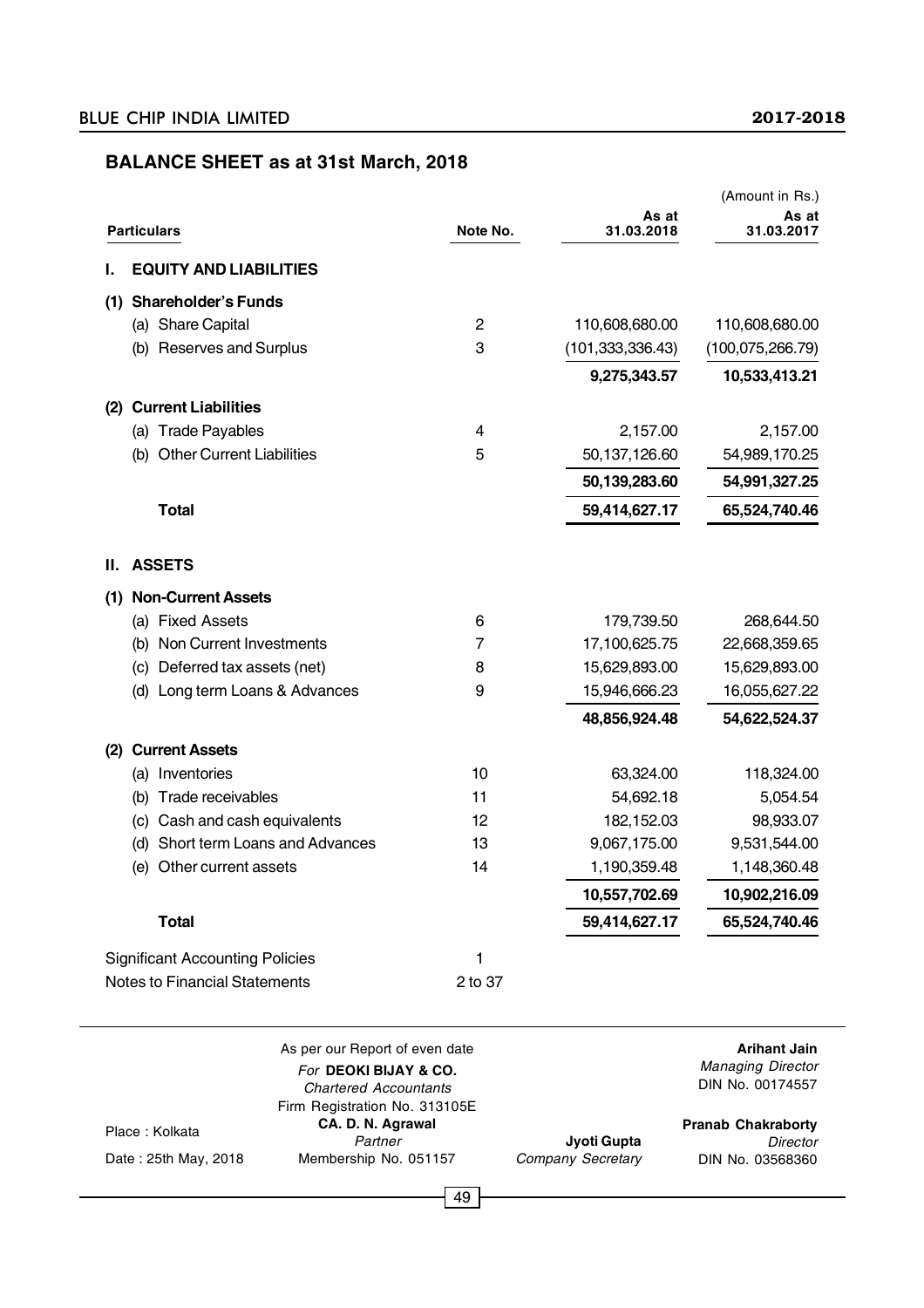## BALANCE SHEET as at 31st March, 2018

(Amount in Rs.)

| Particulars | Note No. | As at 31.03.2018 | As at 31.03.2017 |
|---|---|---|---|
| **I. EQUITY AND LIABILITIES** | | | |
| **(1) Shareholder's Funds** | | | |
| (a) Share Capital | 2 | 110,608,680.00 | 110,608,680.00 |
| (b) Reserves and Surplus | 3 | (101,333,336.43) | (100,075,266.79) |
| | | **9,275,343.57** | **10,533,413.21** |
| **(2) Current Liabilities** | | | |
| (a) Trade Payables | 4 | 2,157.00 | 2,157.00 |
| (b) Other Current Liabilities | 5 | 50,137,126.60 | 54,989,170.25 |
| | | **50,139,283.60** | **54,991,327.25** |
| **Total** | | **59,414,627.17** | **65,524,740.46** |
| **II. ASSETS** | | | |
| **(1) Non-Current Assets** | | | |
| (a) Fixed Assets | 6 | 179,739.50 | 268,644.50 |
| (b) Non Current Investments | 7 | 17,100,625.75 | 22,668,359.65 |
| (c) Deferred tax assets (net) | 8 | 15,629,893.00 | 15,629,893.00 |
| (d) Long term Loans & Advances | 9 | 15,946,666.23 | 16,055,627.22 |
| | | **48,856,924.48** | **54,622,524.37** |
| **(2) Current Assets** | | | |
| (a) Inventories | 10 | 63,324.00 | 118,324.00 |
| (b) Trade receivables | 11 | 54,692.18 | 5,054.54 |
| (c) Cash and cash equivalents | 12 | 182,152.03 | 98,933.07 |
| (d) Short term Loans and Advances | 13 | 9,067,175.00 | 9,531,544.00 |
| (e) Other current assets | 14 | 1,190,359.48 | 1,148,360.48 |
| | | **10,557,702.69** | **10,902,216.09** |
| **Total** | | **59,414,627.17** | **65,524,740.46** |
| Significant Accounting Policies | 1 | | |
| Notes to Financial Statements | 2 to 37 | | |

As per our Report of even date
*For* **DEOKI BIJAY & CO.**
*Chartered Accountants*
Firm Registration No. 313105E
**CA. D. N. Agrawal**
*Partner*
Membership No. 051157

Place : Kolkata
Date : 25th May, 2018

**Jyoti Gupta**
*Company Secretary*

**Arihant Jain**
*Managing Director*
DIN No. 00174557

**Pranab Chakraborty**
*Director*
DIN No. 03568360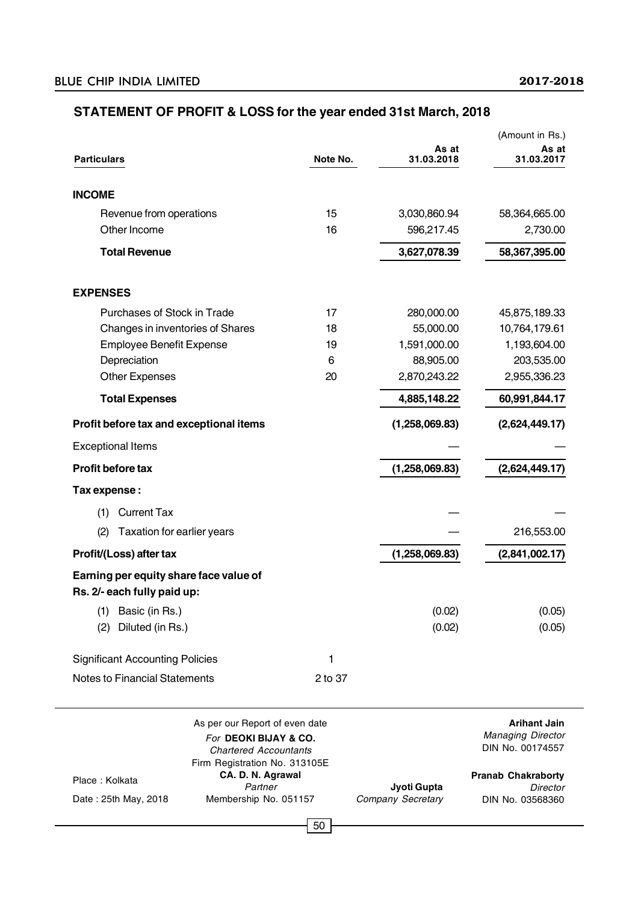## STATEMENT OF PROFIT & LOSS for the year ended 31st March, 2018

(Amount in Rs.)

| Particulars | Note No. | As at 31.03.2018 | As at 31.03.2017 |
|---|---|---|---|
| **INCOME** | | | |
| Revenue from operations | 15 | 3,030,860.94 | 58,364,665.00 |
| Other Income | 16 | 596,217.45 | 2,730.00 |
| **Total Revenue** | | **3,627,078.39** | **58,367,395.00** |
| **EXPENSES** | | | |
| Purchases of Stock in Trade | 17 | 280,000.00 | 45,875,189.33 |
| Changes in inventories of Shares | 18 | 55,000.00 | 10,764,179.61 |
| Employee Benefit Expense | 19 | 1,591,000.00 | 1,193,604.00 |
| Depreciation | 6 | 88,905.00 | 203,535.00 |
| Other Expenses | 20 | 2,870,243.22 | 2,955,336.23 |
| **Total Expenses** | | **4,885,148.22** | **60,991,844.17** |
| **Profit before tax and exceptional items** | | **(1,258,069.83)** | **(2,624,449.17)** |
| Exceptional Items | | — | — |
| **Profit before tax** | | **(1,258,069.83)** | **(2,624,449.17)** |
| **Tax expense :** | | | |
| (1) Current Tax | | — | — |
| (2) Taxation for earlier years | | — | 216,553.00 |
| **Profit/(Loss) after tax** | | **(1,258,069.83)** | **(2,841,002.17)** |
| **Earning per equity share face value of Rs. 2/- each fully paid up:** | | | |
| (1) Basic (in Rs.) | | (0.02) | (0.05) |
| (2) Diluted (in Rs.) | | (0.02) | (0.05) |
| Significant Accounting Policies | 1 | | |
| Notes to Financial Statements | 2 to 37 | | |

As per our Report of even date
*For* **DEOKI BIJAY & CO.**
*Chartered Accountants*
Firm Registration No. 313105E
**CA. D. N. Agrawal**
*Partner*
Membership No. 051157

Place : Kolkata
Date : 25th May, 2018

**Jyoti Gupta**
*Company Secretary*

**Arihant Jain**
*Managing Director*
DIN No. 00174557

**Pranab Chakraborty**
*Director*
DIN No. 03568360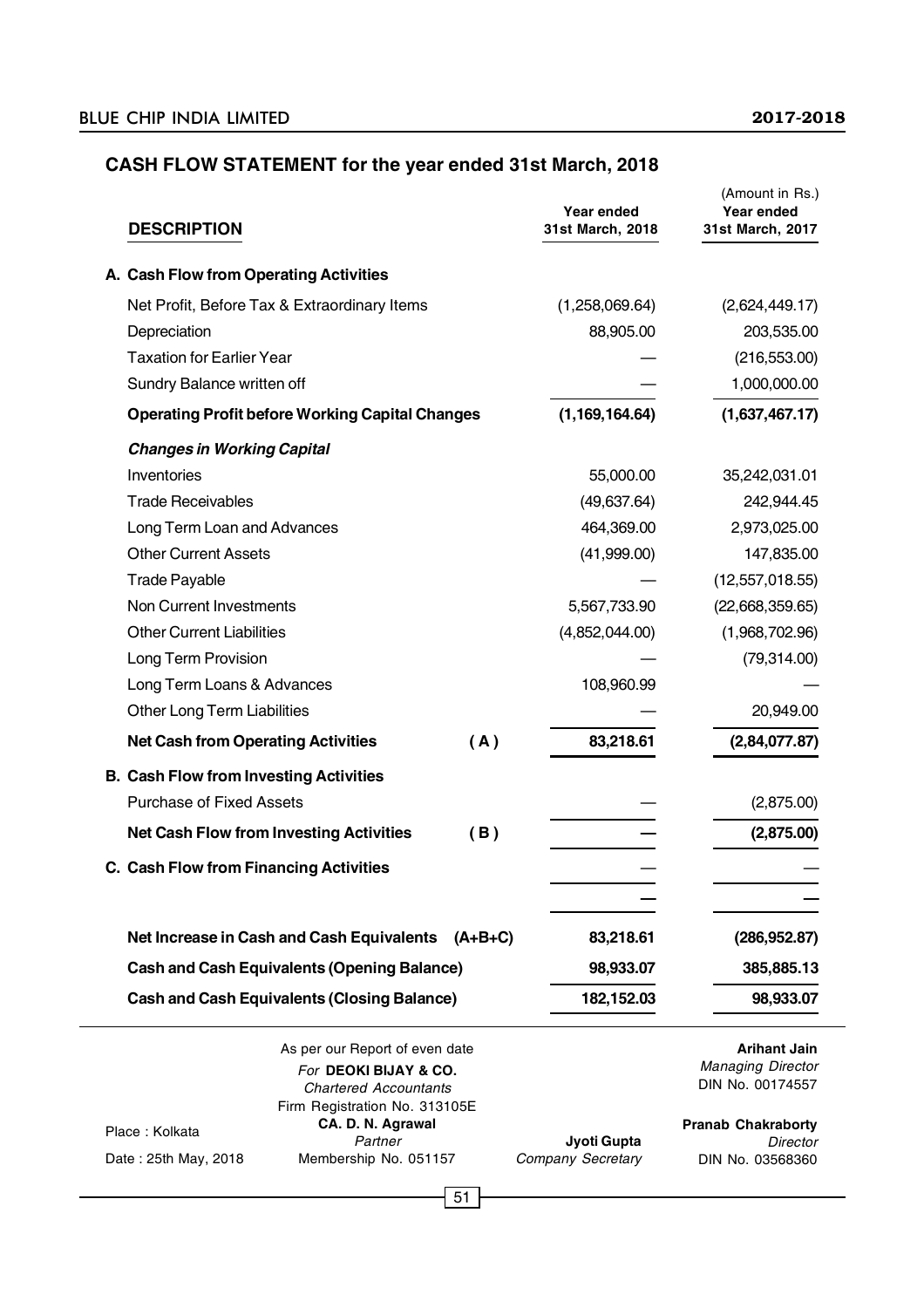## CASH FLOW STATEMENT for the year ended 31st March, 2018

(Amount in Rs.)

| DESCRIPTION | | Year ended 31st March, 2018 | Year ended 31st March, 2017 |
|---|---|---|---|
| **A. Cash Flow from Operating Activities** | | | |
| Net Profit, Before Tax & Extraordinary Items | | (1,258,069.64) | (2,624,449.17) |
| Depreciation | | 88,905.00 | 203,535.00 |
| Taxation for Earlier Year | | — | (216,553.00) |
| Sundry Balance written off | | — | 1,000,000.00 |
| **Operating Profit before Working Capital Changes** | | **(1,169,164.64)** | **(1,637,467.17)** |
| ***Changes in Working Capital*** | | | |
| Inventories | | 55,000.00 | 35,242,031.01 |
| Trade Receivables | | (49,637.64) | 242,944.45 |
| Long Term Loan and Advances | | 464,369.00 | 2,973,025.00 |
| Other Current Assets | | (41,999.00) | 147,835.00 |
| Trade Payable | | — | (12,557,018.55) |
| Non Current Investments | | 5,567,733.90 | (22,668,359.65) |
| Other Current Liabilities | | (4,852,044.00) | (1,968,702.96) |
| Long Term Provision | | — | (79,314.00) |
| Long Term Loans & Advances | | 108,960.99 | — |
| Other Long Term Liabilities | | — | 20,949.00 |
| **Net Cash from Operating Activities** | **(A)** | **83,218.61** | **(2,84,077.87)** |
| **B. Cash Flow from Investing Activities** | | | |
| Purchase of Fixed Assets | | — | (2,875.00) |
| **Net Cash Flow from Investing Activities** | **(B)** | **—** | **(2,875.00)** |
| **C. Cash Flow from Financing Activities** | | — | — |
| | | — | — |
| **Net Increase in Cash and Cash Equivalents** | **(A+B+C)** | **83,218.61** | **(286,952.87)** |
| **Cash and Cash Equivalents (Opening Balance)** | | **98,933.07** | **385,885.13** |
| **Cash and Cash Equivalents (Closing Balance)** | | **182,152.03** | **98,933.07** |

As per our Report of even date
*For* **DEOKI BIJAY & CO.**
*Chartered Accountants*
Firm Registration No. 313105E
**CA. D. N. Agrawal**
*Partner*
Membership No. 051157

Place : Kolkata
Date : 25th May, 2018

**Jyoti Gupta**
*Company Secretary*

**Arihant Jain**
*Managing Director*
DIN No. 00174557

**Pranab Chakraborty**
*Director*
DIN No. 03568360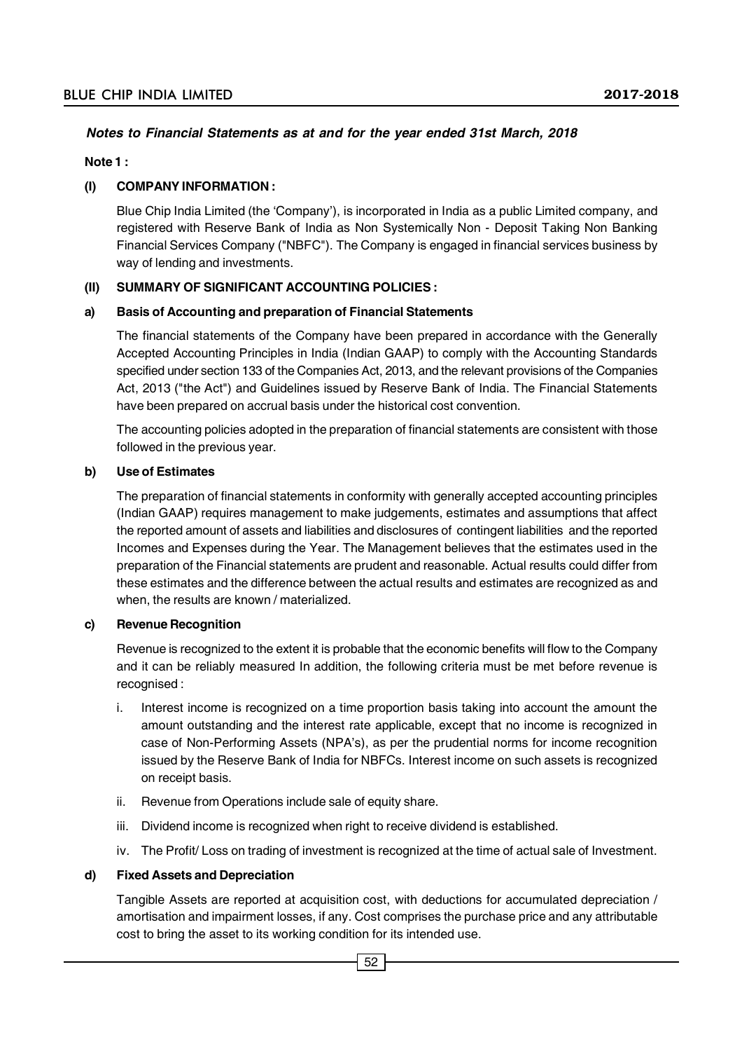***Notes to Financial Statements as at and for the year ended 31st March, 2018***

**Note 1 :**

**(I) COMPANY INFORMATION :**

Blue Chip India Limited (the 'Company'), is incorporated in India as a public Limited company, and registered with Reserve Bank of India as Non Systemically Non - Deposit Taking Non Banking Financial Services Company ("NBFC"). The Company is engaged in financial services business by way of lending and investments.

**(II) SUMMARY OF SIGNIFICANT ACCOUNTING POLICIES :**

**a) Basis of Accounting and preparation of Financial Statements**

The financial statements of the Company have been prepared in accordance with the Generally Accepted Accounting Principles in India (Indian GAAP) to comply with the Accounting Standards specified under section 133 of the Companies Act, 2013, and the relevant provisions of the Companies Act, 2013 ("the Act") and Guidelines issued by Reserve Bank of India. The Financial Statements have been prepared on accrual basis under the historical cost convention.

The accounting policies adopted in the preparation of financial statements are consistent with those followed in the previous year.

**b) Use of Estimates**

The preparation of financial statements in conformity with generally accepted accounting principles (Indian GAAP) requires management to make judgements, estimates and assumptions that affect the reported amount of assets and liabilities and disclosures of contingent liabilities and the reported Incomes and Expenses during the Year. The Management believes that the estimates used in the preparation of the Financial statements are prudent and reasonable. Actual results could differ from these estimates and the difference between the actual results and estimates are recognized as and when, the results are known / materialized.

**c) Revenue Recognition**

Revenue is recognized to the extent it is probable that the economic benefits will flow to the Company and it can be reliably measured In addition, the following criteria must be met before revenue is recognised :

i. Interest income is recognized on a time proportion basis taking into account the amount the amount outstanding and the interest rate applicable, except that no income is recognized in case of Non-Performing Assets (NPA's), as per the prudential norms for income recognition issued by the Reserve Bank of India for NBFCs. Interest income on such assets is recognized on receipt basis.

ii. Revenue from Operations include sale of equity share.

iii. Dividend income is recognized when right to receive dividend is established.

iv. The Profit/ Loss on trading of investment is recognized at the time of actual sale of Investment.

**d) Fixed Assets and Depreciation**

Tangible Assets are reported at acquisition cost, with deductions for accumulated depreciation / amortisation and impairment losses, if any. Cost comprises the purchase price and any attributable cost to bring the asset to its working condition for its intended use.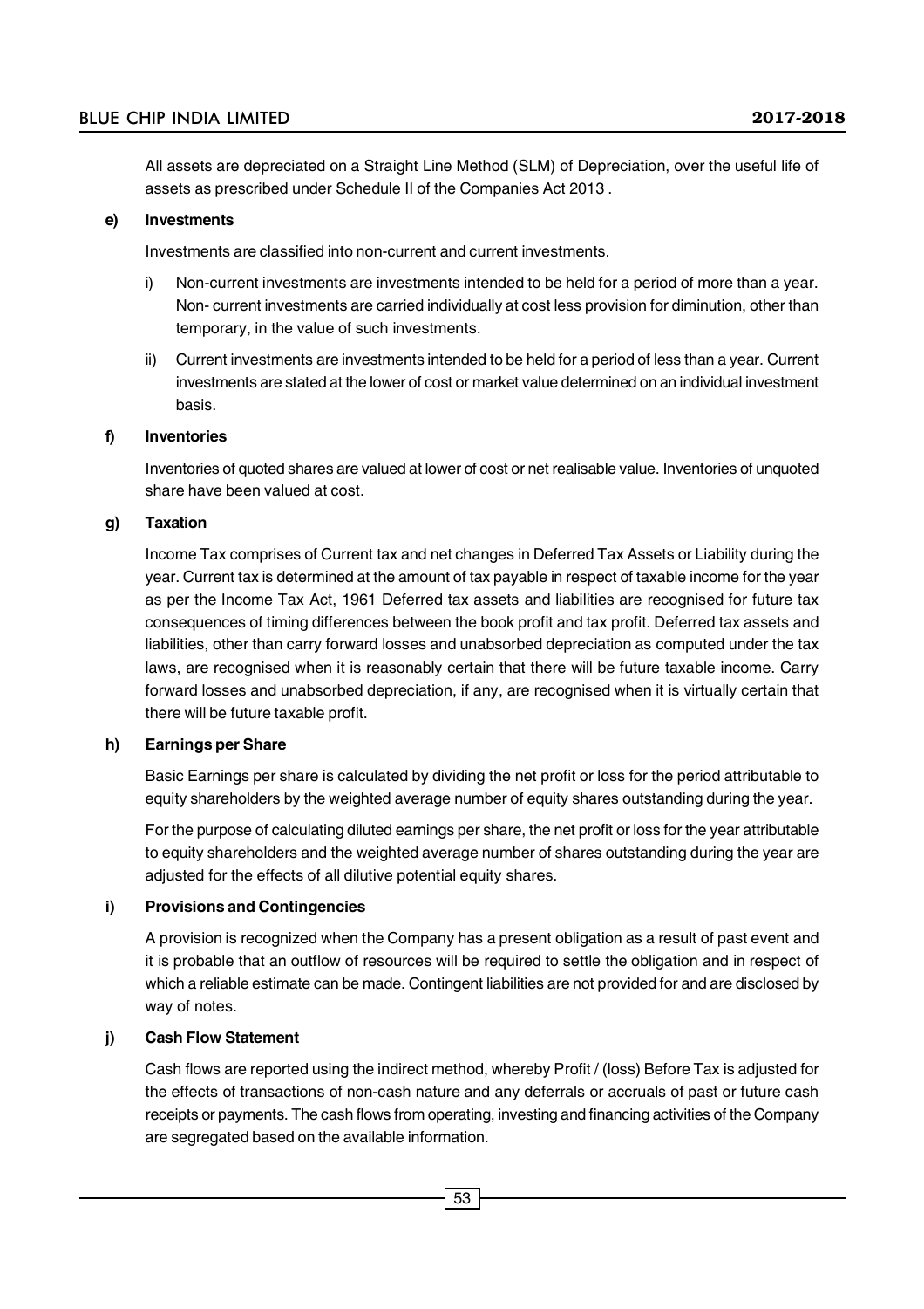All assets are depreciated on a Straight Line Method (SLM) of Depreciation, over the useful life of assets as prescribed under Schedule II of the Companies Act 2013 .

**e) Investments**

Investments are classified into non-current and current investments.

i) Non-current investments are investments intended to be held for a period of more than a year. Non- current investments are carried individually at cost less provision for diminution, other than temporary, in the value of such investments.

ii) Current investments are investments intended to be held for a period of less than a year. Current investments are stated at the lower of cost or market value determined on an individual investment basis.

**f) Inventories**

Inventories of quoted shares are valued at lower of cost or net realisable value. Inventories of unquoted share have been valued at cost.

**g) Taxation**

Income Tax comprises of Current tax and net changes in Deferred Tax Assets or Liability during the year. Current tax is determined at the amount of tax payable in respect of taxable income for the year as per the Income Tax Act, 1961 Deferred tax assets and liabilities are recognised for future tax consequences of timing differences between the book profit and tax profit. Deferred tax assets and liabilities, other than carry forward losses and unabsorbed depreciation as computed under the tax laws, are recognised when it is reasonably certain that there will be future taxable income. Carry forward losses and unabsorbed depreciation, if any, are recognised when it is virtually certain that there will be future taxable profit.

**h) Earnings per Share**

Basic Earnings per share is calculated by dividing the net profit or loss for the period attributable to equity shareholders by the weighted average number of equity shares outstanding during the year.

For the purpose of calculating diluted earnings per share, the net profit or loss for the year attributable to equity shareholders and the weighted average number of shares outstanding during the year are adjusted for the effects of all dilutive potential equity shares.

**i) Provisions and Contingencies**

A provision is recognized when the Company has a present obligation as a result of past event and it is probable that an outflow of resources will be required to settle the obligation and in respect of which a reliable estimate can be made. Contingent liabilities are not provided for and are disclosed by way of notes.

**j) Cash Flow Statement**

Cash flows are reported using the indirect method, whereby Profit / (loss) Before Tax is adjusted for the effects of transactions of non-cash nature and any deferrals or accruals of past or future cash receipts or payments. The cash flows from operating, investing and financing activities of the Company are segregated based on the available information.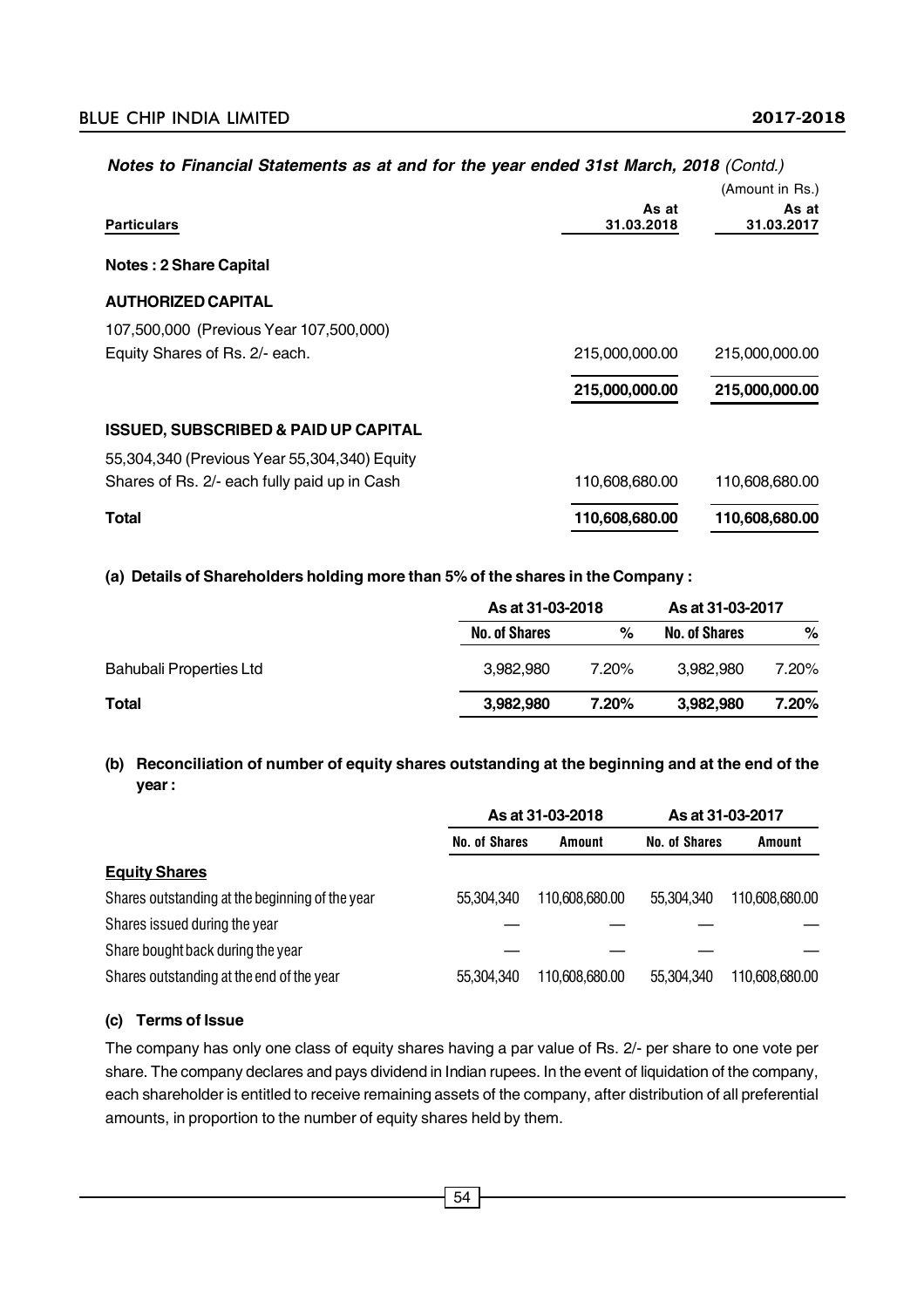***Notes to Financial Statements as at and for the year ended 31st March, 2018** (Contd.)*

(Amount in Rs.)

| Particulars | As at 31.03.2018 | As at 31.03.2017 |
|---|---|---|
| **Notes : 2 Share Capital** | | |
| **AUTHORIZED CAPITAL** | | |
| 107,500,000 (Previous Year 107,500,000) Equity Shares of Rs. 2/- each. | 215,000,000.00 | 215,000,000.00 |
| | **215,000,000.00** | **215,000,000.00** |
| **ISSUED, SUBSCRIBED & PAID UP CAPITAL** | | |
| 55,304,340 (Previous Year 55,304,340) Equity Shares of Rs. 2/- each fully paid up in Cash | 110,608,680.00 | 110,608,680.00 |
| **Total** | **110,608,680.00** | **110,608,680.00** |

**(a) Details of Shareholders holding more than 5% of the shares in the Company :**

| | As at 31-03-2018 | | As at 31-03-2017 | |
|---|---|---|---|---|
| | **No. of Shares** | **%** | **No. of Shares** | **%** |
| Bahubali Properties Ltd | 3,982,980 | 7.20% | 3,982,980 | 7.20% |
| **Total** | **3,982,980** | **7.20%** | **3,982,980** | **7.20%** |

**(b) Reconciliation of number of equity shares outstanding at the beginning and at the end of the year :**

| | As at 31-03-2018 | | As at 31-03-2017 | |
|---|---|---|---|---|
| | **No. of Shares** | **Amount** | **No. of Shares** | **Amount** |
| **Equity Shares** | | | | |
| Shares outstanding at the beginning of the year | 55,304,340 | 110,608,680.00 | 55,304,340 | 110,608,680.00 |
| Shares issued during the year | — | — | — | — |
| Share bought back during the year | — | — | — | — |
| Shares outstanding at the end of the year | 55,304,340 | 110,608,680.00 | 55,304,340 | 110,608,680.00 |

**(c) Terms of Issue**

The company has only one class of equity shares having a par value of Rs. 2/- per share to one vote per share. The company declares and pays dividend in Indian rupees. In the event of liquidation of the company, each shareholder is entitled to receive remaining assets of the company, after distribution of all preferential amounts, in proportion to the number of equity shares held by them.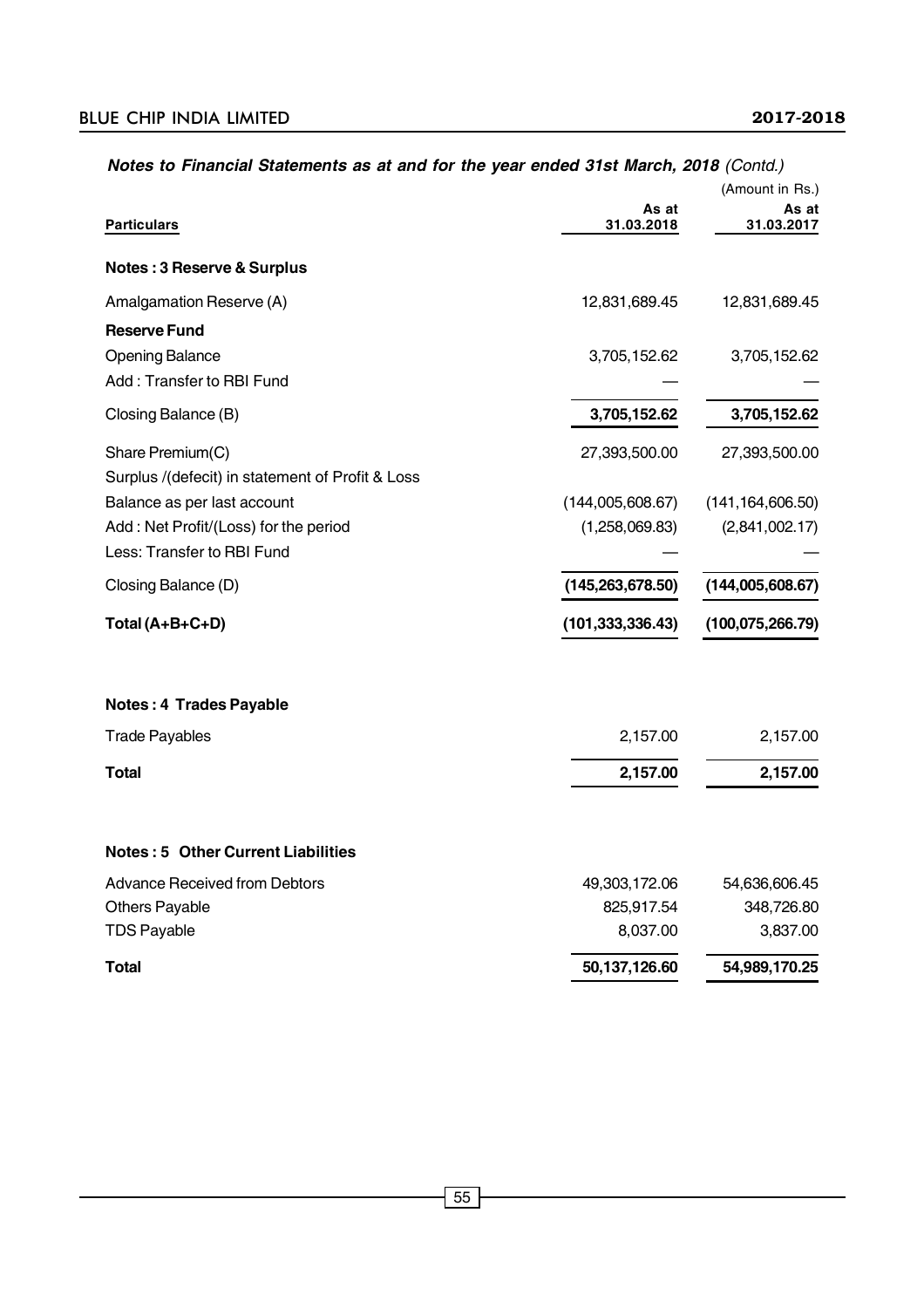***Notes to Financial Statements as at and for the year ended 31st March, 2018*** *(Contd.)*

(Amount in Rs.)

| Particulars | As at 31.03.2018 | As at 31.03.2017 |
|---|---|---|
| **Notes : 3 Reserve & Surplus** | | |
| Amalgamation Reserve (A) | 12,831,689.45 | 12,831,689.45 |
| **Reserve Fund** | | |
| Opening Balance | 3,705,152.62 | 3,705,152.62 |
| Add : Transfer to RBI Fund | — | — |
| Closing Balance (B) | **3,705,152.62** | **3,705,152.62** |
| Share Premium(C) | 27,393,500.00 | 27,393,500.00 |
| Surplus /(defecit) in statement of Profit & Loss | | |
| Balance as per last account | (144,005,608.67) | (141,164,606.50) |
| Add : Net Profit/(Loss) for the period | (1,258,069.83) | (2,841,002.17) |
| Less: Transfer to RBI Fund | — | — |
| Closing Balance (D) | **(145,263,678.50)** | **(144,005,608.67)** |
| **Total (A+B+C+D)** | **(101,333,336.43)** | **(100,075,266.79)** |

| Particulars | As at 31.03.2018 | As at 31.03.2017 |
|---|---|---|
| **Notes : 4 Trades Payable** | | |
| Trade Payables | 2,157.00 | 2,157.00 |
| **Total** | **2,157.00** | **2,157.00** |

| Particulars | As at 31.03.2018 | As at 31.03.2017 |
|---|---|---|
| **Notes : 5 Other Current Liabilities** | | |
| Advance Received from Debtors | 49,303,172.06 | 54,636,606.45 |
| Others Payable | 825,917.54 | 348,726.80 |
| TDS Payable | 8,037.00 | 3,837.00 |
| **Total** | **50,137,126.60** | **54,989,170.25** |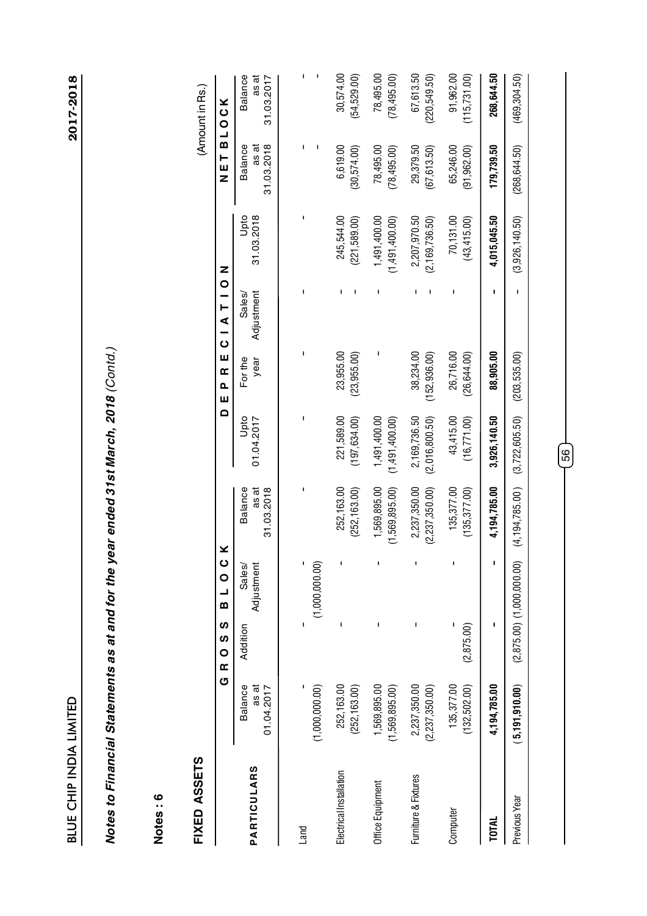## Notes to Financial Statements as at and for the year ended 31st March, 2018 *(Contd.)*

**Notes : 6**

### FIXED ASSETS

(Amount in Rs.)

| PARTICULARS | GROSS BLOCK | | | | DEPRECIATION | | | | NET BLOCK | |
|---|---|---|---|---|---|---|---|---|---|---|
| | Balance as at 01.04.2017 | Addition | Sales/ Adjustment | Balance as at 31.03.2018 | Upto 01.04.2017 | For the year | Sales/ Adjustment | Upto 31.03.2018 | Balance as at 31.03.2018 | Balance as at 31.03.2017 |
| Land | - | - | - | - | - | - | - | - | - | - |
| | (1,000,000.00) | | (1,000,000.00) | | | | | | | - |
| Electrical Installation | 252,163.00 | - | - | 252,163.00 | 221,589.00 | 23,955.00 | - | 245,544.00 | 6,619.00 | 30,574.00 |
| | (252,163.00) | | | (252,163.00) | (197,634.00) | (23,955.00) | - | (221,589.00) | (30,574.00) | (54,529.00) |
| Office Equipment | 1,569,895.00 | - | - | 1,569,895.00 | 1,491,400.00 | - | - | 1,491,400.00 | 78,495.00 | 78,495.00 |
| | (1,569,895.00) | | | (1,569,895.00) | (1,491,400.00) | | | (1,491,400.00) | (78,495.00) | (78,495.00) |
| Furniture & Fixtures | 2,237,350.00 | - | - | 2,237,350.00 | 2,169,736.50 | 38,234.00 | - | 2,207,970.50 | 29,379.50 | 67,613.50 |
| | (2,237,350.00) | | | (2,237,350.00) | (2,016,800.50) | (152,936.00) | - | (2,169,736.50) | (67,613.50) | (220,549.50) |
| Computer | 135,377.00 | - | - | 135,377.00 | 43,415.00 | 26,716.00 | - | 70,131.00 | 65,246.00 | 91,962.00 |
| | (132,502.00) | (2,875.00) | | (135,377.00) | (16,771.00) | (26,644.00) | | (43,415.00) | (91,962.00) | (115,731.00) |
| **TOTAL** | **4,194,785.00** | **-** | **-** | **4,194,785.00** | **3,926,140.50** | **88,905.00** | **-** | **4,015,045.50** | **179,739.50** | **268,644.50** |
| Previous Year | **(5,191,910.00)** | (2,875.00) | (1,000,000.00) | (4,194,785.00) | (3,722,605.50) | (203,535.00) | - | (3,926,140.50) | (268,644.50) | (469,304.50) |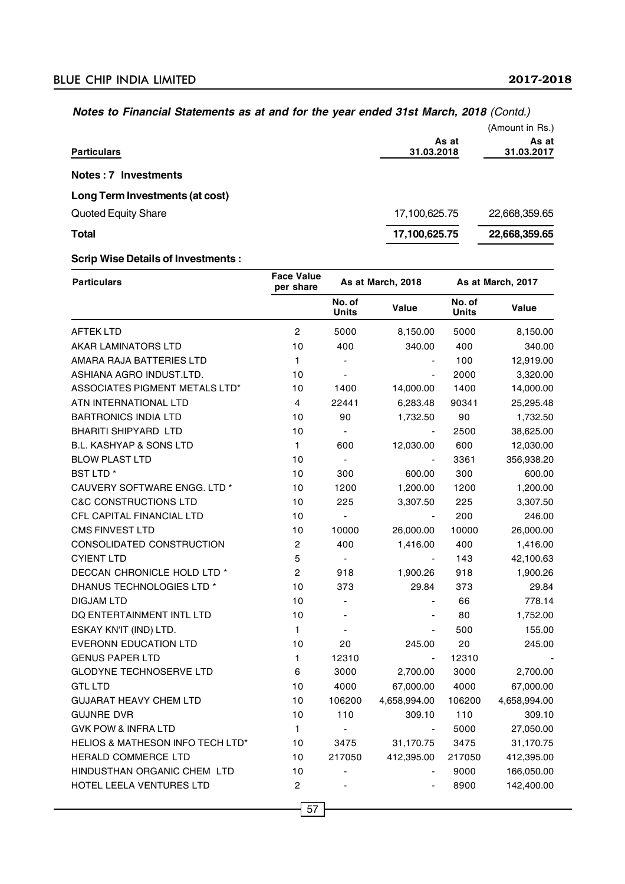*Notes to Financial Statements as at and for the year ended 31st March, 2018 (Contd.)*

(Amount in Rs.)

| Particulars | As at 31.03.2018 | As at 31.03.2017 |
|---|---|---|
| **Notes : 7 Investments** | | |
| **Long Term Investments (at cost)** | | |
| Quoted Equity Share | 17,100,625.75 | 22,668,359.65 |
| **Total** | **17,100,625.75** | **22,668,359.65** |

**Scrip Wise Details of Investments :**

| Particulars | Face Value per share | As at March, 2018 | | As at March, 2017 | |
|---|---|---|---|---|---|
| | | No. of Units | Value | No. of Units | Value |
| AFTEK LTD | 2 | 5000 | 8,150.00 | 5000 | 8,150.00 |
| AKAR LAMINATORS LTD | 10 | 400 | 340.00 | 400 | 340.00 |
| AMARA RAJA BATTERIES LTD | 1 | - | - | 100 | 12,919.00 |
| ASHIANA AGRO INDUST.LTD. | 10 | - | - | 2000 | 3,320.00 |
| ASSOCIATES PIGMENT METALS LTD* | 10 | 1400 | 14,000.00 | 1400 | 14,000.00 |
| ATN INTERNATIONAL LTD | 4 | 22441 | 6,283.48 | 90341 | 25,295.48 |
| BARTRONICS INDIA LTD | 10 | 90 | 1,732.50 | 90 | 1,732.50 |
| BHARITI SHIPYARD LTD | 10 | - | - | 2500 | 38,625.00 |
| B.L. KASHYAP & SONS LTD | 1 | 600 | 12,030.00 | 600 | 12,030.00 |
| BLOW PLAST LTD | 10 | - | - | 3361 | 356,938.20 |
| BST LTD * | 10 | 300 | 600.00 | 300 | 600.00 |
| CAUVERY SOFTWARE ENGG. LTD * | 10 | 1200 | 1,200.00 | 1200 | 1,200.00 |
| C&C CONSTRUCTIONS LTD | 10 | 225 | 3,307.50 | 225 | 3,307.50 |
| CFL CAPITAL FINANCIAL LTD | 10 | - | - | 200 | 246.00 |
| CMS FINVEST LTD | 10 | 10000 | 26,000.00 | 10000 | 26,000.00 |
| CONSOLIDATED CONSTRUCTION | 2 | 400 | 1,416.00 | 400 | 1,416.00 |
| CYIENT LTD | 5 | - | - | 143 | 42,100.63 |
| DECCAN CHRONICLE HOLD LTD * | 2 | 918 | 1,900.26 | 918 | 1,900.26 |
| DHANUS TECHNOLOGIES LTD * | 10 | 373 | 29.84 | 373 | 29.84 |
| DIGJAM LTD | 10 | - | - | 66 | 778.14 |
| DQ ENTERTAINMENT INTL LTD | 10 | - | - | 80 | 1,752.00 |
| ESKAY KN'IT (IND) LTD. | 1 | - | - | 500 | 155.00 |
| EVERONN EDUCATION LTD | 10 | 20 | 245.00 | 20 | 245.00 |
| GENUS PAPER LTD | 1 | 12310 | - | 12310 | - |
| GLODYNE TECHNOSERVE LTD | 6 | 3000 | 2,700.00 | 3000 | 2,700.00 |
| GTL LTD | 10 | 4000 | 67,000.00 | 4000 | 67,000.00 |
| GUJARAT HEAVY CHEM LTD | 10 | 106200 | 4,658,994.00 | 106200 | 4,658,994.00 |
| GUJNRE DVR | 10 | 110 | 309.10 | 110 | 309.10 |
| GVK POW & INFRA LTD | 1 | - | - | 5000 | 27,050.00 |
| HELIOS & MATHESON INFO TECH LTD* | 10 | 3475 | 31,170.75 | 3475 | 31,170.75 |
| HERALD COMMERCE LTD | 10 | 217050 | 412,395.00 | 217050 | 412,395.00 |
| HINDUSTHAN ORGANIC CHEM LTD | 10 | - | - | 9000 | 166,050.00 |
| HOTEL LEELA VENTURES LTD | 2 | - | - | 8900 | 142,400.00 |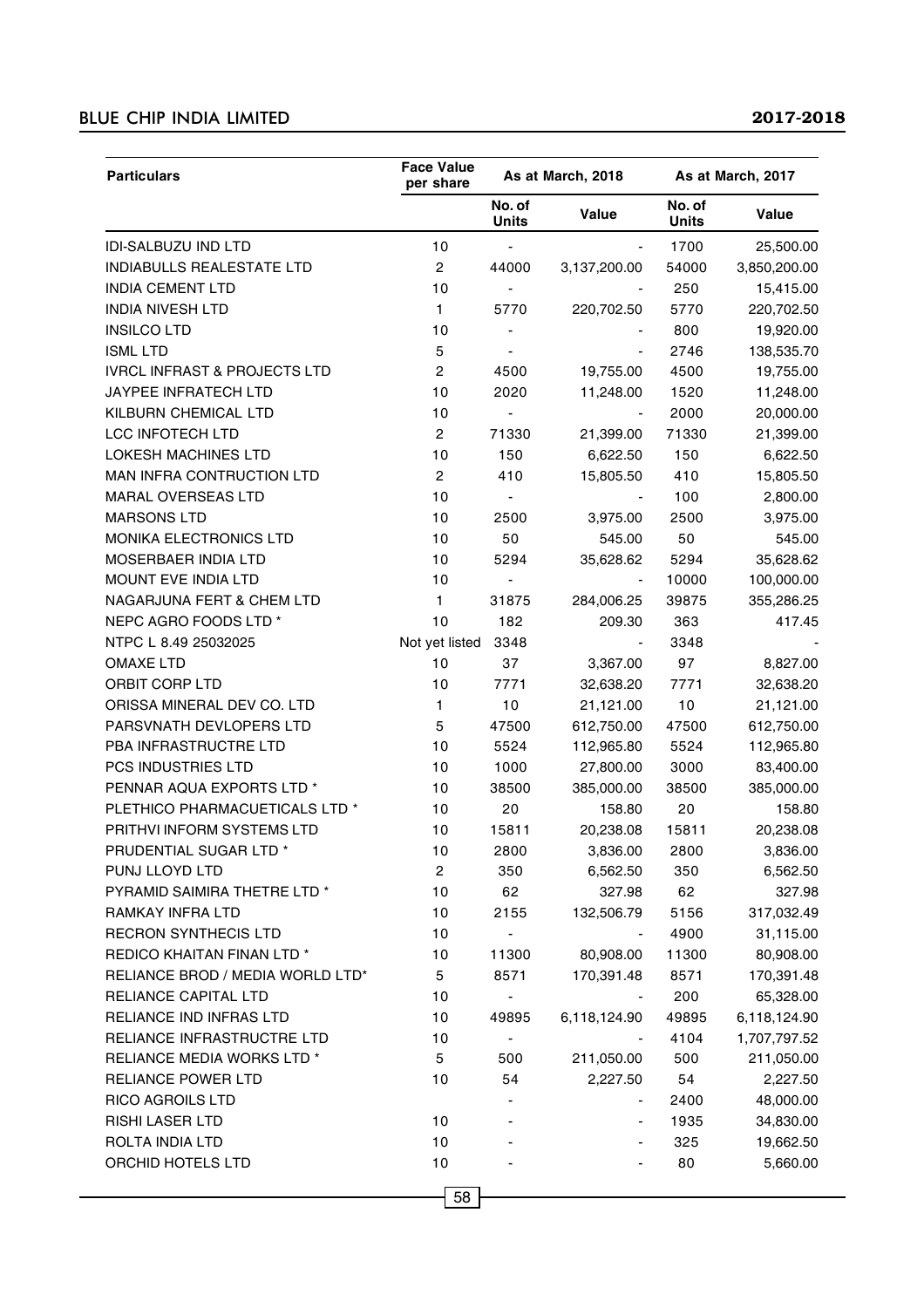| Particulars | Face Value per share | As at March, 2018 | | As at March, 2017 | |
|---|---|---|---|---|---|
| | | No. of Units | Value | No. of Units | Value |
| IDI-SALBUZU IND LTD | 10 | - | - | 1700 | 25,500.00 |
| INDIABULLS REALESTATE LTD | 2 | 44000 | 3,137,200.00 | 54000 | 3,850,200.00 |
| INDIA CEMENT LTD | 10 | - | - | 250 | 15,415.00 |
| INDIA NIVESH LTD | 1 | 5770 | 220,702.50 | 5770 | 220,702.50 |
| INSILCO LTD | 10 | - | - | 800 | 19,920.00 |
| ISML LTD | 5 | - | - | 2746 | 138,535.70 |
| IVRCL INFRAST & PROJECTS LTD | 2 | 4500 | 19,755.00 | 4500 | 19,755.00 |
| JAYPEE INFRATECH LTD | 10 | 2020 | 11,248.00 | 1520 | 11,248.00 |
| KILBURN CHEMICAL LTD | 10 | - | - | 2000 | 20,000.00 |
| LCC INFOTECH LTD | 2 | 71330 | 21,399.00 | 71330 | 21,399.00 |
| LOKESH MACHINES LTD | 10 | 150 | 6,622.50 | 150 | 6,622.50 |
| MAN INFRA CONTRUCTION LTD | 2 | 410 | 15,805.50 | 410 | 15,805.50 |
| MARAL OVERSEAS LTD | 10 | - | - | 100 | 2,800.00 |
| MARSONS LTD | 10 | 2500 | 3,975.00 | 2500 | 3,975.00 |
| MONIKA ELECTRONICS LTD | 10 | 50 | 545.00 | 50 | 545.00 |
| MOSERBAER INDIA LTD | 10 | 5294 | 35,628.62 | 5294 | 35,628.62 |
| MOUNT EVE INDIA LTD | 10 | - | - | 10000 | 100,000.00 |
| NAGARJUNA FERT & CHEM LTD | 1 | 31875 | 284,006.25 | 39875 | 355,286.25 |
| NEPC AGRO FOODS LTD * | 10 | 182 | 209.30 | 363 | 417.45 |
| NTPC L 8.49 25032025 | Not yet listed | 3348 | - | 3348 | - |
| OMAXE LTD | 10 | 37 | 3,367.00 | 97 | 8,827.00 |
| ORBIT CORP LTD | 10 | 7771 | 32,638.20 | 7771 | 32,638.20 |
| ORISSA MINERAL DEV CO. LTD | 1 | 10 | 21,121.00 | 10 | 21,121.00 |
| PARSVNATH DEVLOPERS LTD | 5 | 47500 | 612,750.00 | 47500 | 612,750.00 |
| PBA INFRASTRUCTRE LTD | 10 | 5524 | 112,965.80 | 5524 | 112,965.80 |
| PCS INDUSTRIES LTD | 10 | 1000 | 27,800.00 | 3000 | 83,400.00 |
| PENNAR AQUA EXPORTS LTD * | 10 | 38500 | 385,000.00 | 38500 | 385,000.00 |
| PLETHICO PHARMACUETICALS LTD * | 10 | 20 | 158.80 | 20 | 158.80 |
| PRITHVI INFORM SYSTEMS LTD | 10 | 15811 | 20,238.08 | 15811 | 20,238.08 |
| PRUDENTIAL SUGAR LTD * | 10 | 2800 | 3,836.00 | 2800 | 3,836.00 |
| PUNJ LLOYD LTD | 2 | 350 | 6,562.50 | 350 | 6,562.50 |
| PYRAMID SAIMIRA THETRE LTD * | 10 | 62 | 327.98 | 62 | 327.98 |
| RAMKAY INFRA LTD | 10 | 2155 | 132,506.79 | 5156 | 317,032.49 |
| RECRON SYNTHECIS LTD | 10 | - | - | 4900 | 31,115.00 |
| REDICO KHAITAN FINAN LTD * | 10 | 11300 | 80,908.00 | 11300 | 80,908.00 |
| RELIANCE BROD / MEDIA WORLD LTD* | 5 | 8571 | 170,391.48 | 8571 | 170,391.48 |
| RELIANCE CAPITAL LTD | 10 | - | - | 200 | 65,328.00 |
| RELIANCE IND INFRAS LTD | 10 | 49895 | 6,118,124.90 | 49895 | 6,118,124.90 |
| RELIANCE INFRASTRUCTRE LTD | 10 | - | - | 4104 | 1,707,797.52 |
| RELIANCE MEDIA WORKS LTD * | 5 | 500 | 211,050.00 | 500 | 211,050.00 |
| RELIANCE POWER LTD | 10 | 54 | 2,227.50 | 54 | 2,227.50 |
| RICO AGROILS LTD | | - | - | 2400 | 48,000.00 |
| RISHI LASER LTD | 10 | - | - | 1935 | 34,830.00 |
| ROLTA INDIA LTD | 10 | - | - | 325 | 19,662.50 |
| ORCHID HOTELS LTD | 10 | - | - | 80 | 5,660.00 |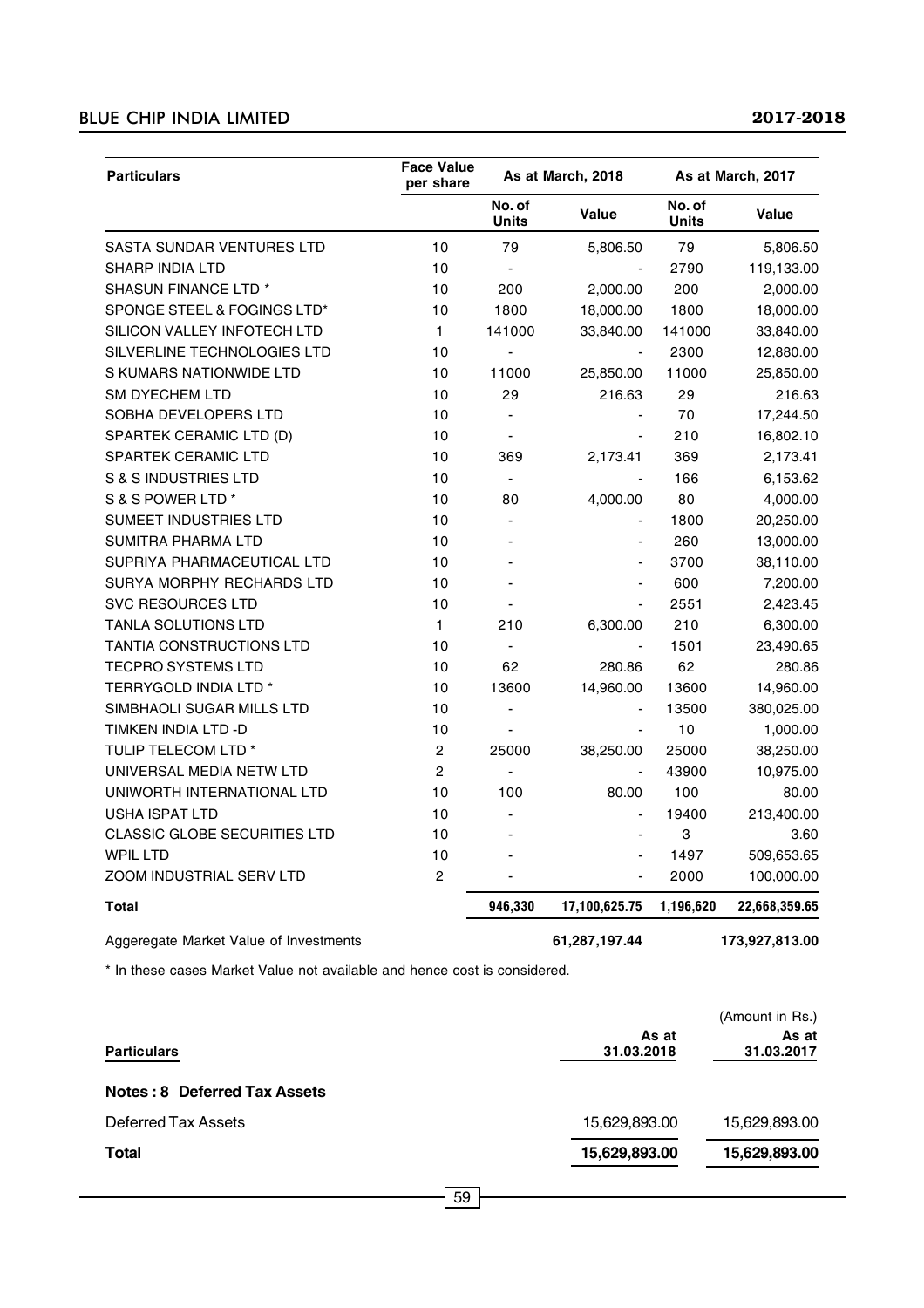| Particulars | Face Value per share | As at March, 2018 | | As at March, 2017 | |
|---|---|---|---|---|---|
| | | No. of Units | Value | No. of Units | Value |
| SASTA SUNDAR VENTURES LTD | 10 | 79 | 5,806.50 | 79 | 5,806.50 |
| SHARP INDIA LTD | 10 | - | - | 2790 | 119,133.00 |
| SHASUN FINANCE LTD * | 10 | 200 | 2,000.00 | 200 | 2,000.00 |
| SPONGE STEEL & FOGINGS LTD* | 10 | 1800 | 18,000.00 | 1800 | 18,000.00 |
| SILICON VALLEY INFOTECH LTD | 1 | 141000 | 33,840.00 | 141000 | 33,840.00 |
| SILVERLINE TECHNOLOGIES LTD | 10 | - | - | 2300 | 12,880.00 |
| S KUMARS NATIONWIDE LTD | 10 | 11000 | 25,850.00 | 11000 | 25,850.00 |
| SM DYECHEM LTD | 10 | 29 | 216.63 | 29 | 216.63 |
| SOBHA DEVELOPERS LTD | 10 | - | - | 70 | 17,244.50 |
| SPARTEK CERAMIC LTD (D) | 10 | - | - | 210 | 16,802.10 |
| SPARTEK CERAMIC LTD | 10 | 369 | 2,173.41 | 369 | 2,173.41 |
| S & S INDUSTRIES LTD | 10 | - | - | 166 | 6,153.62 |
| S & S POWER LTD * | 10 | 80 | 4,000.00 | 80 | 4,000.00 |
| SUMEET INDUSTRIES LTD | 10 | - | - | 1800 | 20,250.00 |
| SUMITRA PHARMA LTD | 10 | - | - | 260 | 13,000.00 |
| SUPRIYA PHARMACEUTICAL LTD | 10 | - | - | 3700 | 38,110.00 |
| SURYA MORPHY RECHARDS LTD | 10 | - | - | 600 | 7,200.00 |
| SVC RESOURCES LTD | 10 | - | - | 2551 | 2,423.45 |
| TANLA SOLUTIONS LTD | 1 | 210 | 6,300.00 | 210 | 6,300.00 |
| TANTIA CONSTRUCTIONS LTD | 10 | - | - | 1501 | 23,490.65 |
| TECPRO SYSTEMS LTD | 10 | 62 | 280.86 | 62 | 280.86 |
| TERRYGOLD INDIA LTD * | 10 | 13600 | 14,960.00 | 13600 | 14,960.00 |
| SIMBHAOLI SUGAR MILLS LTD | 10 | - | - | 13500 | 380,025.00 |
| TIMKEN INDIA LTD -D | 10 | - | - | 10 | 1,000.00 |
| TULIP TELECOM LTD * | 2 | 25000 | 38,250.00 | 25000 | 38,250.00 |
| UNIVERSAL MEDIA NETW LTD | 2 | - | - | 43900 | 10,975.00 |
| UNIWORTH INTERNATIONAL LTD | 10 | 100 | 80.00 | 100 | 80.00 |
| USHA ISPAT LTD | 10 | - | - | 19400 | 213,400.00 |
| CLASSIC GLOBE SECURITIES LTD | 10 | - | - | 3 | 3.60 |
| WPIL LTD | 10 | - | - | 1497 | 509,653.65 |
| ZOOM INDUSTRIAL SERV LTD | 2 | - | - | 2000 | 100,000.00 |
| **Total** | | **946,330** | **17,100,625.75** | **1,196,620** | **22,668,359.65** |
| Aggeregate Market Value of Investments | | | **61,287,197.44** | | **173,927,813.00** |

* In these cases Market Value not available and hence cost is considered.

(Amount in Rs.)

| Particulars | As at 31.03.2018 | As at 31.03.2017 |
|---|---|---|
| **Notes : 8 Deferred Tax Assets** | | |
| Deferred Tax Assets | 15,629,893.00 | 15,629,893.00 |
| **Total** | **15,629,893.00** | **15,629,893.00** |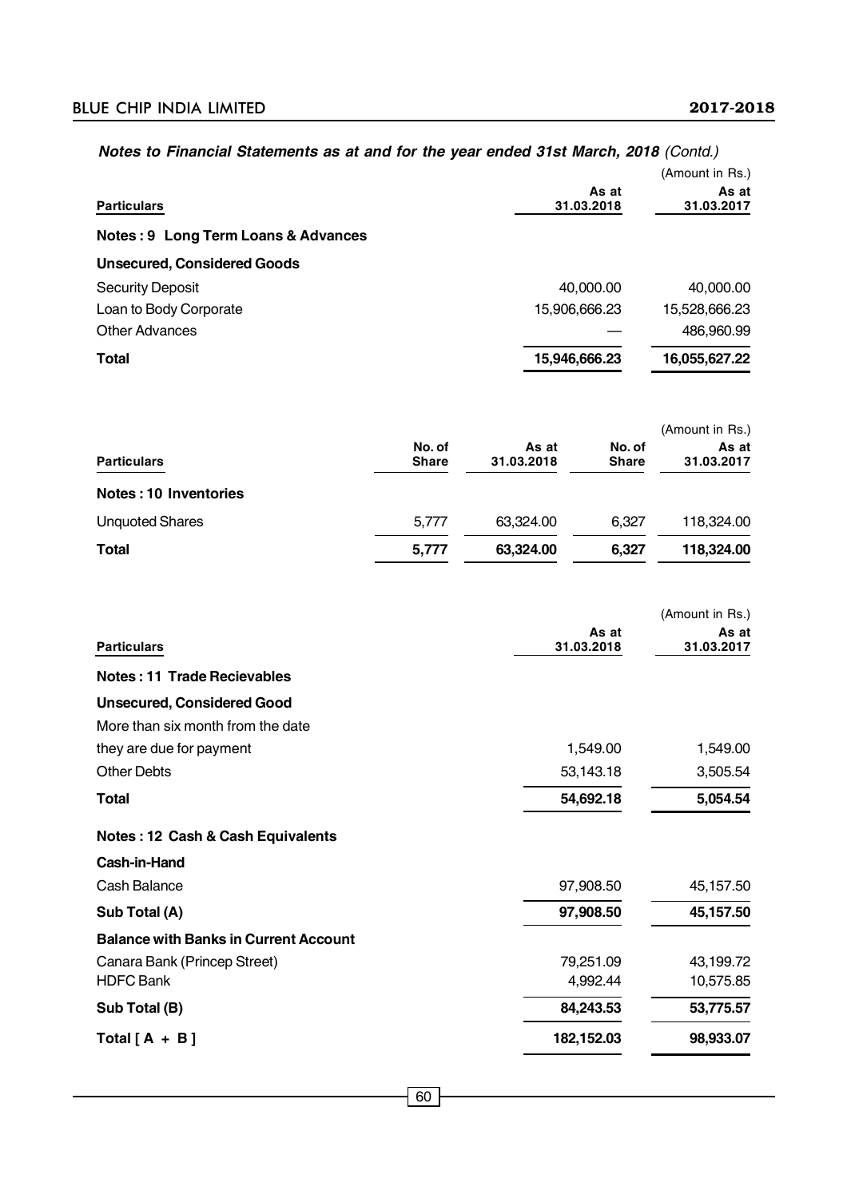***Notes to Financial Statements as at and for the year ended 31st March, 2018*** *(Contd.)*

(Amount in Rs.)

| Particulars | As at 31.03.2018 | As at 31.03.2017 |
|---|---|---|
| **Notes : 9 Long Term Loans & Advances** | | |
| **Unsecured, Considered Goods** | | |
| Security Deposit | 40,000.00 | 40,000.00 |
| Loan to Body Corporate | 15,906,666.23 | 15,528,666.23 |
| Other Advances | — | 486,960.99 |
| **Total** | **15,946,666.23** | **16,055,627.22** |

(Amount in Rs.)

| Particulars | No. of Share | As at 31.03.2018 | No. of Share | As at 31.03.2017 |
|---|---|---|---|---|
| **Notes : 10 Inventories** | | | | |
| Unquoted Shares | 5,777 | 63,324.00 | 6,327 | 118,324.00 |
| **Total** | **5,777** | **63,324.00** | **6,327** | **118,324.00** |

(Amount in Rs.)

| Particulars | As at 31.03.2018 | As at 31.03.2017 |
|---|---|---|
| **Notes : 11 Trade Recievables** | | |
| **Unsecured, Considered Good** | | |
| More than six month from the date they are due for payment | 1,549.00 | 1,549.00 |
| Other Debts | 53,143.18 | 3,505.54 |
| **Total** | **54,692.18** | **5,054.54** |
| **Notes : 12 Cash & Cash Equivalents** | | |
| **Cash-in-Hand** | | |
| Cash Balance | 97,908.50 | 45,157.50 |
| **Sub Total (A)** | **97,908.50** | **45,157.50** |
| **Balance with Banks in Current Account** | | |
| Canara Bank (Princep Street) | 79,251.09 | 43,199.72 |
| HDFC Bank | 4,992.44 | 10,575.85 |
| **Sub Total (B)** | **84,243.53** | **53,775.57** |
| **Total [ A + B ]** | **182,152.03** | **98,933.07** |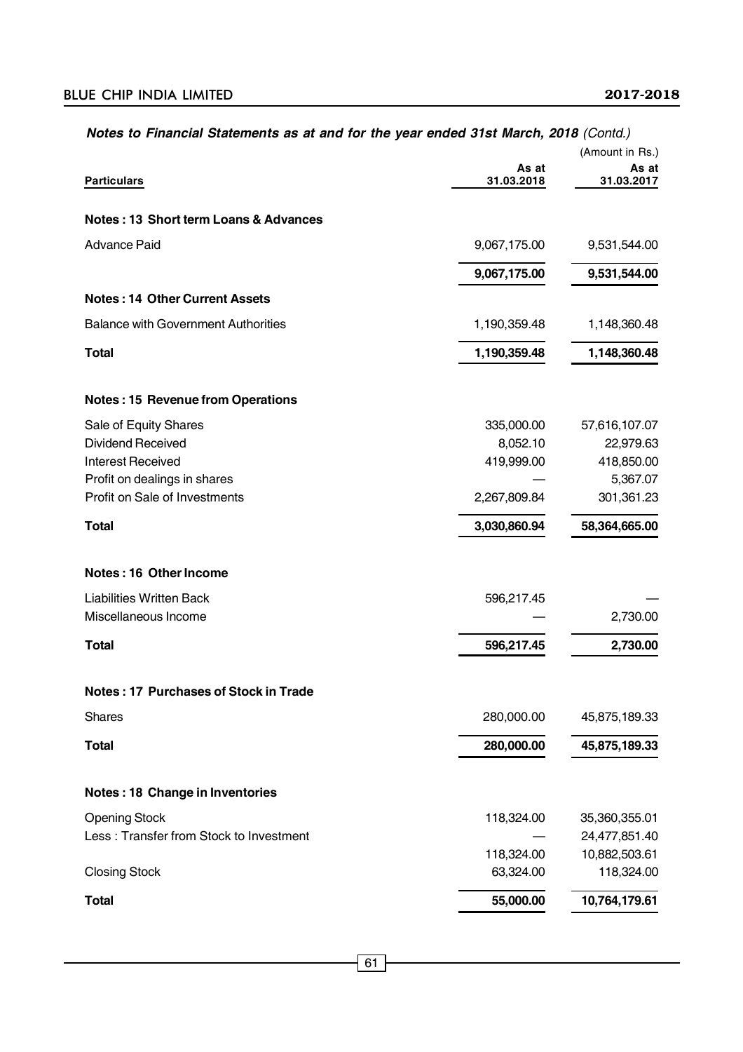***Notes to Financial Statements as at and for the year ended 31st March, 2018** (Contd.)*

(Amount in Rs.)

| Particulars | As at 31.03.2018 | As at 31.03.2017 |
|---|---|---|
| **Notes : 13 Short term Loans & Advances** | | |
| Advance Paid | 9,067,175.00 | 9,531,544.00 |
| | **9,067,175.00** | **9,531,544.00** |
| **Notes : 14 Other Current Assets** | | |
| Balance with Government Authorities | 1,190,359.48 | 1,148,360.48 |
| **Total** | **1,190,359.48** | **1,148,360.48** |
| **Notes : 15 Revenue from Operations** | | |
| Sale of Equity Shares | 335,000.00 | 57,616,107.07 |
| Dividend Received | 8,052.10 | 22,979.63 |
| Interest Received | 419,999.00 | 418,850.00 |
| Profit on dealings in shares | — | 5,367.07 |
| Profit on Sale of Investments | 2,267,809.84 | 301,361.23 |
| **Total** | **3,030,860.94** | **58,364,665.00** |
| **Notes : 16 Other Income** | | |
| Liabilities Written Back | 596,217.45 | — |
| Miscellaneous Income | — | 2,730.00 |
| **Total** | **596,217.45** | **2,730.00** |
| **Notes : 17 Purchases of Stock in Trade** | | |
| Shares | 280,000.00 | 45,875,189.33 |
| **Total** | **280,000.00** | **45,875,189.33** |
| **Notes : 18 Change in Inventories** | | |
| Opening Stock | 118,324.00 | 35,360,355.01 |
| Less : Transfer from Stock to Investment | — | 24,477,851.40 |
| | 118,324.00 | 10,882,503.61 |
| Closing Stock | 63,324.00 | 118,324.00 |
| **Total** | **55,000.00** | **10,764,179.61** |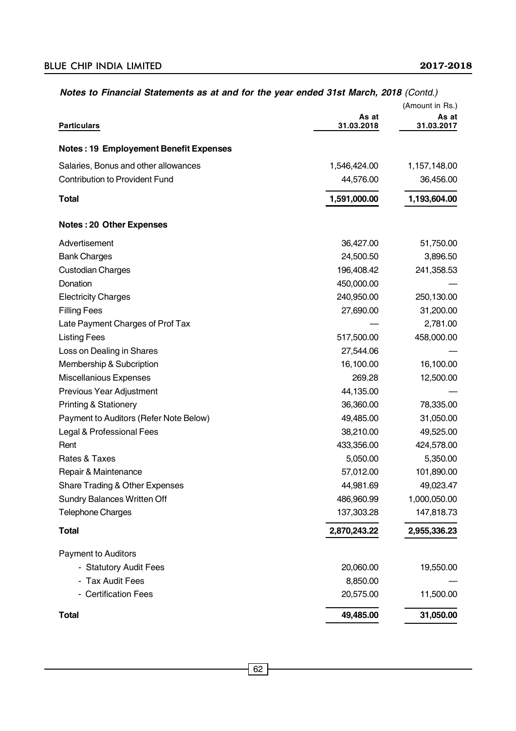***Notes to Financial Statements as at and for the year ended 31st March, 2018*** *(Contd.)*

(Amount in Rs.)

| Particulars | As at 31.03.2018 | As at 31.03.2017 |
|---|---|---|
| **Notes : 19 Employement Benefit Expenses** | | |
| Salaries, Bonus and other allowances | 1,546,424.00 | 1,157,148.00 |
| Contribution to Provident Fund | 44,576.00 | 36,456.00 |
| **Total** | **1,591,000.00** | **1,193,604.00** |
| **Notes : 20 Other Expenses** | | |
| Advertisement | 36,427.00 | 51,750.00 |
| Bank Charges | 24,500.50 | 3,896.50 |
| Custodian Charges | 196,408.42 | 241,358.53 |
| Donation | 450,000.00 | — |
| Electricity Charges | 240,950.00 | 250,130.00 |
| Filling Fees | 27,690.00 | 31,200.00 |
| Late Payment Charges of Prof Tax | — | 2,781.00 |
| Listing Fees | 517,500.00 | 458,000.00 |
| Loss on Dealing in Shares | 27,544.06 | — |
| Membership & Subcription | 16,100.00 | 16,100.00 |
| Miscellanious Expenses | 269.28 | 12,500.00 |
| Previous Year Adjustment | 44,135.00 | — |
| Printing & Stationery | 36,360.00 | 78,335.00 |
| Payment to Auditors (Refer Note Below) | 49,485.00 | 31,050.00 |
| Legal & Professional Fees | 38,210.00 | 49,525.00 |
| Rent | 433,356.00 | 424,578.00 |
| Rates & Taxes | 5,050.00 | 5,350.00 |
| Repair & Maintenance | 57,012.00 | 101,890.00 |
| Share Trading & Other Expenses | 44,981.69 | 49,023.47 |
| Sundry Balances Written Off | 486,960.99 | 1,000,050.00 |
| Telephone Charges | 137,303.28 | 147,818.73 |
| **Total** | **2,870,243.22** | **2,955,336.23** |
| Payment to Auditors | | |
| - Statutory Audit Fees | 20,060.00 | 19,550.00 |
| - Tax Audit Fees | 8,850.00 | — |
| - Certification Fees | 20,575.00 | 11,500.00 |
| **Total** | **49,485.00** | **31,050.00** |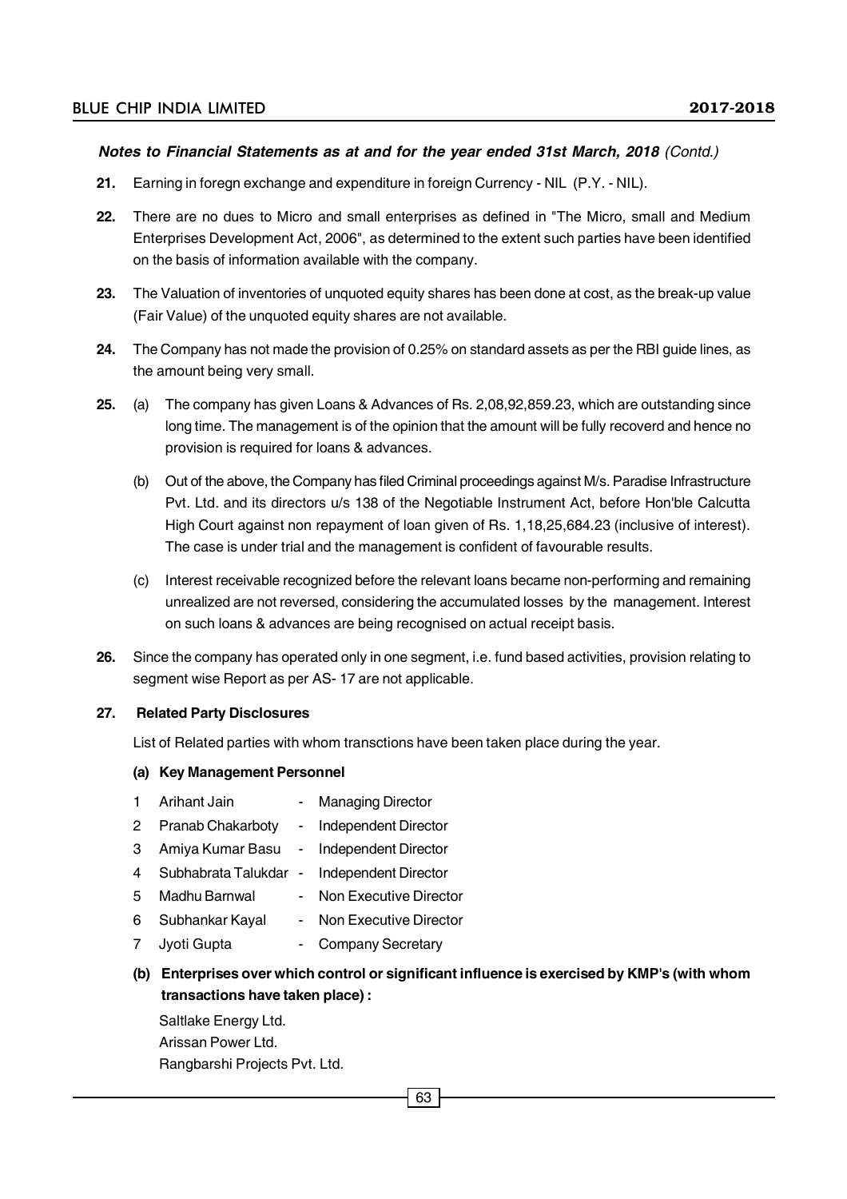***Notes to Financial Statements as at and for the year ended 31st March, 2018** (Contd.)*

**21.** Earning in foregn exchange and expenditure in foreign Currency - NIL (P.Y. - NIL).

**22.** There are no dues to Micro and small enterprises as defined in "The Micro, small and Medium Enterprises Development Act, 2006", as determined to the extent such parties have been identified on the basis of information available with the company.

**23.** The Valuation of inventories of unquoted equity shares has been done at cost, as the break-up value (Fair Value) of the unquoted equity shares are not available.

**24.** The Company has not made the provision of 0.25% on standard assets as per the RBI guide lines, as the amount being very small.

**25.** (a) The company has given Loans & Advances of Rs. 2,08,92,859.23, which are outstanding since long time. The management is of the opinion that the amount will be fully recoverd and hence no provision is required for loans & advances.

(b) Out of the above, the Company has filed Criminal proceedings against M/s. Paradise Infrastructure Pvt. Ltd. and its directors u/s 138 of the Negotiable Instrument Act, before Hon'ble Calcutta High Court against non repayment of loan given of Rs. 1,18,25,684.23 (inclusive of interest). The case is under trial and the management is confident of favourable results.

(c) Interest receivable recognized before the relevant loans became non-performing and remaining unrealized are not reversed, considering the accumulated losses by the management. Interest on such loans & advances are being recognised on actual receipt basis.

**26.** Since the company has operated only in one segment, i.e. fund based activities, provision relating to segment wise Report as per AS- 17 are not applicable.

**27. Related Party Disclosures**

List of Related parties with whom transctions have been taken place during the year.

**(a) Key Management Personnel**

1 Arihant Jain - Managing Director
2 Pranab Chakarboty - Independent Director
3 Amiya Kumar Basu - Independent Director
4 Subhabrata Talukdar - Independent Director
5 Madhu Barnwal - Non Executive Director
6 Subhankar Kayal - Non Executive Director
7 Jyoti Gupta - Company Secretary

**(b) Enterprises over which control or significant influence is exercised by KMP's (with whom transactions have taken place) :**

Saltlake Energy Ltd.
Arissan Power Ltd.
Rangbarshi Projects Pvt. Ltd.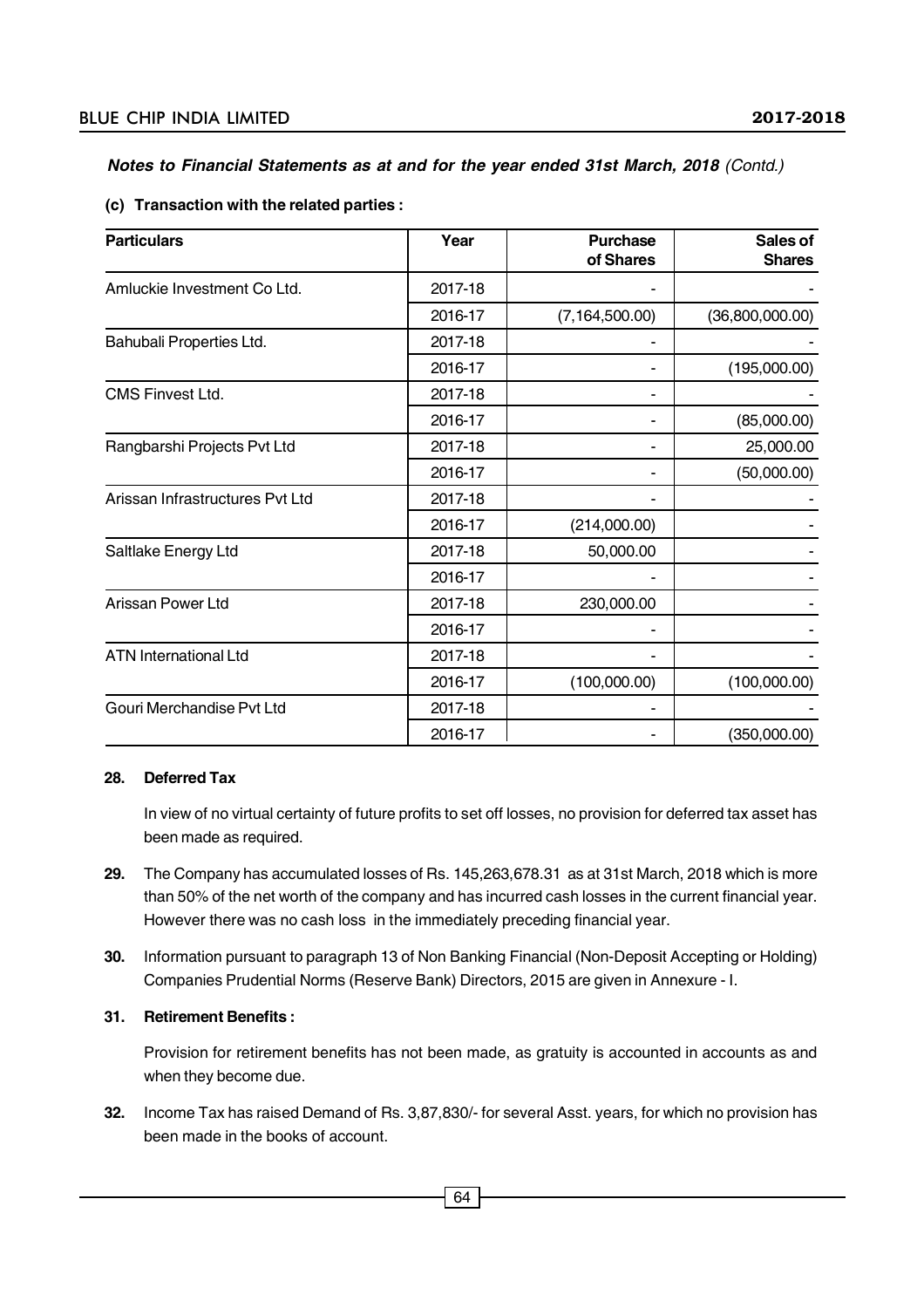*Notes to Financial Statements as at and for the year ended 31st March, 2018 (Contd.)*

**(c) Transaction with the related parties :**

| Particulars | Year | Purchase of Shares | Sales of Shares |
|---|---|---|---|
| Amluckie Investment Co Ltd. | 2017-18 | - | - |
| | 2016-17 | (7,164,500.00) | (36,800,000.00) |
| Bahubali Properties Ltd. | 2017-18 | - | - |
| | 2016-17 | - | (195,000.00) |
| CMS Finvest Ltd. | 2017-18 | - | - |
| | 2016-17 | - | (85,000.00) |
| Rangbarshi Projects Pvt Ltd | 2017-18 | - | 25,000.00 |
| | 2016-17 | - | (50,000.00) |
| Arissan Infrastructures Pvt Ltd | 2017-18 | - | - |
| | 2016-17 | (214,000.00) | - |
| Saltlake Energy Ltd | 2017-18 | 50,000.00 | - |
| | 2016-17 | - | - |
| Arissan Power Ltd | 2017-18 | 230,000.00 | - |
| | 2016-17 | - | - |
| ATN International Ltd | 2017-18 | - | - |
| | 2016-17 | (100,000.00) | (100,000.00) |
| Gouri Merchandise Pvt Ltd | 2017-18 | - | - |
| | 2016-17 | - | (350,000.00) |

**28. Deferred Tax**

In view of no virtual certainty of future profits to set off losses, no provision for deferred tax asset has been made as required.

**29.** The Company has accumulated losses of Rs. 145,263,678.31 as at 31st March, 2018 which is more than 50% of the net worth of the company and has incurred cash losses in the current financial year. However there was no cash loss in the immediately preceding financial year.

**30.** Information pursuant to paragraph 13 of Non Banking Financial (Non-Deposit Accepting or Holding) Companies Prudential Norms (Reserve Bank) Directors, 2015 are given in Annexure - I.

**31. Retirement Benefits :**

Provision for retirement benefits has not been made, as gratuity is accounted in accounts as and when they become due.

**32.** Income Tax has raised Demand of Rs. 3,87,830/- for several Asst. years, for which no provision has been made in the books of account.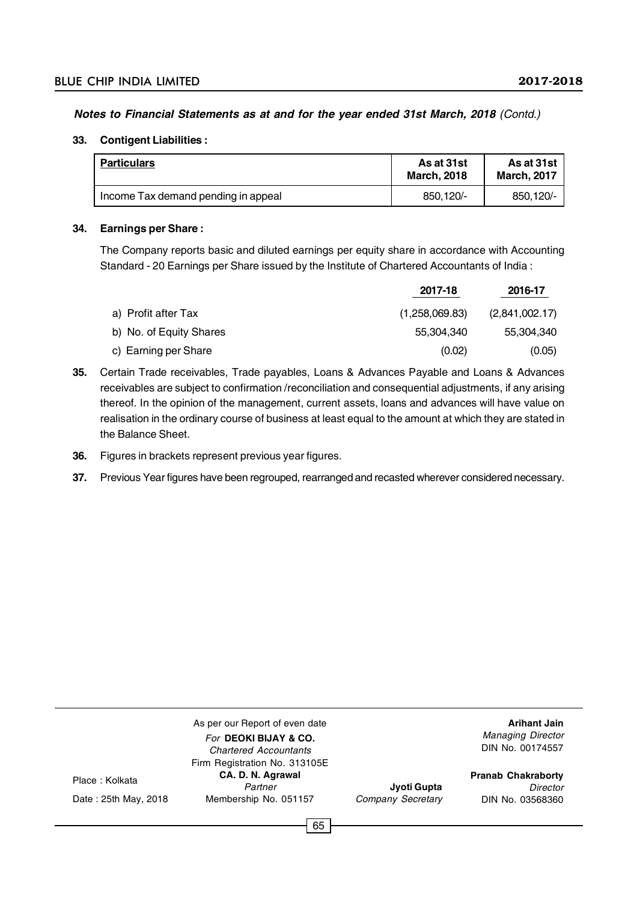***Notes to Financial Statements as at and for the year ended 31st March, 2018*** *(Contd.)*

**33. Contigent Liabilities :**

| Particulars | As at 31st March, 2018 | As at 31st March, 2017 |
|---|---|---|
| Income Tax demand pending in appeal | 850,120/- | 850,120/- |

**34. Earnings per Share :**

The Company reports basic and diluted earnings per equity share in accordance with Accounting Standard - 20 Earnings per Share issued by the Institute of Chartered Accountants of India :

| | 2017-18 | 2016-17 |
|---|---|---|
| a) Profit after Tax | (1,258,069.83) | (2,841,002.17) |
| b) No. of Equity Shares | 55,304,340 | 55,304,340 |
| c) Earning per Share | (0.02) | (0.05) |

**35.** Certain Trade receivables, Trade payables, Loans & Advances Payable and Loans & Advances receivables are subject to confirmation /reconciliation and consequential adjustments, if any arising thereof. In the opinion of the management, current assets, loans and advances will have value on realisation in the ordinary course of business at least equal to the amount at which they are stated in the Balance Sheet.

**36.** Figures in brackets represent previous year figures.

**37.** Previous Year figures have been regrouped, rearranged and recasted wherever considered necessary.

Place : Kolkata
Date : 25th May, 2018

As per our Report of even date
*For* **DEOKI BIJAY & CO.**
*Chartered Accountants*
Firm Registration No. 313105E
**CA. D. N. Agrawal**
*Partner*
Membership No. 051157

**Jyoti Gupta**
*Company Secretary*

**Arihant Jain**
*Managing Director*
DIN No. 00174557

**Pranab Chakraborty**
*Director*
DIN No. 03568360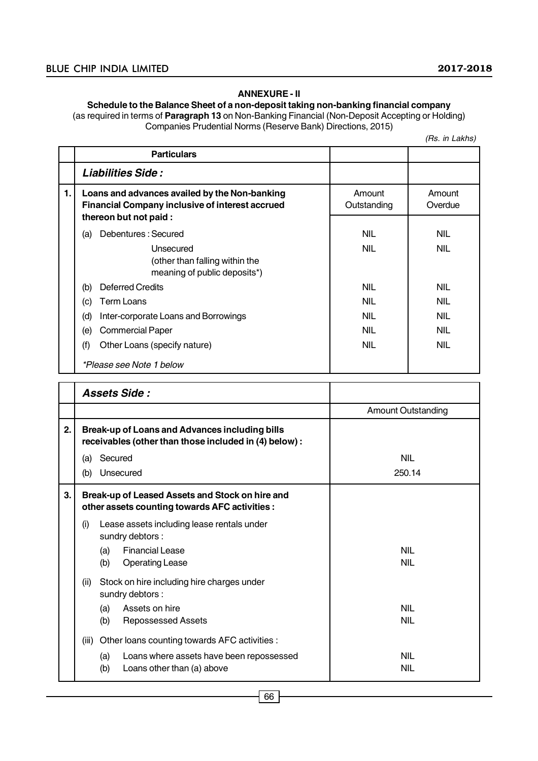## ANNEXURE - II

**Schedule to the Balance Sheet of a non-deposit taking non-banking financial company**
(as required in terms of **Paragraph 13** on Non-Banking Financial (Non-Deposit Accepting or Holding) Companies Prudential Norms (Reserve Bank) Directions, 2015)

*(Rs. in Lakhs)*

| | Particulars | | |
|---|---|---|---|
| | ***Liabilities Side :*** | | |
| **1.** | **Loans and advances availed by the Non-banking Financial Company inclusive of interest accrued thereon but not paid :** | Amount Outstanding | Amount Overdue |
| | (a) Debentures : Secured | NIL | NIL |
| | Unsecured (other than falling within the meaning of public deposits*) | NIL | NIL |
| | (b) Deferred Credits | NIL | NIL |
| | (c) Term Loans | NIL | NIL |
| | (d) Inter-corporate Loans and Borrowings | NIL | NIL |
| | (e) Commercial Paper | NIL | NIL |
| | (f) Other Loans (specify nature) | NIL | NIL |
| | *\*Please see Note 1 below* | | |

| | ***Assets Side :*** | |
|---|---|---|
| | | Amount Outstanding |
| **2.** | **Break-up of Loans and Advances including bills receivables (other than those included in (4) below) :** | |
| | (a) Secured | NIL |
| | (b) Unsecured | 250.14 |
| **3.** | **Break-up of Leased Assets and Stock on hire and other assets counting towards AFC activities :** | |
| | (i) Lease assets including lease rentals under sundry debtors : | |
| | (a) Financial Lease | NIL |
| | (b) Operating Lease | NIL |
| | (ii) Stock on hire including hire charges under sundry debtors : | |
| | (a) Assets on hire | NIL |
| | (b) Repossessed Assets | NIL |
| | (iii) Other loans counting towards AFC activities : | |
| | (a) Loans where assets have been repossessed | NIL |
| | (b) Loans other than (a) above | NIL |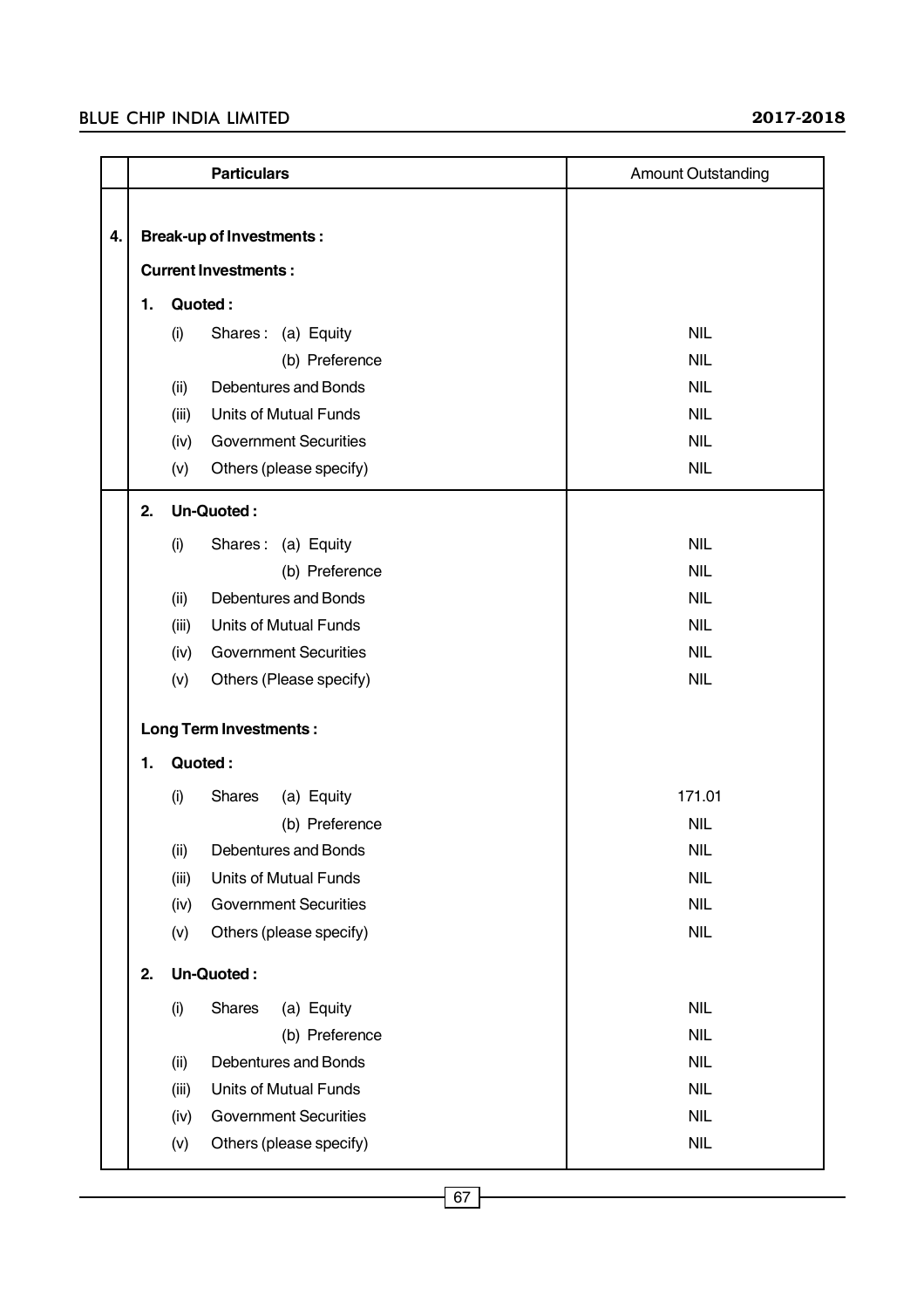|  | Particulars | Amount Outstanding |
|---|---|---|
| 4. | **Break-up of Investments :** | |
| | **Current Investments :** | |
| | **1. Quoted :** | |
| | (i) Shares : (a) Equity | NIL |
| | (b) Preference | NIL |
| | (ii) Debentures and Bonds | NIL |
| | (iii) Units of Mutual Funds | NIL |
| | (iv) Government Securities | NIL |
| | (v) Others (please specify) | NIL |
| | **2. Un-Quoted :** | |
| | (i) Shares : (a) Equity | NIL |
| | (b) Preference | NIL |
| | (ii) Debentures and Bonds | NIL |
| | (iii) Units of Mutual Funds | NIL |
| | (iv) Government Securities | NIL |
| | (v) Others (Please specify) | NIL |
| | **Long Term Investments :** | |
| | **1. Quoted :** | |
| | (i) Shares (a) Equity | 171.01 |
| | (b) Preference | NIL |
| | (ii) Debentures and Bonds | NIL |
| | (iii) Units of Mutual Funds | NIL |
| | (iv) Government Securities | NIL |
| | (v) Others (please specify) | NIL |
| | **2. Un-Quoted :** | |
| | (i) Shares (a) Equity | NIL |
| | (b) Preference | NIL |
| | (ii) Debentures and Bonds | NIL |
| | (iii) Units of Mutual Funds | NIL |
| | (iv) Government Securities | NIL |
| | (v) Others (please specify) | NIL |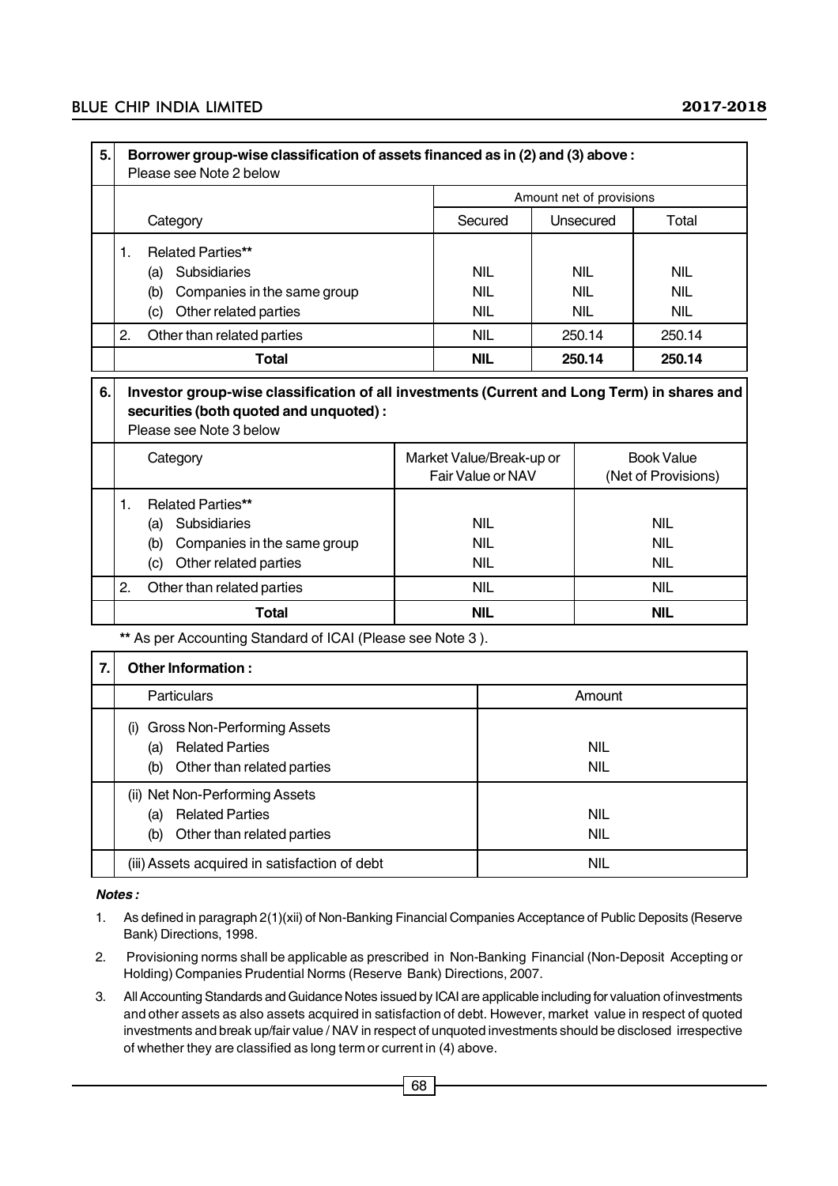| 5. | **Borrower group-wise classification of assets financed as in (2) and (3) above :** Please see Note 2 below | | | |
|---|---|---|---|---|
| | | Amount net of provisions | | |
| | Category | Secured | Unsecured | Total |
| | 1. Related Parties** | | | |
| | (a) Subsidiaries | NIL | NIL | NIL |
| | (b) Companies in the same group | NIL | NIL | NIL |
| | (c) Other related parties | NIL | NIL | NIL |
| | 2. Other than related parties | NIL | 250.14 | 250.14 |
| | **Total** | **NIL** | **250.14** | **250.14** |

| 6. | **Investor group-wise classification of all investments (Current and Long Term) in shares and securities (both quoted and unquoted) :** Please see Note 3 below | | |
|---|---|---|---|
| | Category | Market Value/Break-up or Fair Value or NAV | Book Value (Net of Provisions) |
| | 1. Related Parties** | | |
| | (a) Subsidiaries | NIL | NIL |
| | (b) Companies in the same group | NIL | NIL |
| | (c) Other related parties | NIL | NIL |
| | 2. Other than related parties | NIL | NIL |
| | **Total** | **NIL** | **NIL** |

** As per Accounting Standard of ICAI (Please see Note 3 ).

| 7. | **Other Information :** | |
|---|---|---|
| | Particulars | Amount |
| | (i) Gross Non-Performing Assets | |
| | (a) Related Parties | NIL |
| | (b) Other than related parties | NIL |
| | (ii) Net Non-Performing Assets | |
| | (a) Related Parties | NIL |
| | (b) Other than related parties | NIL |
| | (iii) Assets acquired in satisfaction of debt | NIL |

***Notes :***

1. As defined in paragraph 2(1)(xii) of Non-Banking Financial Companies Acceptance of Public Deposits (Reserve Bank) Directions, 1998.
2. Provisioning norms shall be applicable as prescribed in Non-Banking Financial (Non-Deposit Accepting or Holding) Companies Prudential Norms (Reserve Bank) Directions, 2007.
3. All Accounting Standards and Guidance Notes issued by ICAI are applicable including for valuation of investments and other assets as also assets acquired in satisfaction of debt. However, market value in respect of quoted investments and break up/fair value / NAV in respect of unquoted investments should be disclosed irrespective of whether they are classified as long term or current in (4) above.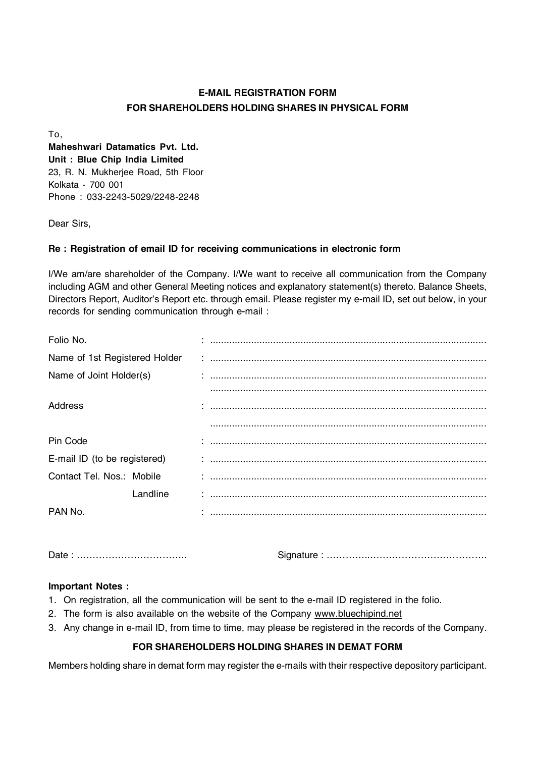## E-MAIL REGISTRATION FORM
## FOR SHAREHOLDERS HOLDING SHARES IN PHYSICAL FORM

To,
**Maheshwari Datamatics Pvt. Ltd.**
**Unit : Blue Chip India Limited**
23, R. N. Mukherjee Road, 5th Floor
Kolkata - 700 001
Phone : 033-2243-5029/2248-2248

Dear Sirs,

**Re : Registration of email ID for receiving communications in electronic form**

I/We am/are shareholder of the Company. I/We want to receive all communication from the Company including AGM and other General Meeting notices and explanatory statement(s) thereto. Balance Sheets, Directors Report, Auditor's Report etc. through email. Please register my e-mail ID, set out below, in your records for sending communication through e-mail :

Folio No. : ....................................................................................................

Name of 1st Registered Holder : ....................................................................................................

Name of Joint Holder(s) : ....................................................................................................
....................................................................................................

Address : ....................................................................................................
....................................................................................................

Pin Code : ....................................................................................................

E-mail ID (to be registered) : ....................................................................................................

Contact Tel. Nos.: Mobile : ....................................................................................................

Landline : ....................................................................................................

PAN No. : ....................................................................................................

Date : ……………………………..  Signature : ……………..……………………………….

**Important Notes :**

1. On registration, all the communication will be sent to the e-mail ID registered in the folio.
2. The form is also available on the website of the Company www.bluechipind.net
3. Any change in e-mail ID, from time to time, may please be registered in the records of the Company.

**FOR SHAREHOLDERS HOLDING SHARES IN DEMAT FORM**

Members holding share in demat form may register the e-mails with their respective depository participant.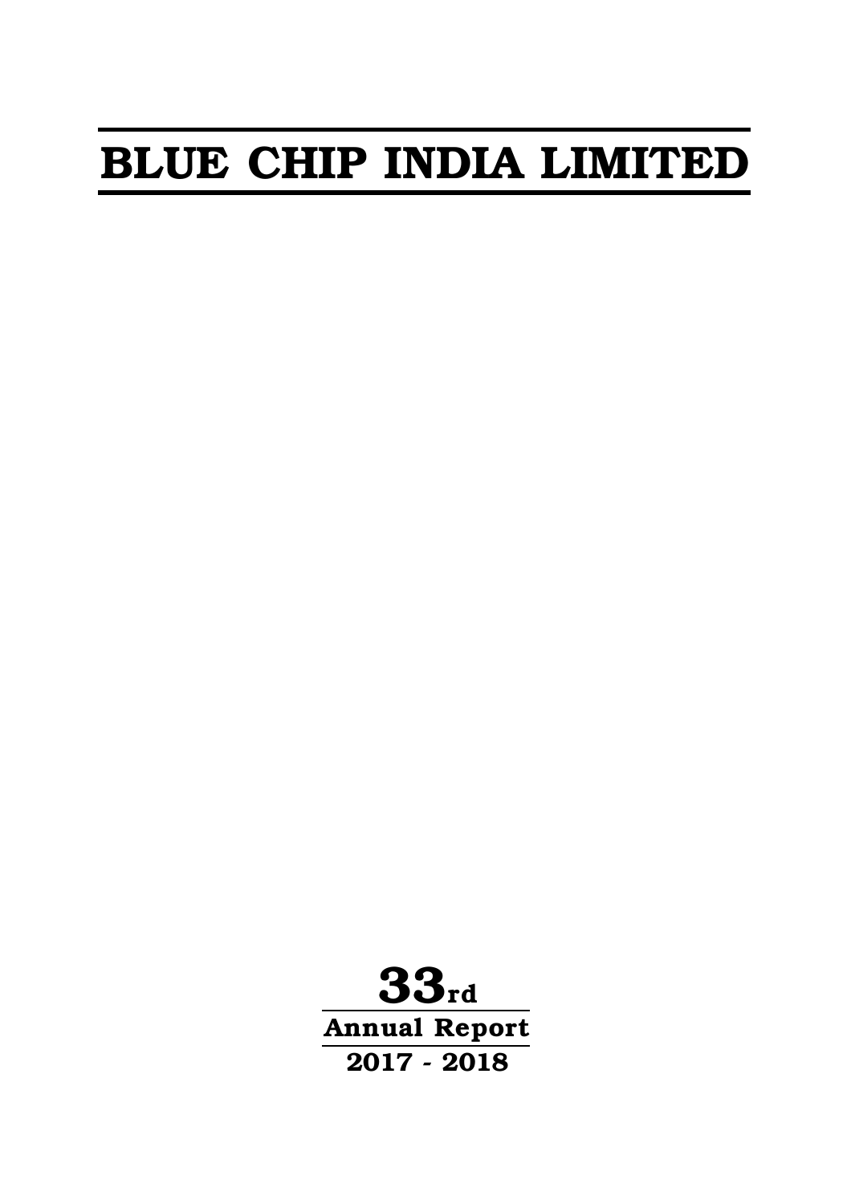# BLUE CHIP INDIA LIMITED

**33rd**

**Annual Report**

**2017 - 2018**